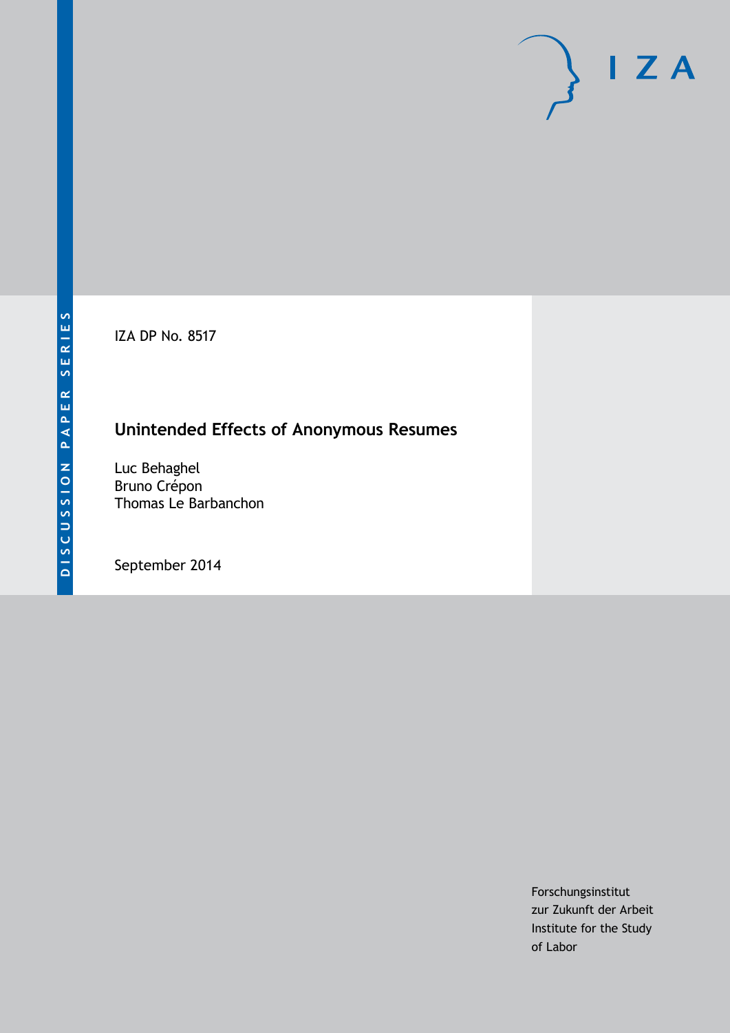DISCUSSION PAPER SERIES

IZA DP No. 8517

# Unintended Effects of Anonymous Resumes

Luc Behaghel
Bruno Crépon
Thomas Le Barbanchon

September 2014

Forschungsinstitut
zur Zukunft der Arbeit
Institute for the Study
of Labor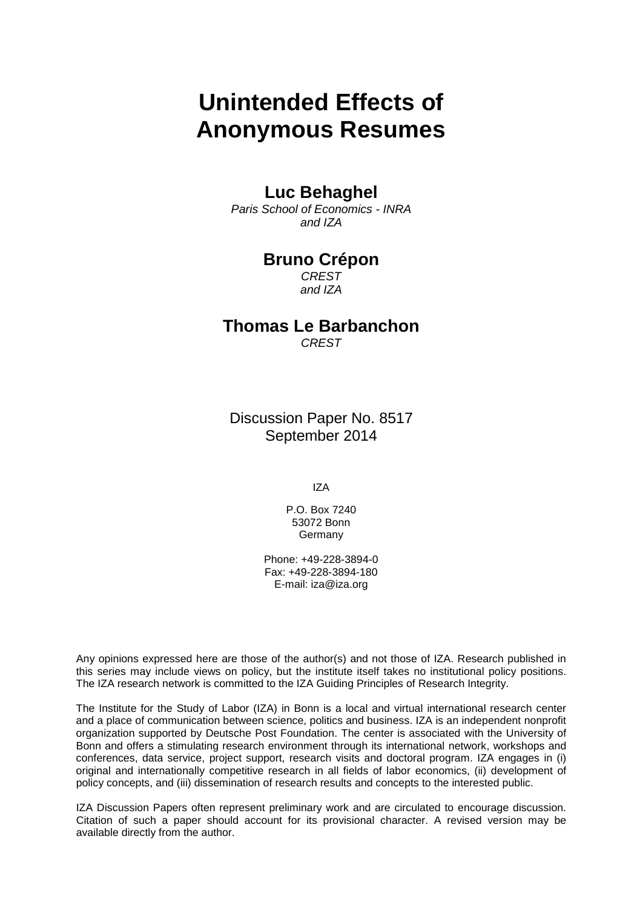# Unintended Effects of Anonymous Resumes

**Luc Behaghel**

*Paris School of Economics - INRA and IZA*

**Bruno Crépon**

*CREST and IZA*

**Thomas Le Barbanchon**

*CREST*

Discussion Paper No. 8517
September 2014

IZA

P.O. Box 7240
53072 Bonn
Germany

Phone: +49-228-3894-0
Fax: +49-228-3894-180
E-mail: iza@iza.org

Any opinions expressed here are those of the author(s) and not those of IZA. Research published in this series may include views on policy, but the institute itself takes no institutional policy positions. The IZA research network is committed to the IZA Guiding Principles of Research Integrity.

The Institute for the Study of Labor (IZA) in Bonn is a local and virtual international research center and a place of communication between science, politics and business. IZA is an independent nonprofit organization supported by Deutsche Post Foundation. The center is associated with the University of Bonn and offers a stimulating research environment through its international network, workshops and conferences, data service, project support, research visits and doctoral program. IZA engages in (i) original and internationally competitive research in all fields of labor economics, (ii) development of policy concepts, and (iii) dissemination of research results and concepts to the interested public.

IZA Discussion Papers often represent preliminary work and are circulated to encourage discussion. Citation of such a paper should account for its provisional character. A revised version may be available directly from the author.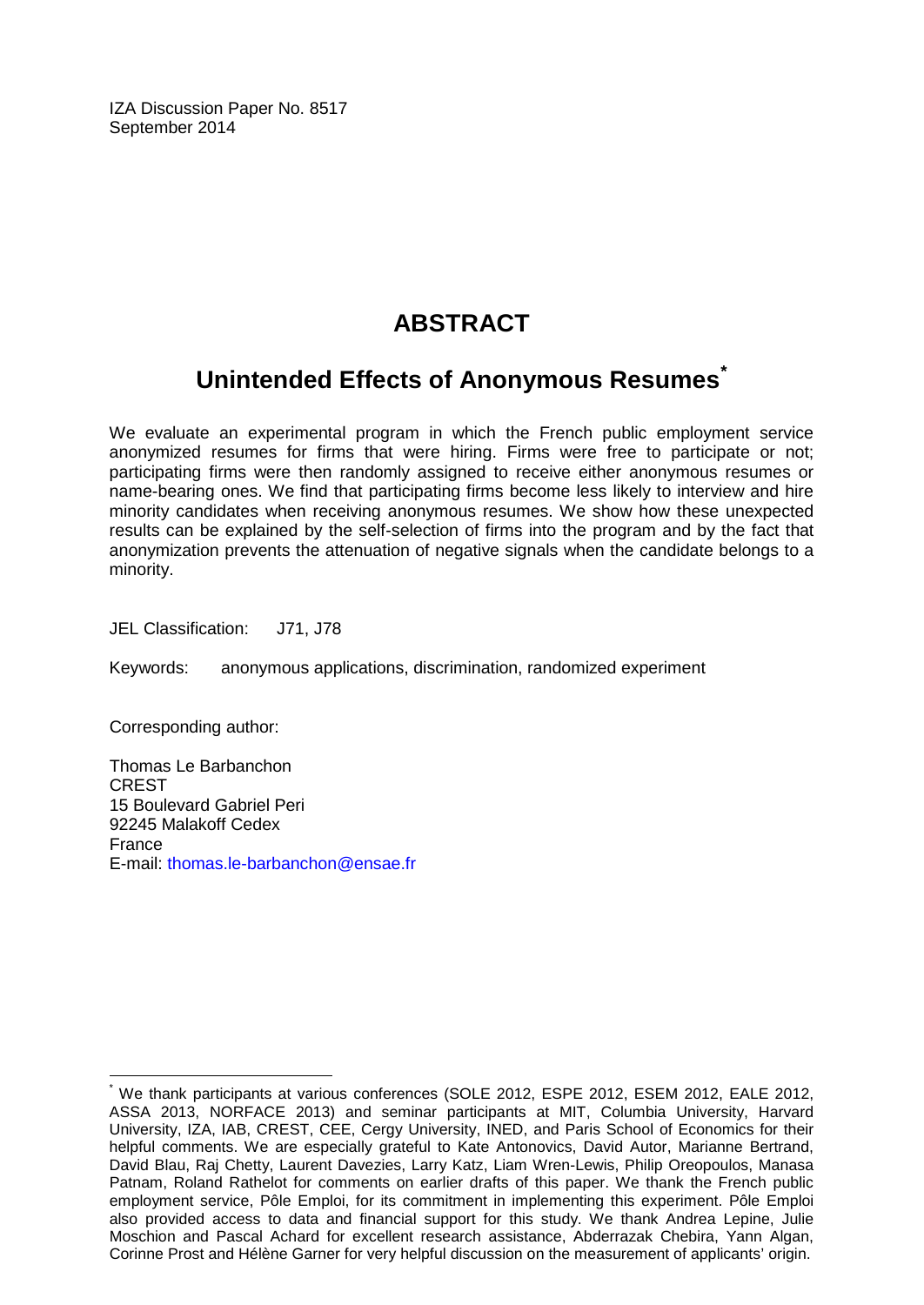IZA Discussion Paper No. 8517
September 2014

# ABSTRACT

## Unintended Effects of Anonymous Resumes[*]

We evaluate an experimental program in which the French public employment service anonymized resumes for firms that were hiring. Firms were free to participate or not; participating firms were then randomly assigned to receive either anonymous resumes or name-bearing ones. We find that participating firms become less likely to interview and hire minority candidates when receiving anonymous resumes. We show how these unexpected results can be explained by the self-selection of firms into the program and by the fact that anonymization prevents the attenuation of negative signals when the candidate belongs to a minority.

JEL Classification: J71, J78

Keywords: anonymous applications, discrimination, randomized experiment

Corresponding author:

Thomas Le Barbanchon
CREST
15 Boulevard Gabriel Peri
92245 Malakoff Cedex
France
E-mail: thomas.le-barbanchon@ensae.fr

---

[*] We thank participants at various conferences (SOLE 2012, ESPE 2012, ESEM 2012, EALE 2012, ASSA 2013, NORFACE 2013) and seminar participants at MIT, Columbia University, Harvard University, IZA, IAB, CREST, CEE, Cergy University, INED, and Paris School of Economics for their helpful comments. We are especially grateful to Kate Antonovics, David Autor, Marianne Bertrand, David Blau, Raj Chetty, Laurent Davezies, Larry Katz, Liam Wren-Lewis, Philip Oreopoulos, Manasa Patnam, Roland Rathelot for comments on earlier drafts of this paper. We thank the French public employment service, Pôle Emploi, for its commitment in implementing this experiment. Pôle Emploi also provided access to data and financial support for this study. We thank Andrea Lepine, Julie Moschion and Pascal Achard for excellent research assistance, Abderrazak Chebira, Yann Algan, Corinne Prost and Hélène Garner for very helpful discussion on the measurement of applicants' origin.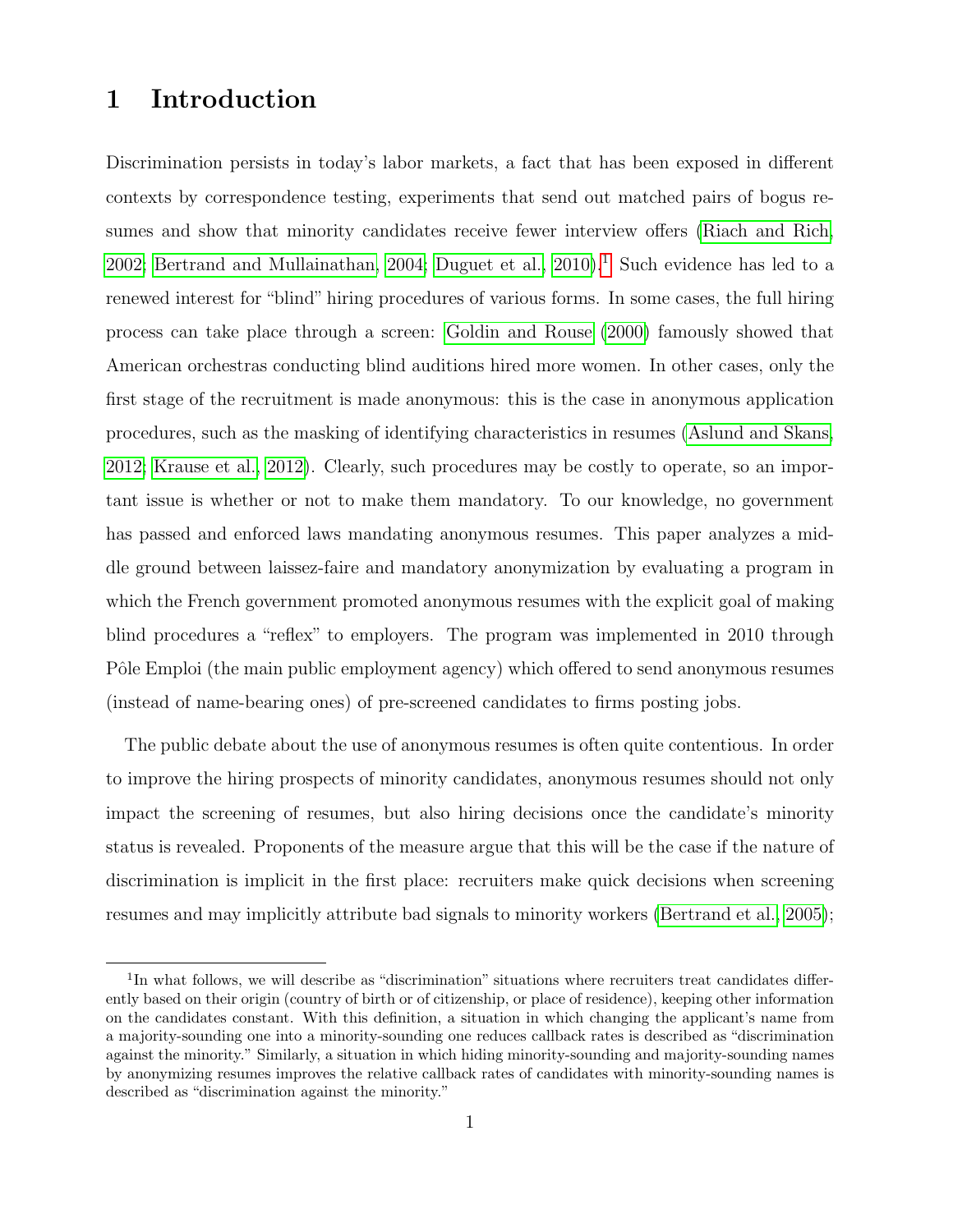# 1 Introduction

Discrimination persists in today's labor markets, a fact that has been exposed in different contexts by correspondence testing, experiments that send out matched pairs of bogus resumes and show that minority candidates receive fewer interview offers (Riach and Rich, 2002; Bertrand and Mullainathan, 2004; Duguet et al., 2010).[1] Such evidence has led to a renewed interest for "blind" hiring procedures of various forms. In some cases, the full hiring process can take place through a screen: Goldin and Rouse (2000) famously showed that American orchestras conducting blind auditions hired more women. In other cases, only the first stage of the recruitment is made anonymous: this is the case in anonymous application procedures, such as the masking of identifying characteristics in resumes (Aslund and Skans, 2012; Krause et al., 2012). Clearly, such procedures may be costly to operate, so an important issue is whether or not to make them mandatory. To our knowledge, no government has passed and enforced laws mandating anonymous resumes. This paper analyzes a middle ground between laissez-faire and mandatory anonymization by evaluating a program in which the French government promoted anonymous resumes with the explicit goal of making blind procedures a "reflex" to employers. The program was implemented in 2010 through Pôle Emploi (the main public employment agency) which offered to send anonymous resumes (instead of name-bearing ones) of pre-screened candidates to firms posting jobs.

The public debate about the use of anonymous resumes is often quite contentious. In order to improve the hiring prospects of minority candidates, anonymous resumes should not only impact the screening of resumes, but also hiring decisions once the candidate's minority status is revealed. Proponents of the measure argue that this will be the case if the nature of discrimination is implicit in the first place: recruiters make quick decisions when screening resumes and may implicitly attribute bad signals to minority workers (Bertrand et al., 2005);

[1] In what follows, we will describe as "discrimination" situations where recruiters treat candidates differently based on their origin (country of birth or of citizenship, or place of residence), keeping other information on the candidates constant. With this definition, a situation in which changing the applicant's name from a majority-sounding one into a minority-sounding one reduces callback rates is described as "discrimination against the minority." Similarly, a situation in which hiding minority-sounding and majority-sounding names by anonymizing resumes improves the relative callback rates of candidates with minority-sounding names is described as "discrimination against the minority."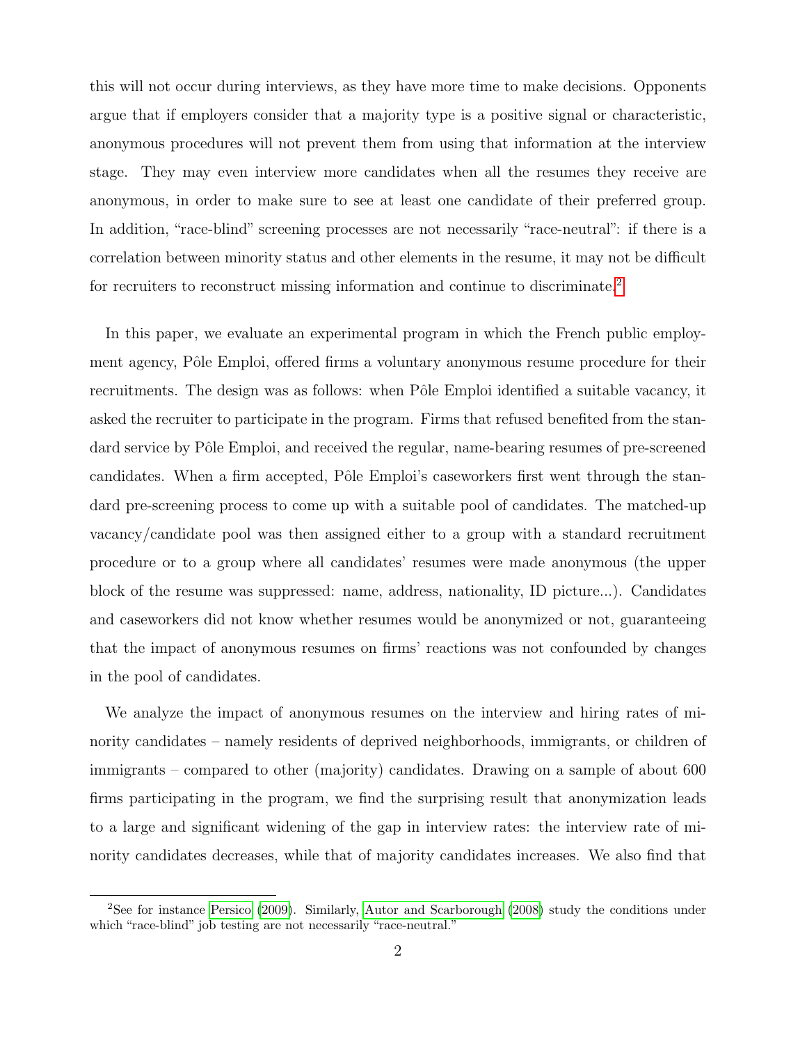this will not occur during interviews, as they have more time to make decisions. Opponents argue that if employers consider that a majority type is a positive signal or characteristic, anonymous procedures will not prevent them from using that information at the interview stage. They may even interview more candidates when all the resumes they receive are anonymous, in order to make sure to see at least one candidate of their preferred group. In addition, "race-blind" screening processes are not necessarily "race-neutral": if there is a correlation between minority status and other elements in the resume, it may not be difficult for recruiters to reconstruct missing information and continue to discriminate.[2]

In this paper, we evaluate an experimental program in which the French public employment agency, Pôle Emploi, offered firms a voluntary anonymous resume procedure for their recruitments. The design was as follows: when Pôle Emploi identified a suitable vacancy, it asked the recruiter to participate in the program. Firms that refused benefited from the standard service by Pôle Emploi, and received the regular, name-bearing resumes of pre-screened candidates. When a firm accepted, Pôle Emploi's caseworkers first went through the standard pre-screening process to come up with a suitable pool of candidates. The matched-up vacancy/candidate pool was then assigned either to a group with a standard recruitment procedure or to a group where all candidates' resumes were made anonymous (the upper block of the resume was suppressed: name, address, nationality, ID picture...). Candidates and caseworkers did not know whether resumes would be anonymized or not, guaranteeing that the impact of anonymous resumes on firms' reactions was not confounded by changes in the pool of candidates.

We analyze the impact of anonymous resumes on the interview and hiring rates of minority candidates – namely residents of deprived neighborhoods, immigrants, or children of immigrants – compared to other (majority) candidates. Drawing on a sample of about 600 firms participating in the program, we find the surprising result that anonymization leads to a large and significant widening of the gap in interview rates: the interview rate of minority candidates decreases, while that of majority candidates increases. We also find that

[2] See for instance Persico (2009). Similarly, Autor and Scarborough (2008) study the conditions under which "race-blind" job testing are not necessarily "race-neutral."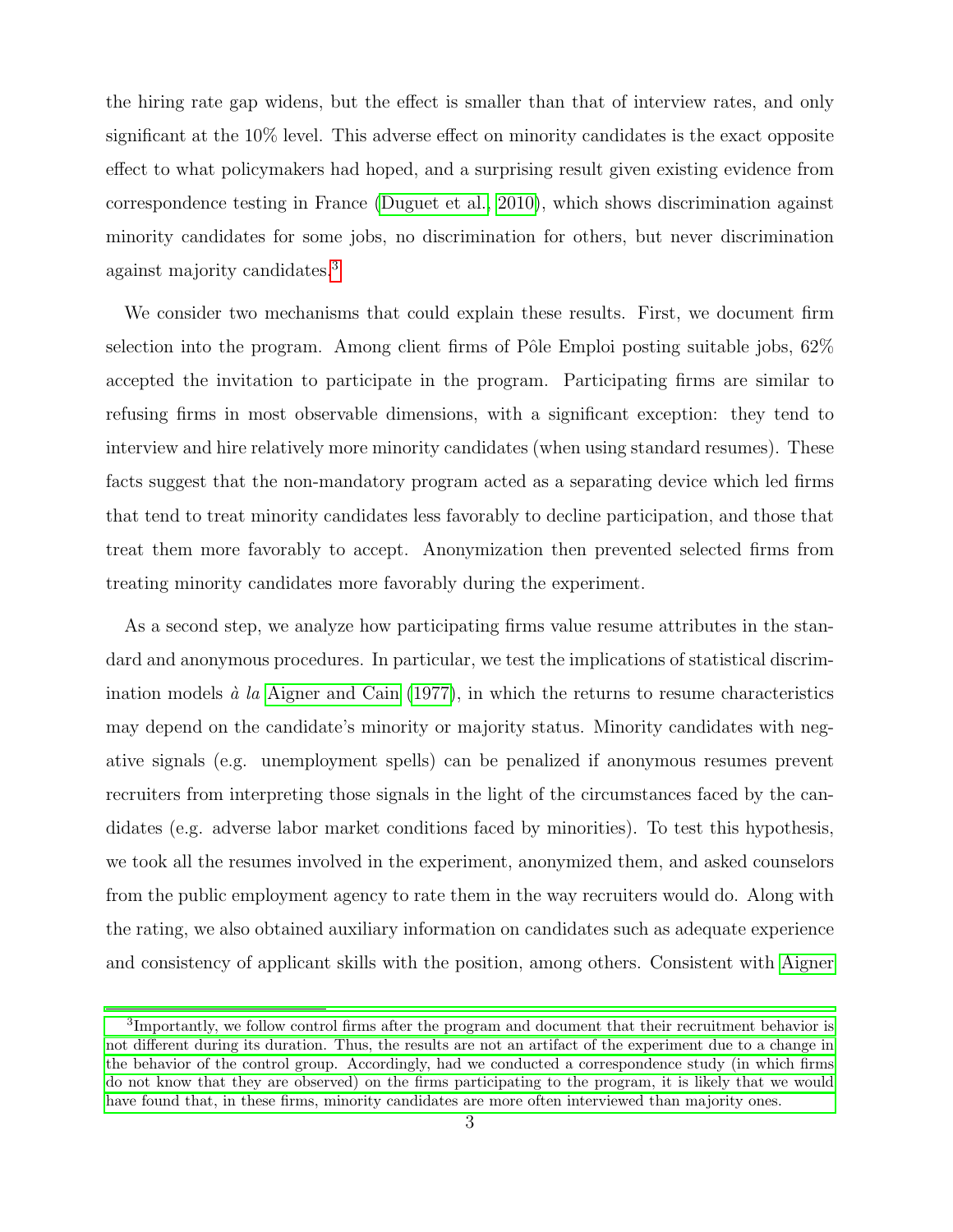the hiring rate gap widens, but the effect is smaller than that of interview rates, and only significant at the 10% level. This adverse effect on minority candidates is the exact opposite effect to what policymakers had hoped, and a surprising result given existing evidence from correspondence testing in France (Duguet et al., 2010), which shows discrimination against minority candidates for some jobs, no discrimination for others, but never discrimination against majority candidates.[3]

We consider two mechanisms that could explain these results. First, we document firm selection into the program. Among client firms of Pôle Emploi posting suitable jobs, 62% accepted the invitation to participate in the program. Participating firms are similar to refusing firms in most observable dimensions, with a significant exception: they tend to interview and hire relatively more minority candidates (when using standard resumes). These facts suggest that the non-mandatory program acted as a separating device which led firms that tend to treat minority candidates less favorably to decline participation, and those that treat them more favorably to accept. Anonymization then prevented selected firms from treating minority candidates more favorably during the experiment.

As a second step, we analyze how participating firms value resume attributes in the standard and anonymous procedures. In particular, we test the implications of statistical discrimination models *à la* Aigner and Cain (1977), in which the returns to resume characteristics may depend on the candidate's minority or majority status. Minority candidates with negative signals (e.g. unemployment spells) can be penalized if anonymous resumes prevent recruiters from interpreting those signals in the light of the circumstances faced by the candidates (e.g. adverse labor market conditions faced by minorities). To test this hypothesis, we took all the resumes involved in the experiment, anonymized them, and asked counselors from the public employment agency to rate them in the way recruiters would do. Along with the rating, we also obtained auxiliary information on candidates such as adequate experience and consistency of applicant skills with the position, among others. Consistent with Aigner

[3] Importantly, we follow control firms after the program and document that their recruitment behavior is not different during its duration. Thus, the results are not an artifact of the experiment due to a change in the behavior of the control group. Accordingly, had we conducted a correspondence study (in which firms do not know that they are observed) on the firms participating to the program, it is likely that we would have found that, in these firms, minority candidates are more often interviewed than majority ones.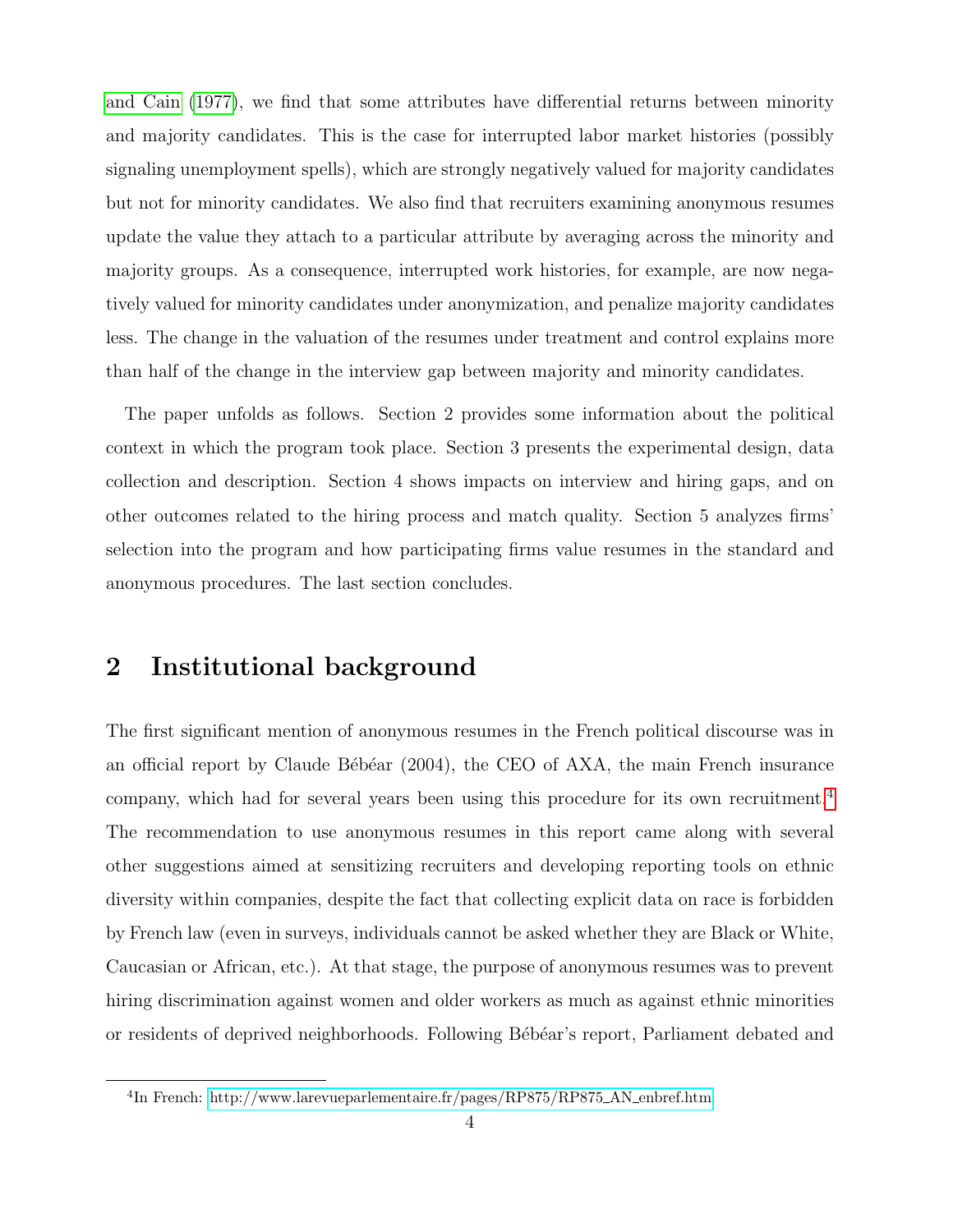and Cain (1977), we find that some attributes have differential returns between minority and majority candidates. This is the case for interrupted labor market histories (possibly signaling unemployment spells), which are strongly negatively valued for majority candidates but not for minority candidates. We also find that recruiters examining anonymous resumes update the value they attach to a particular attribute by averaging across the minority and majority groups. As a consequence, interrupted work histories, for example, are now negatively valued for minority candidates under anonymization, and penalize majority candidates less. The change in the valuation of the resumes under treatment and control explains more than half of the change in the interview gap between majority and minority candidates.

The paper unfolds as follows. Section 2 provides some information about the political context in which the program took place. Section 3 presents the experimental design, data collection and description. Section 4 shows impacts on interview and hiring gaps, and on other outcomes related to the hiring process and match quality. Section 5 analyzes firms' selection into the program and how participating firms value resumes in the standard and anonymous procedures. The last section concludes.

## 2 Institutional background

The first significant mention of anonymous resumes in the French political discourse was in an official report by Claude Bébéar (2004), the CEO of AXA, the main French insurance company, which had for several years been using this procedure for its own recruitment.[4] The recommendation to use anonymous resumes in this report came along with several other suggestions aimed at sensitizing recruiters and developing reporting tools on ethnic diversity within companies, despite the fact that collecting explicit data on race is forbidden by French law (even in surveys, individuals cannot be asked whether they are Black or White, Caucasian or African, etc.). At that stage, the purpose of anonymous resumes was to prevent hiring discrimination against women and older workers as much as against ethnic minorities or residents of deprived neighborhoods. Following Bébéar's report, Parliament debated and

[4] In French: http://www.larevueparlementaire.fr/pages/RP875/RP875_AN_enbref.htm.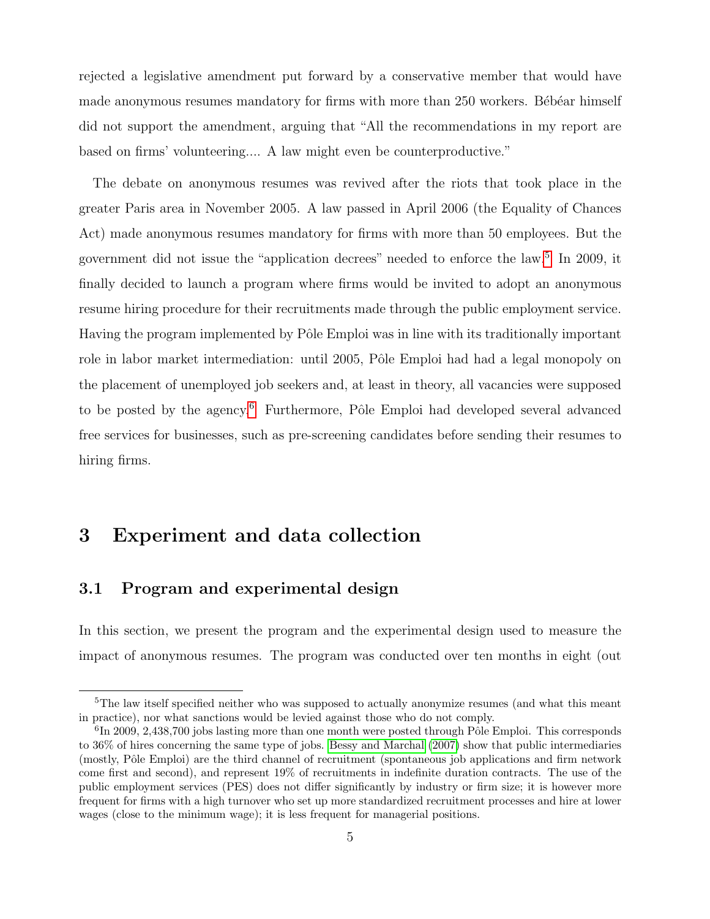rejected a legislative amendment put forward by a conservative member that would have made anonymous resumes mandatory for firms with more than 250 workers. Bébéar himself did not support the amendment, arguing that "All the recommendations in my report are based on firms' volunteering.... A law might even be counterproductive."

The debate on anonymous resumes was revived after the riots that took place in the greater Paris area in November 2005. A law passed in April 2006 (the Equality of Chances Act) made anonymous resumes mandatory for firms with more than 50 employees. But the government did not issue the "application decrees" needed to enforce the law.[5] In 2009, it finally decided to launch a program where firms would be invited to adopt an anonymous resume hiring procedure for their recruitments made through the public employment service. Having the program implemented by Pôle Emploi was in line with its traditionally important role in labor market intermediation: until 2005, Pôle Emploi had had a legal monopoly on the placement of unemployed job seekers and, at least in theory, all vacancies were supposed to be posted by the agency.[6] Furthermore, Pôle Emploi had developed several advanced free services for businesses, such as pre-screening candidates before sending their resumes to hiring firms.

# 3 Experiment and data collection

## 3.1 Program and experimental design

In this section, we present the program and the experimental design used to measure the impact of anonymous resumes. The program was conducted over ten months in eight (out

[5] The law itself specified neither who was supposed to actually anonymize resumes (and what this meant in practice), nor what sanctions would be levied against those who do not comply.

[6] In 2009, 2,438,700 jobs lasting more than one month were posted through Pôle Emploi. This corresponds to 36% of hires concerning the same type of jobs. Bessy and Marchal (2007) show that public intermediaries (mostly, Pôle Emploi) are the third channel of recruitment (spontaneous job applications and firm network come first and second), and represent 19% of recruitments in indefinite duration contracts. The use of the public employment services (PES) does not differ significantly by industry or firm size; it is however more frequent for firms with a high turnover who set up more standardized recruitment processes and hire at lower wages (close to the minimum wage); it is less frequent for managerial positions.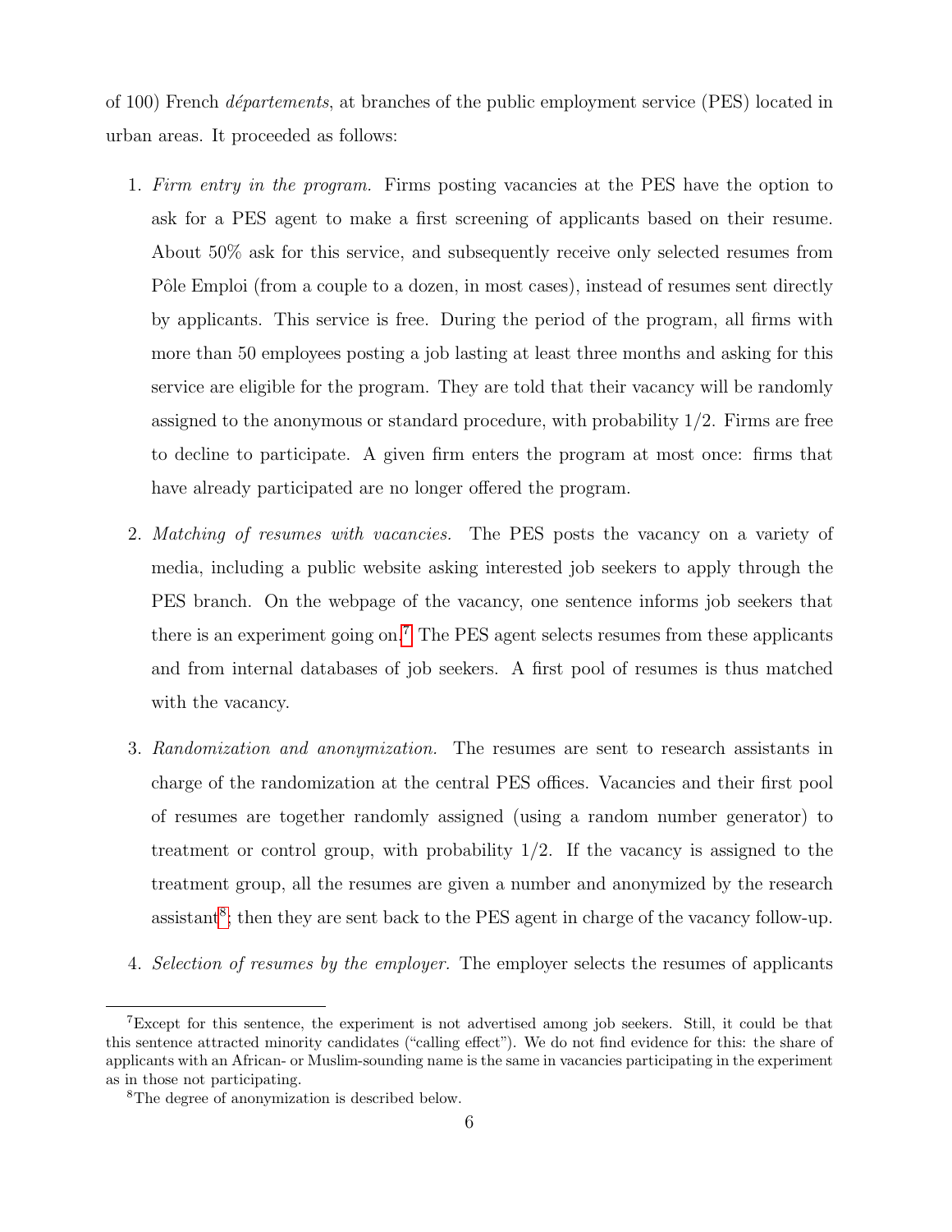of 100) French *départements*, at branches of the public employment service (PES) located in urban areas. It proceeded as follows:

1. *Firm entry in the program.* Firms posting vacancies at the PES have the option to ask for a PES agent to make a first screening of applicants based on their resume. About 50% ask for this service, and subsequently receive only selected resumes from Pôle Emploi (from a couple to a dozen, in most cases), instead of resumes sent directly by applicants. This service is free. During the period of the program, all firms with more than 50 employees posting a job lasting at least three months and asking for this service are eligible for the program. They are told that their vacancy will be randomly assigned to the anonymous or standard procedure, with probability 1/2. Firms are free to decline to participate. A given firm enters the program at most once: firms that have already participated are no longer offered the program.

2. *Matching of resumes with vacancies.* The PES posts the vacancy on a variety of media, including a public website asking interested job seekers to apply through the PES branch. On the webpage of the vacancy, one sentence informs job seekers that there is an experiment going on.[7] The PES agent selects resumes from these applicants and from internal databases of job seekers. A first pool of resumes is thus matched with the vacancy.

3. *Randomization and anonymization.* The resumes are sent to research assistants in charge of the randomization at the central PES offices. Vacancies and their first pool of resumes are together randomly assigned (using a random number generator) to treatment or control group, with probability 1/2. If the vacancy is assigned to the treatment group, all the resumes are given a number and anonymized by the research assistant[8]; then they are sent back to the PES agent in charge of the vacancy follow-up.

4. *Selection of resumes by the employer.* The employer selects the resumes of applicants

[7] Except for this sentence, the experiment is not advertised among job seekers. Still, it could be that this sentence attracted minority candidates ("calling effect"). We do not find evidence for this: the share of applicants with an African- or Muslim-sounding name is the same in vacancies participating in the experiment as in those not participating.

[8] The degree of anonymization is described below.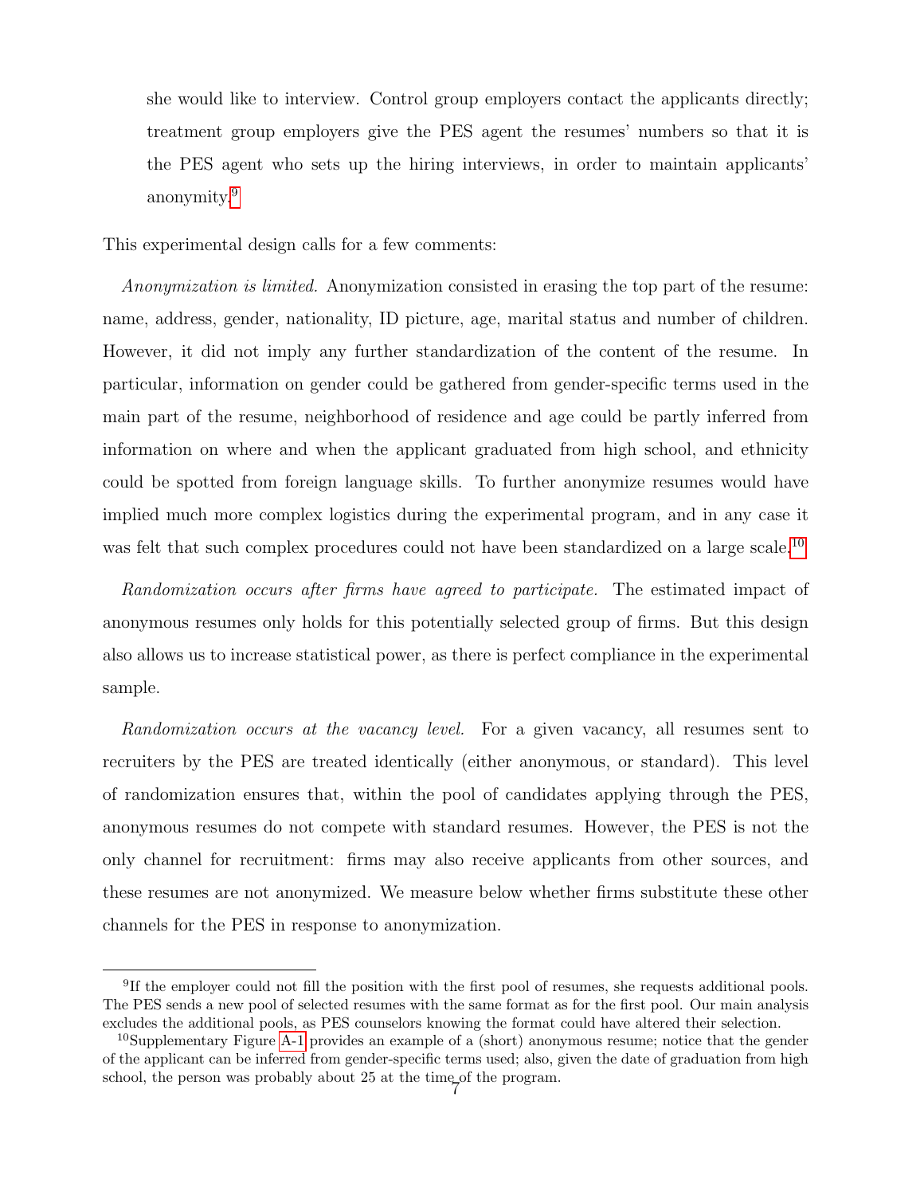she would like to interview. Control group employers contact the applicants directly; treatment group employers give the PES agent the resumes' numbers so that it is the PES agent who sets up the hiring interviews, in order to maintain applicants' anonymity.[9]

This experimental design calls for a few comments:

*Anonymization is limited.* Anonymization consisted in erasing the top part of the resume: name, address, gender, nationality, ID picture, age, marital status and number of children. However, it did not imply any further standardization of the content of the resume. In particular, information on gender could be gathered from gender-specific terms used in the main part of the resume, neighborhood of residence and age could be partly inferred from information on where and when the applicant graduated from high school, and ethnicity could be spotted from foreign language skills. To further anonymize resumes would have implied much more complex logistics during the experimental program, and in any case it was felt that such complex procedures could not have been standardized on a large scale.[10]

*Randomization occurs after firms have agreed to participate.* The estimated impact of anonymous resumes only holds for this potentially selected group of firms. But this design also allows us to increase statistical power, as there is perfect compliance in the experimental sample.

*Randomization occurs at the vacancy level.* For a given vacancy, all resumes sent to recruiters by the PES are treated identically (either anonymous, or standard). This level of randomization ensures that, within the pool of candidates applying through the PES, anonymous resumes do not compete with standard resumes. However, the PES is not the only channel for recruitment: firms may also receive applicants from other sources, and these resumes are not anonymized. We measure below whether firms substitute these other channels for the PES in response to anonymization.

---

[9] If the employer could not fill the position with the first pool of resumes, she requests additional pools. The PES sends a new pool of selected resumes with the same format as for the first pool. Our main analysis excludes the additional pools, as PES counselors knowing the format could have altered their selection.

[10] Supplementary Figure A-1 provides an example of a (short) anonymous resume; notice that the gender of the applicant can be inferred from gender-specific terms used; also, given the date of graduation from high school, the person was probably about 25 at the time of the program.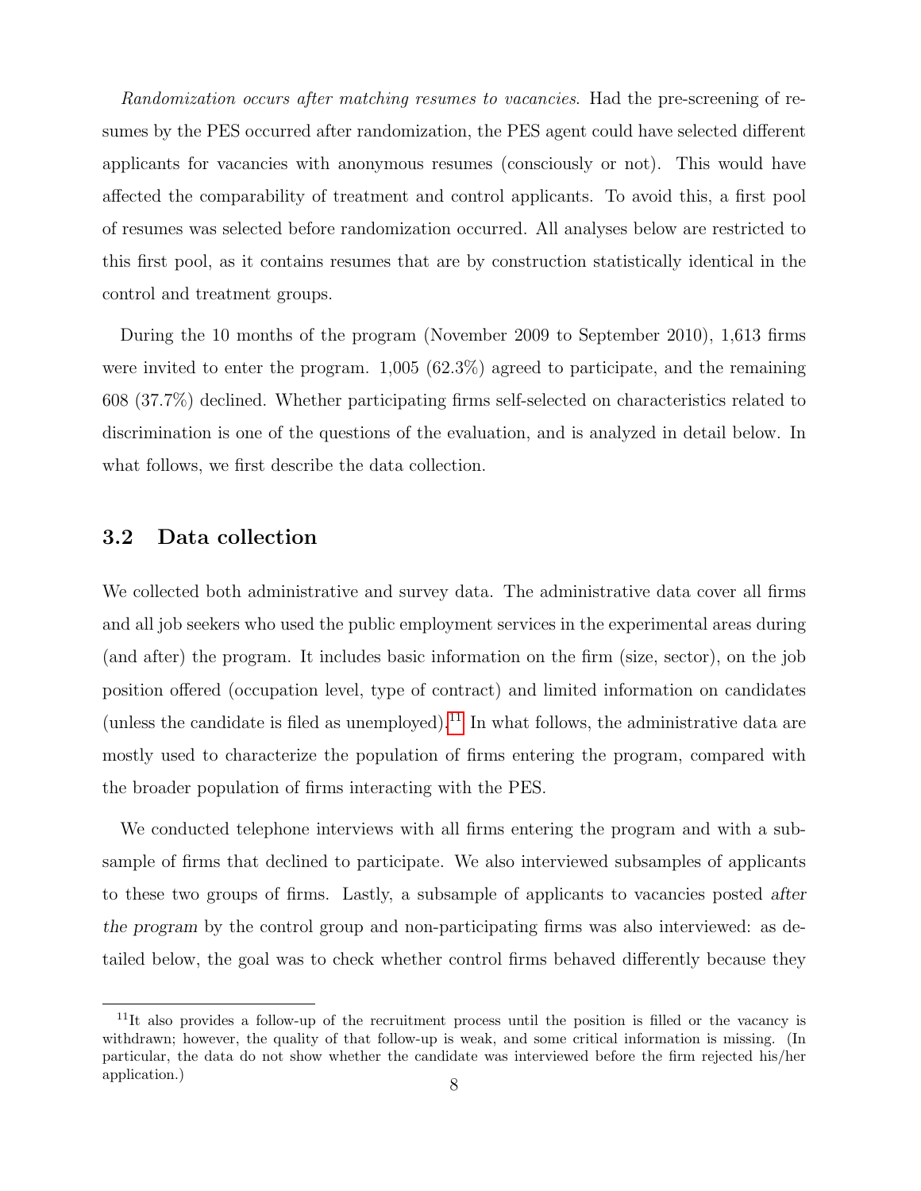*Randomization occurs after matching resumes to vacancies.* Had the pre-screening of resumes by the PES occurred after randomization, the PES agent could have selected different applicants for vacancies with anonymous resumes (consciously or not). This would have affected the comparability of treatment and control applicants. To avoid this, a first pool of resumes was selected before randomization occurred. All analyses below are restricted to this first pool, as it contains resumes that are by construction statistically identical in the control and treatment groups.

During the 10 months of the program (November 2009 to September 2010), 1,613 firms were invited to enter the program. 1,005 (62.3%) agreed to participate, and the remaining 608 (37.7%) declined. Whether participating firms self-selected on characteristics related to discrimination is one of the questions of the evaluation, and is analyzed in detail below. In what follows, we first describe the data collection.

## 3.2 Data collection

We collected both administrative and survey data. The administrative data cover all firms and all job seekers who used the public employment services in the experimental areas during (and after) the program. It includes basic information on the firm (size, sector), on the job position offered (occupation level, type of contract) and limited information on candidates (unless the candidate is filed as unemployed).[11] In what follows, the administrative data are mostly used to characterize the population of firms entering the program, compared with the broader population of firms interacting with the PES.

We conducted telephone interviews with all firms entering the program and with a subsample of firms that declined to participate. We also interviewed subsamples of applicants to these two groups of firms. Lastly, a subsample of applicants to vacancies posted *after the program* by the control group and non-participating firms was also interviewed: as detailed below, the goal was to check whether control firms behaved differently because they

[11] It also provides a follow-up of the recruitment process until the position is filled or the vacancy is withdrawn; however, the quality of that follow-up is weak, and some critical information is missing. (In particular, the data do not show whether the candidate was interviewed before the firm rejected his/her application.)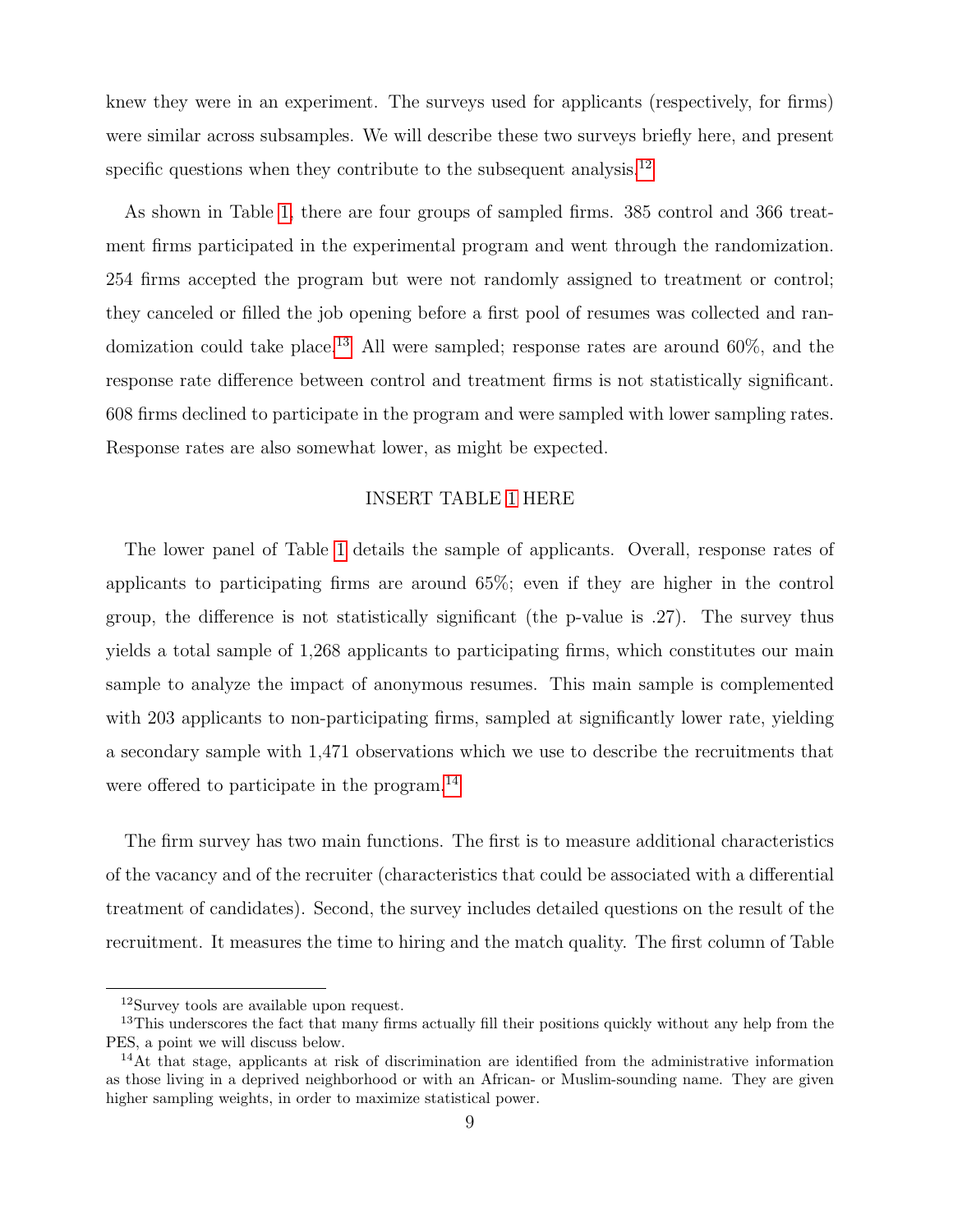knew they were in an experiment. The surveys used for applicants (respectively, for firms) were similar across subsamples. We will describe these two surveys briefly here, and present specific questions when they contribute to the subsequent analysis.[12]

As shown in Table 1, there are four groups of sampled firms. 385 control and 366 treatment firms participated in the experimental program and went through the randomization. 254 firms accepted the program but were not randomly assigned to treatment or control; they canceled or filled the job opening before a first pool of resumes was collected and randomization could take place.[13] All were sampled; response rates are around 60%, and the response rate difference between control and treatment firms is not statistically significant. 608 firms declined to participate in the program and were sampled with lower sampling rates. Response rates are also somewhat lower, as might be expected.

INSERT TABLE 1 HERE

The lower panel of Table 1 details the sample of applicants. Overall, response rates of applicants to participating firms are around 65%; even if they are higher in the control group, the difference is not statistically significant (the p-value is .27). The survey thus yields a total sample of 1,268 applicants to participating firms, which constitutes our main sample to analyze the impact of anonymous resumes. This main sample is complemented with 203 applicants to non-participating firms, sampled at significantly lower rate, yielding a secondary sample with 1,471 observations which we use to describe the recruitments that were offered to participate in the program.[14]

The firm survey has two main functions. The first is to measure additional characteristics of the vacancy and of the recruiter (characteristics that could be associated with a differential treatment of candidates). Second, the survey includes detailed questions on the result of the recruitment. It measures the time to hiring and the match quality. The first column of Table

---

[12] Survey tools are available upon request.

[13] This underscores the fact that many firms actually fill their positions quickly without any help from the PES, a point we will discuss below.

[14] At that stage, applicants at risk of discrimination are identified from the administrative information as those living in a deprived neighborhood or with an African- or Muslim-sounding name. They are given higher sampling weights, in order to maximize statistical power.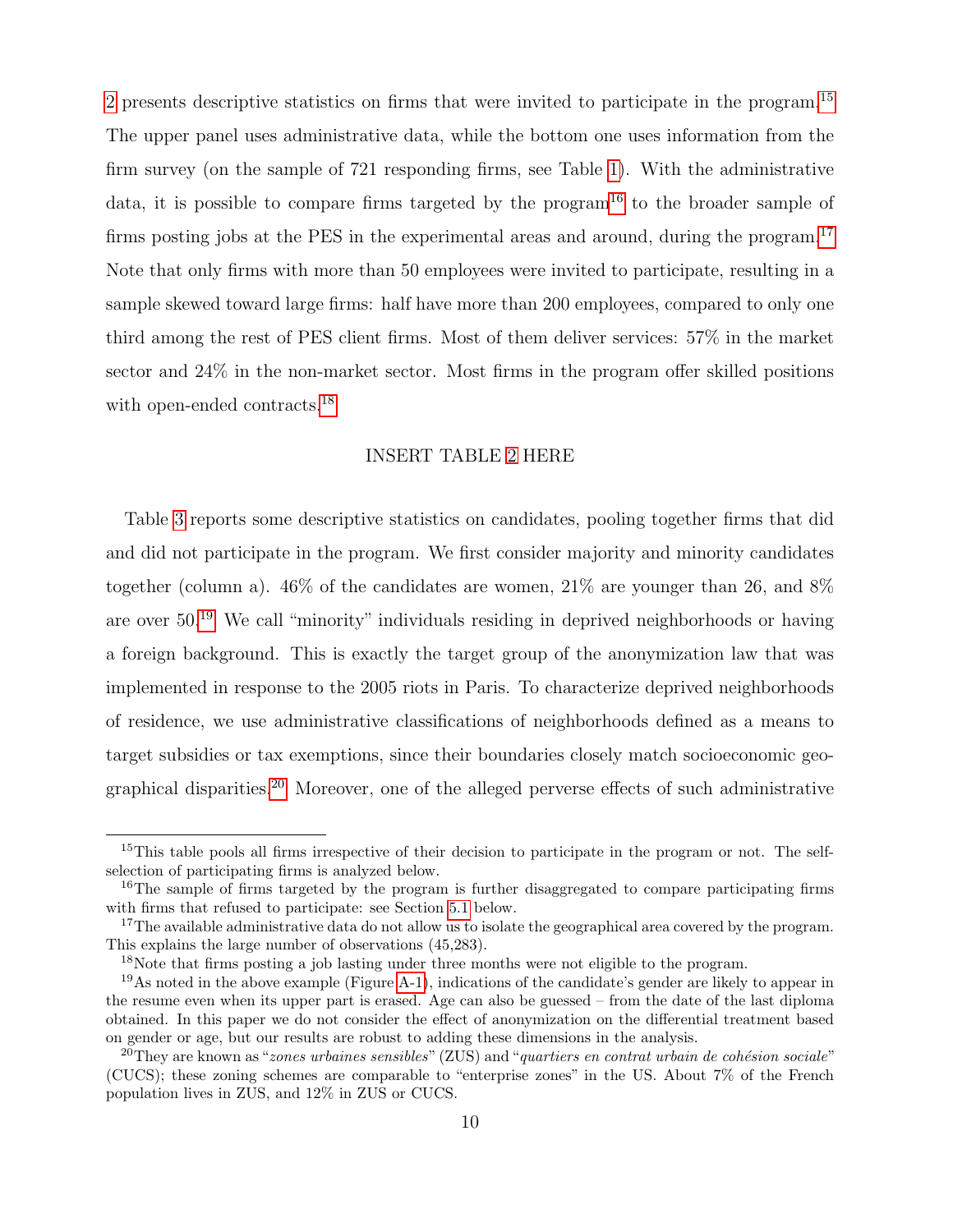2 presents descriptive statistics on firms that were invited to participate in the program.[15] The upper panel uses administrative data, while the bottom one uses information from the firm survey (on the sample of 721 responding firms, see Table 1). With the administrative data, it is possible to compare firms targeted by the program[16] to the broader sample of firms posting jobs at the PES in the experimental areas and around, during the program.[17] Note that only firms with more than 50 employees were invited to participate, resulting in a sample skewed toward large firms: half have more than 200 employees, compared to only one third among the rest of PES client firms. Most of them deliver services: 57% in the market sector and 24% in the non-market sector. Most firms in the program offer skilled positions with open-ended contracts.[18]

INSERT TABLE 2 HERE

Table 3 reports some descriptive statistics on candidates, pooling together firms that did and did not participate in the program. We first consider majority and minority candidates together (column a). 46% of the candidates are women, 21% are younger than 26, and 8% are over 50.[19] We call "minority" individuals residing in deprived neighborhoods or having a foreign background. This is exactly the target group of the anonymization law that was implemented in response to the 2005 riots in Paris. To characterize deprived neighborhoods of residence, we use administrative classifications of neighborhoods defined as a means to target subsidies or tax exemptions, since their boundaries closely match socioeconomic geographical disparities.[20] Moreover, one of the alleged perverse effects of such administrative

---

[15] This table pools all firms irrespective of their decision to participate in the program or not. The self-selection of participating firms is analyzed below.

[16] The sample of firms targeted by the program is further disaggregated to compare participating firms with firms that refused to participate: see Section 5.1 below.

[17] The available administrative data do not allow us to isolate the geographical area covered by the program. This explains the large number of observations (45,283).

[18] Note that firms posting a job lasting under three months were not eligible to the program.

[19] As noted in the above example (Figure A-1), indications of the candidate's gender are likely to appear in the resume even when its upper part is erased. Age can also be guessed – from the date of the last diploma obtained. In this paper we do not consider the effect of anonymization on the differential treatment based on gender or age, but our results are robust to adding these dimensions in the analysis.

[20] They are known as "*zones urbaines sensibles*" (ZUS) and "*quartiers en contrat urbain de cohésion sociale*" (CUCS); these zoning schemes are comparable to "enterprise zones" in the US. About 7% of the French population lives in ZUS, and 12% in ZUS or CUCS.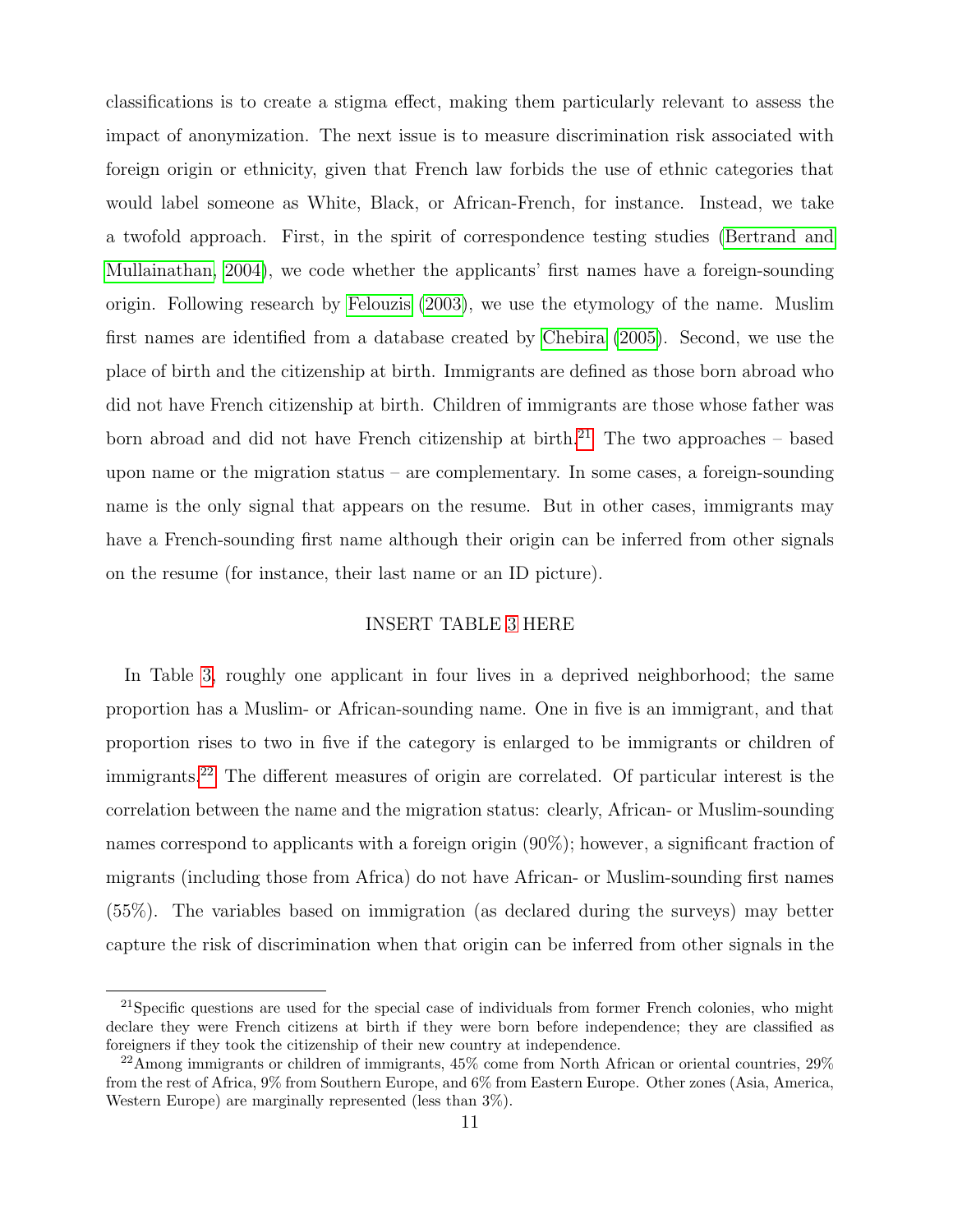classifications is to create a stigma effect, making them particularly relevant to assess the impact of anonymization. The next issue is to measure discrimination risk associated with foreign origin or ethnicity, given that French law forbids the use of ethnic categories that would label someone as White, Black, or African-French, for instance. Instead, we take a twofold approach. First, in the spirit of correspondence testing studies (Bertrand and Mullainathan, 2004), we code whether the applicants' first names have a foreign-sounding origin. Following research by Felouzis (2003), we use the etymology of the name. Muslim first names are identified from a database created by Chebira (2005). Second, we use the place of birth and the citizenship at birth. Immigrants are defined as those born abroad who did not have French citizenship at birth. Children of immigrants are those whose father was born abroad and did not have French citizenship at birth.[21] The two approaches – based upon name or the migration status – are complementary. In some cases, a foreign-sounding name is the only signal that appears on the resume. But in other cases, immigrants may have a French-sounding first name although their origin can be inferred from other signals on the resume (for instance, their last name or an ID picture).

INSERT TABLE 3 HERE

In Table 3, roughly one applicant in four lives in a deprived neighborhood; the same proportion has a Muslim- or African-sounding name. One in five is an immigrant, and that proportion rises to two in five if the category is enlarged to be immigrants or children of immigrants.[22] The different measures of origin are correlated. Of particular interest is the correlation between the name and the migration status: clearly, African- or Muslim-sounding names correspond to applicants with a foreign origin (90%); however, a significant fraction of migrants (including those from Africa) do not have African- or Muslim-sounding first names (55%). The variables based on immigration (as declared during the surveys) may better capture the risk of discrimination when that origin can be inferred from other signals in the

[21] Specific questions are used for the special case of individuals from former French colonies, who might declare they were French citizens at birth if they were born before independence; they are classified as foreigners if they took the citizenship of their new country at independence.

[22] Among immigrants or children of immigrants, 45% come from North African or oriental countries, 29% from the rest of Africa, 9% from Southern Europe, and 6% from Eastern Europe. Other zones (Asia, America, Western Europe) are marginally represented (less than 3%).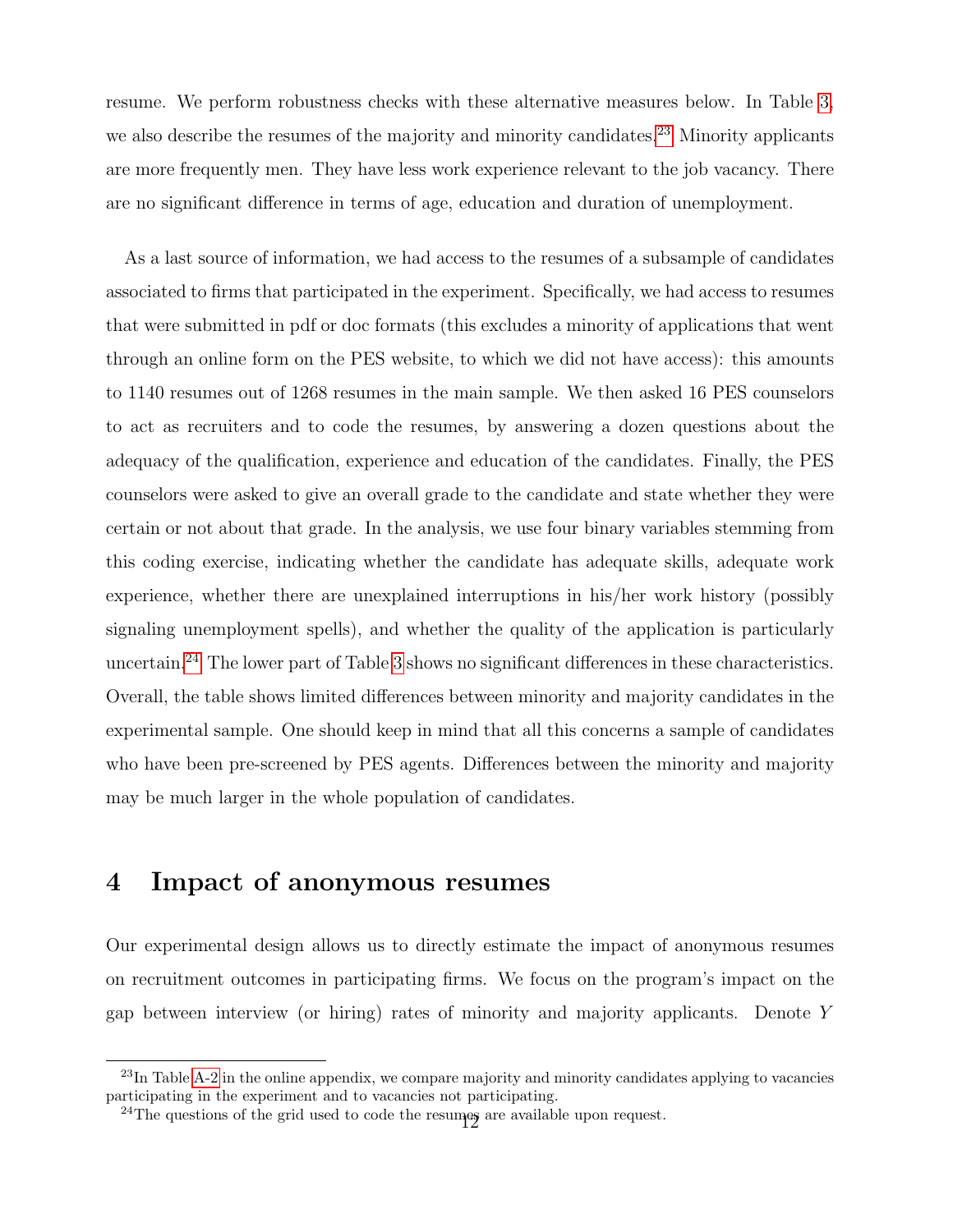resume. We perform robustness checks with these alternative measures below. In Table 3, we also describe the resumes of the majority and minority candidates.[23] Minority applicants are more frequently men. They have less work experience relevant to the job vacancy. There are no significant difference in terms of age, education and duration of unemployment.

As a last source of information, we had access to the resumes of a subsample of candidates associated to firms that participated in the experiment. Specifically, we had access to resumes that were submitted in pdf or doc formats (this excludes a minority of applications that went through an online form on the PES website, to which we did not have access): this amounts to 1140 resumes out of 1268 resumes in the main sample. We then asked 16 PES counselors to act as recruiters and to code the resumes, by answering a dozen questions about the adequacy of the qualification, experience and education of the candidates. Finally, the PES counselors were asked to give an overall grade to the candidate and state whether they were certain or not about that grade. In the analysis, we use four binary variables stemming from this coding exercise, indicating whether the candidate has adequate skills, adequate work experience, whether there are unexplained interruptions in his/her work history (possibly signaling unemployment spells), and whether the quality of the application is particularly uncertain.[24] The lower part of Table 3 shows no significant differences in these characteristics. Overall, the table shows limited differences between minority and majority candidates in the experimental sample. One should keep in mind that all this concerns a sample of candidates who have been pre-screened by PES agents. Differences between the minority and majority may be much larger in the whole population of candidates.

## 4 Impact of anonymous resumes

Our experimental design allows us to directly estimate the impact of anonymous resumes on recruitment outcomes in participating firms. We focus on the program's impact on the gap between interview (or hiring) rates of minority and majority applicants. Denote $Y$

[23] In Table A-2 in the online appendix, we compare majority and minority candidates applying to vacancies participating in the experiment and to vacancies not participating.

[24] The questions of the grid used to code the resumes are available upon request.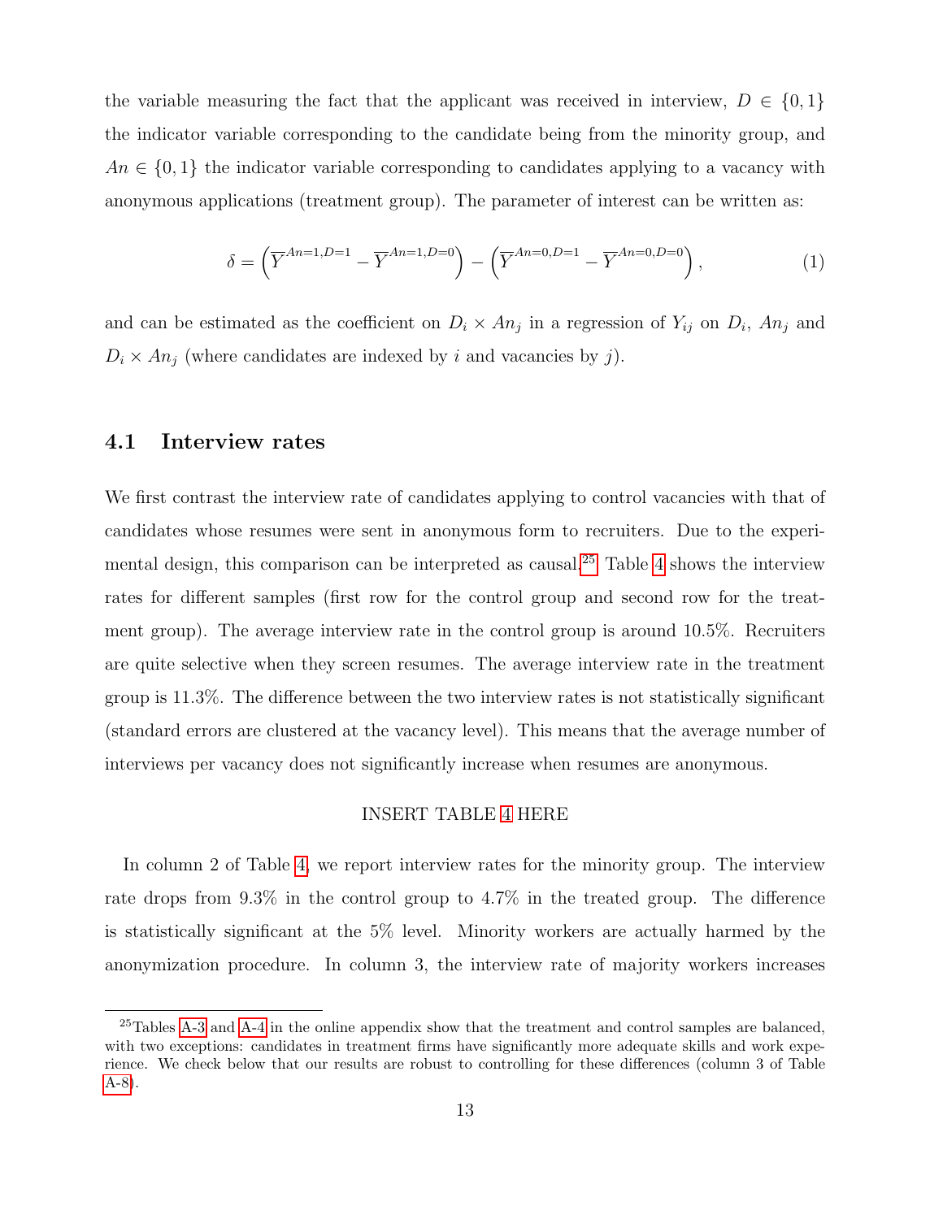the variable measuring the fact that the applicant was received in interview, $D \in \{0,1\}$ the indicator variable corresponding to the candidate being from the minority group, and $An \in \{0,1\}$ the indicator variable corresponding to candidates applying to a vacancy with anonymous applications (treatment group). The parameter of interest can be written as:

$$\delta = \left(\overline{Y}^{An=1,D=1} - \overline{Y}^{An=1,D=0}\right) - \left(\overline{Y}^{An=0,D=1} - \overline{Y}^{An=0,D=0}\right), \tag{1}$$

and can be estimated as the coefficient on $D_i \times An_j$ in a regression of $Y_{ij}$ on $D_i$, $An_j$ and $D_i \times An_j$ (where candidates are indexed by $i$ and vacancies by $j$).

## 4.1 Interview rates

We first contrast the interview rate of candidates applying to control vacancies with that of candidates whose resumes were sent in anonymous form to recruiters. Due to the experimental design, this comparison can be interpreted as causal.[25] Table 4 shows the interview rates for different samples (first row for the control group and second row for the treatment group). The average interview rate in the control group is around 10.5%. Recruiters are quite selective when they screen resumes. The average interview rate in the treatment group is 11.3%. The difference between the two interview rates is not statistically significant (standard errors are clustered at the vacancy level). This means that the average number of interviews per vacancy does not significantly increase when resumes are anonymous.

INSERT TABLE 4 HERE

In column 2 of Table 4, we report interview rates for the minority group. The interview rate drops from 9.3% in the control group to 4.7% in the treated group. The difference is statistically significant at the 5% level. Minority workers are actually harmed by the anonymization procedure. In column 3, the interview rate of majority workers increases

[25] Tables A-3 and A-4 in the online appendix show that the treatment and control samples are balanced, with two exceptions: candidates in treatment firms have significantly more adequate skills and work experience. We check below that our results are robust to controlling for these differences (column 3 of Table A-8).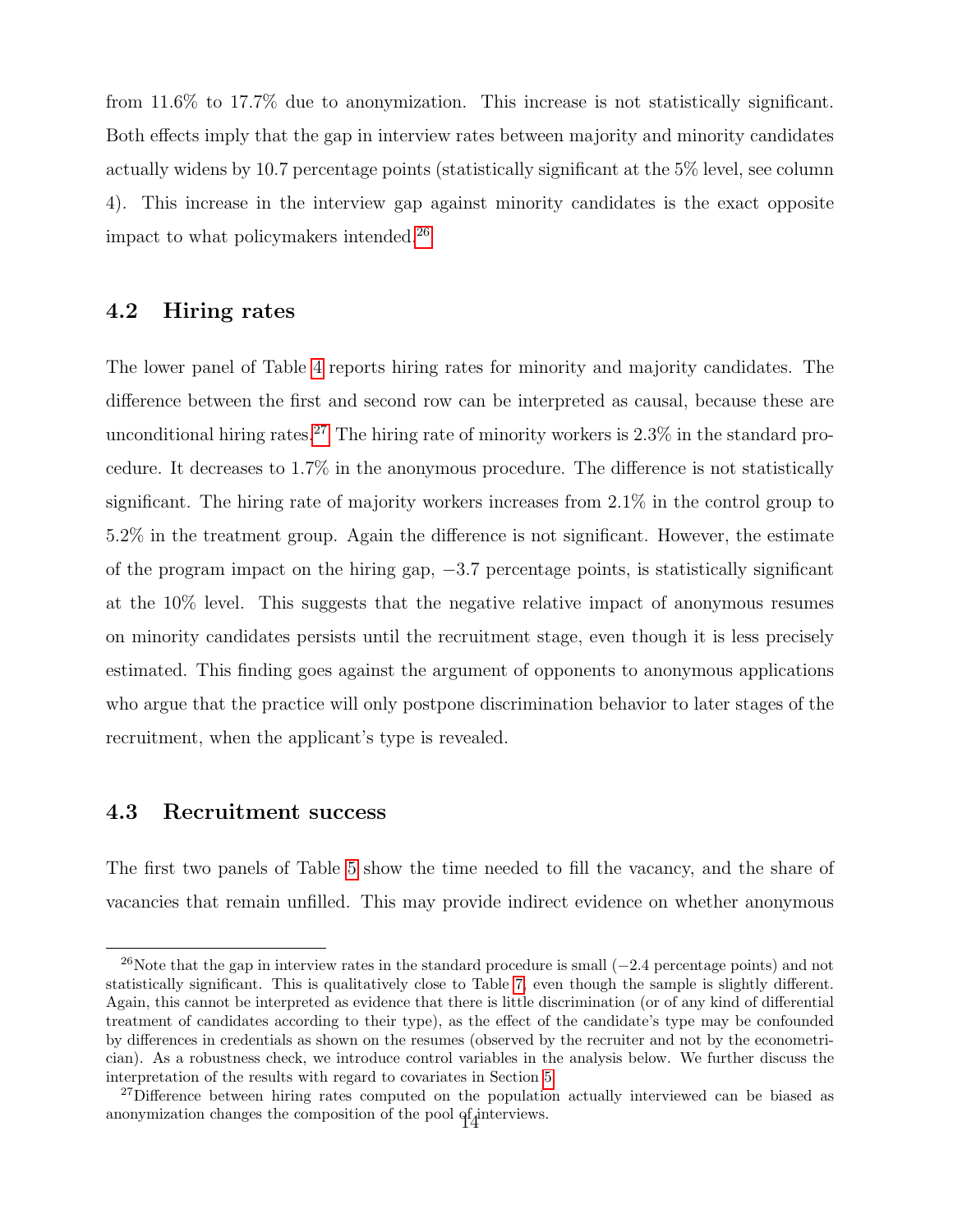from 11.6% to 17.7% due to anonymization. This increase is not statistically significant. Both effects imply that the gap in interview rates between majority and minority candidates actually widens by 10.7 percentage points (statistically significant at the 5% level, see column 4). This increase in the interview gap against minority candidates is the exact opposite impact to what policymakers intended.[26]

## 4.2 Hiring rates

The lower panel of Table 4 reports hiring rates for minority and majority candidates. The difference between the first and second row can be interpreted as causal, because these are unconditional hiring rates.[27] The hiring rate of minority workers is 2.3% in the standard procedure. It decreases to 1.7% in the anonymous procedure. The difference is not statistically significant. The hiring rate of majority workers increases from 2.1% in the control group to 5.2% in the treatment group. Again the difference is not significant. However, the estimate of the program impact on the hiring gap, −3.7 percentage points, is statistically significant at the 10% level. This suggests that the negative relative impact of anonymous resumes on minority candidates persists until the recruitment stage, even though it is less precisely estimated. This finding goes against the argument of opponents to anonymous applications who argue that the practice will only postpone discrimination behavior to later stages of the recruitment, when the applicant's type is revealed.

## 4.3 Recruitment success

The first two panels of Table 5 show the time needed to fill the vacancy, and the share of vacancies that remain unfilled. This may provide indirect evidence on whether anonymous

[26] Note that the gap in interview rates in the standard procedure is small (−2.4 percentage points) and not statistically significant. This is qualitatively close to Table 7, even though the sample is slightly different. Again, this cannot be interpreted as evidence that there is little discrimination (or of any kind of differential treatment of candidates according to their type), as the effect of the candidate's type may be confounded by differences in credentials as shown on the resumes (observed by the recruiter and not by the econometrician). As a robustness check, we introduce control variables in the analysis below. We further discuss the interpretation of the results with regard to covariates in Section 5.

[27] Difference between hiring rates computed on the population actually interviewed can be biased as anonymization changes the composition of the pool of interviews.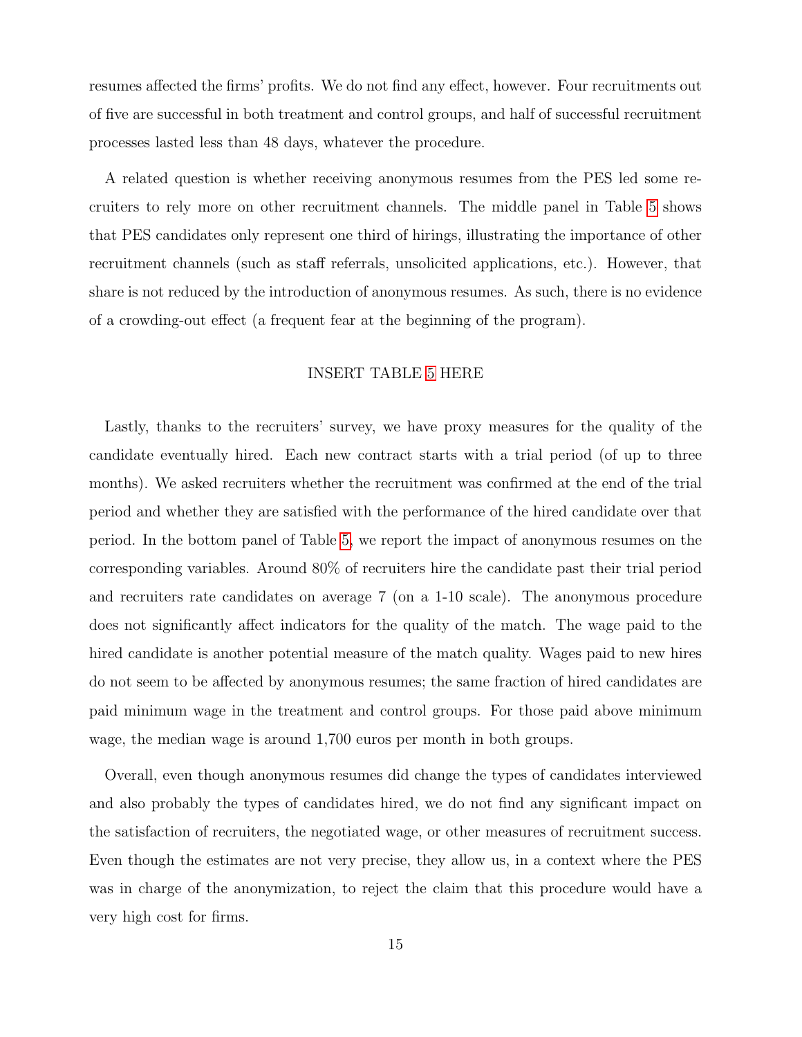resumes affected the firms' profits. We do not find any effect, however. Four recruitments out of five are successful in both treatment and control groups, and half of successful recruitment processes lasted less than 48 days, whatever the procedure.

A related question is whether receiving anonymous resumes from the PES led some recruiters to rely more on other recruitment channels. The middle panel in Table 5 shows that PES candidates only represent one third of hirings, illustrating the importance of other recruitment channels (such as staff referrals, unsolicited applications, etc.). However, that share is not reduced by the introduction of anonymous resumes. As such, there is no evidence of a crowding-out effect (a frequent fear at the beginning of the program).

INSERT TABLE 5 HERE

Lastly, thanks to the recruiters' survey, we have proxy measures for the quality of the candidate eventually hired. Each new contract starts with a trial period (of up to three months). We asked recruiters whether the recruitment was confirmed at the end of the trial period and whether they are satisfied with the performance of the hired candidate over that period. In the bottom panel of Table 5, we report the impact of anonymous resumes on the corresponding variables. Around 80% of recruiters hire the candidate past their trial period and recruiters rate candidates on average 7 (on a 1-10 scale). The anonymous procedure does not significantly affect indicators for the quality of the match. The wage paid to the hired candidate is another potential measure of the match quality. Wages paid to new hires do not seem to be affected by anonymous resumes; the same fraction of hired candidates are paid minimum wage in the treatment and control groups. For those paid above minimum wage, the median wage is around 1,700 euros per month in both groups.

Overall, even though anonymous resumes did change the types of candidates interviewed and also probably the types of candidates hired, we do not find any significant impact on the satisfaction of recruiters, the negotiated wage, or other measures of recruitment success. Even though the estimates are not very precise, they allow us, in a context where the PES was in charge of the anonymization, to reject the claim that this procedure would have a very high cost for firms.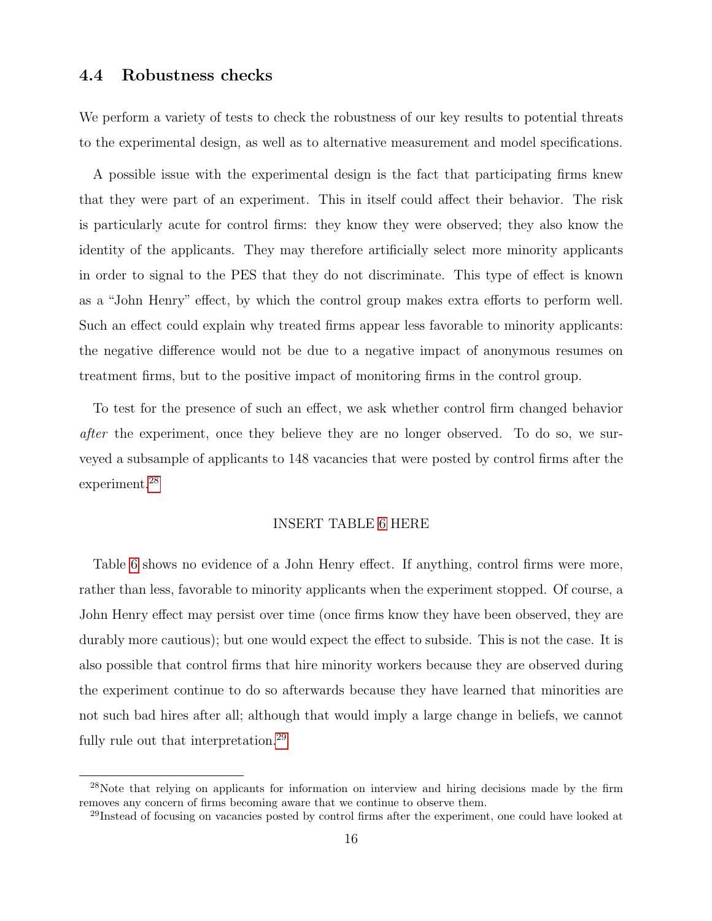### 4.4 Robustness checks

We perform a variety of tests to check the robustness of our key results to potential threats to the experimental design, as well as to alternative measurement and model specifications.

A possible issue with the experimental design is the fact that participating firms knew that they were part of an experiment. This in itself could affect their behavior. The risk is particularly acute for control firms: they know they were observed; they also know the identity of the applicants. They may therefore artificially select more minority applicants in order to signal to the PES that they do not discriminate. This type of effect is known as a "John Henry" effect, by which the control group makes extra efforts to perform well. Such an effect could explain why treated firms appear less favorable to minority applicants: the negative difference would not be due to a negative impact of anonymous resumes on treatment firms, but to the positive impact of monitoring firms in the control group.

To test for the presence of such an effect, we ask whether control firm changed behavior *after* the experiment, once they believe they are no longer observed. To do so, we surveyed a subsample of applicants to 148 vacancies that were posted by control firms after the experiment.[28]

INSERT TABLE 6 HERE

Table 6 shows no evidence of a John Henry effect. If anything, control firms were more, rather than less, favorable to minority applicants when the experiment stopped. Of course, a John Henry effect may persist over time (once firms know they have been observed, they are durably more cautious); but one would expect the effect to subside. This is not the case. It is also possible that control firms that hire minority workers because they are observed during the experiment continue to do so afterwards because they have learned that minorities are not such bad hires after all; although that would imply a large change in beliefs, we cannot fully rule out that interpretation.[29]

---

[28] Note that relying on applicants for information on interview and hiring decisions made by the firm removes any concern of firms becoming aware that we continue to observe them.

[29] Instead of focusing on vacancies posted by control firms after the experiment, one could have looked at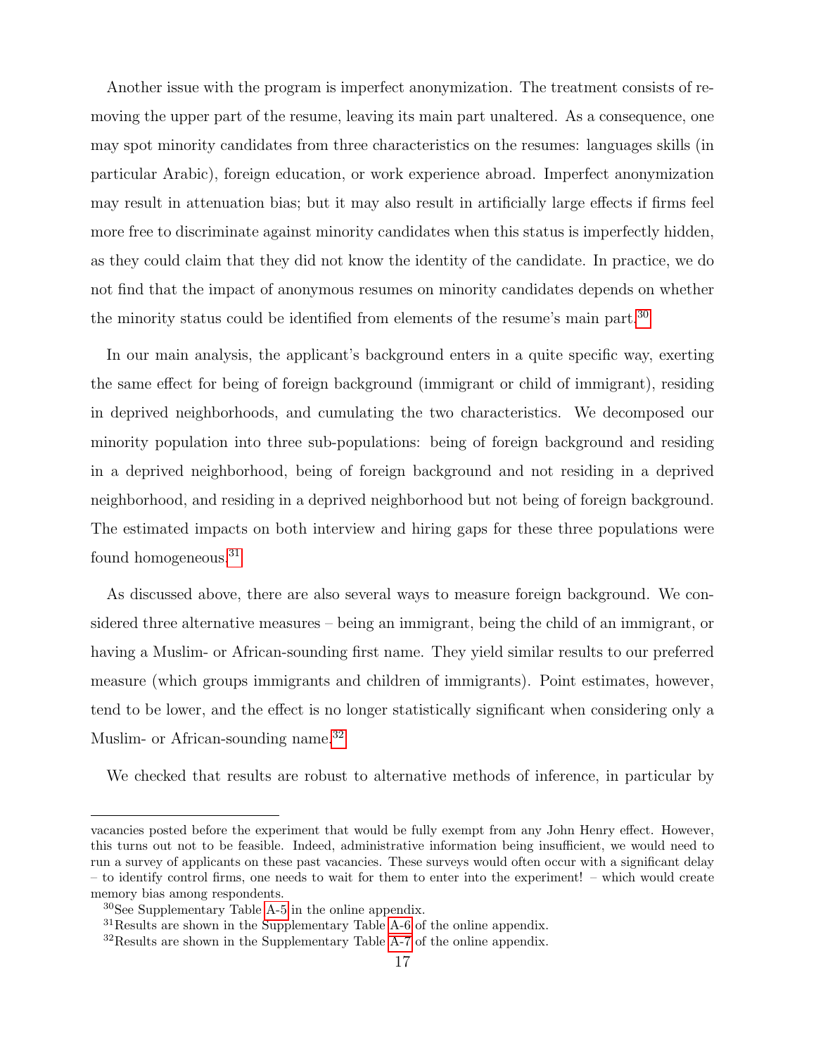Another issue with the program is imperfect anonymization. The treatment consists of removing the upper part of the resume, leaving its main part unaltered. As a consequence, one may spot minority candidates from three characteristics on the resumes: languages skills (in particular Arabic), foreign education, or work experience abroad. Imperfect anonymization may result in attenuation bias; but it may also result in artificially large effects if firms feel more free to discriminate against minority candidates when this status is imperfectly hidden, as they could claim that they did not know the identity of the candidate. In practice, we do not find that the impact of anonymous resumes on minority candidates depends on whether the minority status could be identified from elements of the resume's main part.[30]

In our main analysis, the applicant's background enters in a quite specific way, exerting the same effect for being of foreign background (immigrant or child of immigrant), residing in deprived neighborhoods, and cumulating the two characteristics. We decomposed our minority population into three sub-populations: being of foreign background and residing in a deprived neighborhood, being of foreign background and not residing in a deprived neighborhood, and residing in a deprived neighborhood but not being of foreign background. The estimated impacts on both interview and hiring gaps for these three populations were found homogeneous.[31]

As discussed above, there are also several ways to measure foreign background. We considered three alternative measures – being an immigrant, being the child of an immigrant, or having a Muslim- or African-sounding first name. They yield similar results to our preferred measure (which groups immigrants and children of immigrants). Point estimates, however, tend to be lower, and the effect is no longer statistically significant when considering only a Muslim- or African-sounding name.[32]

We checked that results are robust to alternative methods of inference, in particular by

---

vacancies posted before the experiment that would be fully exempt from any John Henry effect. However, this turns out not to be feasible. Indeed, administrative information being insufficient, we would need to run a survey of applicants on these past vacancies. These surveys would often occur with a significant delay – to identify control firms, one needs to wait for them to enter into the experiment! – which would create memory bias among respondents.

[30] See Supplementary Table A-5 in the online appendix.

[31] Results are shown in the Supplementary Table A-6 of the online appendix.

[32] Results are shown in the Supplementary Table A-7 of the online appendix.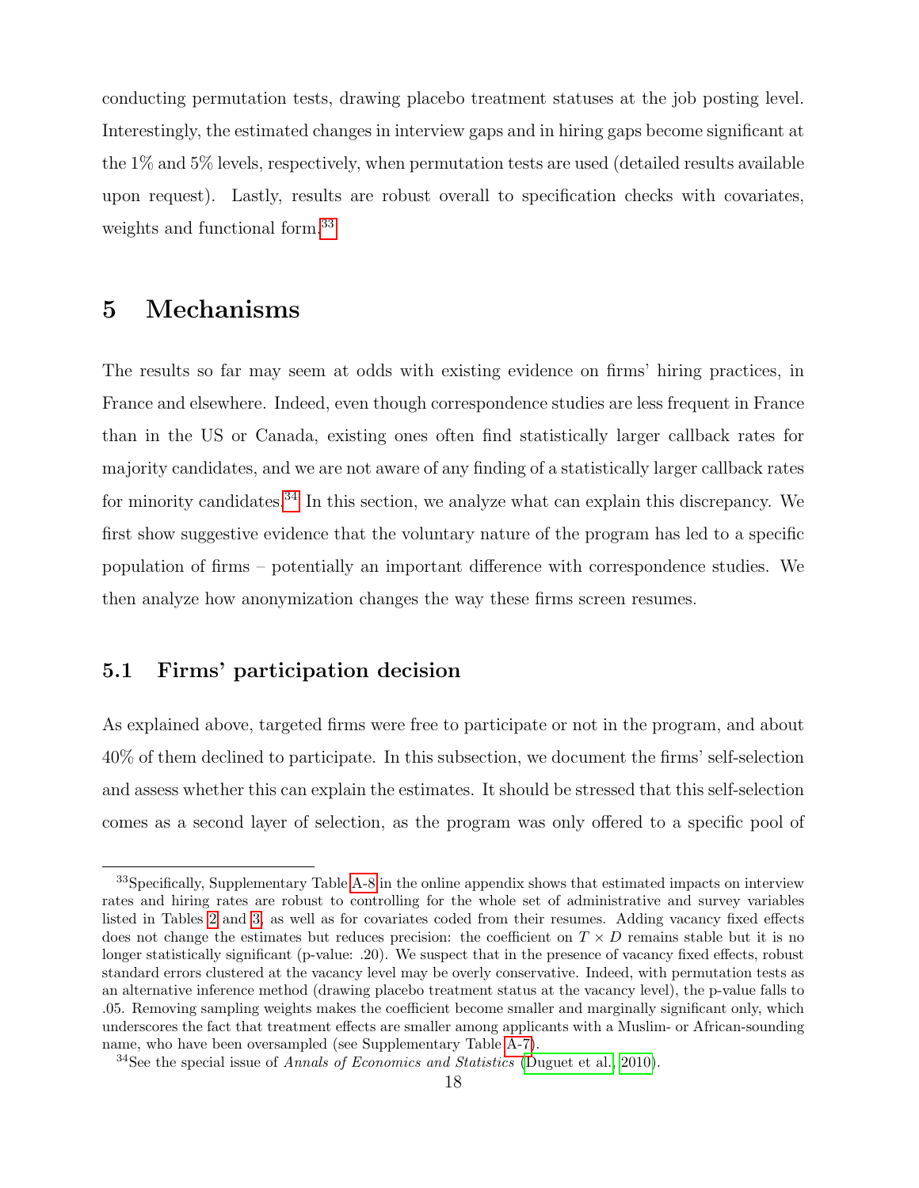conducting permutation tests, drawing placebo treatment statuses at the job posting level. Interestingly, the estimated changes in interview gaps and in hiring gaps become significant at the 1% and 5% levels, respectively, when permutation tests are used (detailed results available upon request). Lastly, results are robust overall to specification checks with covariates, weights and functional form.[33]

# 5 Mechanisms

The results so far may seem at odds with existing evidence on firms' hiring practices, in France and elsewhere. Indeed, even though correspondence studies are less frequent in France than in the US or Canada, existing ones often find statistically larger callback rates for majority candidates, and we are not aware of any finding of a statistically larger callback rates for minority candidates.[34] In this section, we analyze what can explain this discrepancy. We first show suggestive evidence that the voluntary nature of the program has led to a specific population of firms – potentially an important difference with correspondence studies. We then analyze how anonymization changes the way these firms screen resumes.

## 5.1 Firms' participation decision

As explained above, targeted firms were free to participate or not in the program, and about 40% of them declined to participate. In this subsection, we document the firms' self-selection and assess whether this can explain the estimates. It should be stressed that this self-selection comes as a second layer of selection, as the program was only offered to a specific pool of

---

[33] Specifically, Supplementary Table A-8 in the online appendix shows that estimated impacts on interview rates and hiring rates are robust to controlling for the whole set of administrative and survey variables listed in Tables 2 and 3, as well as for covariates coded from their resumes. Adding vacancy fixed effects does not change the estimates but reduces precision: the coefficient on $T \times D$ remains stable but it is no longer statistically significant (p-value: .20). We suspect that in the presence of vacancy fixed effects, robust standard errors clustered at the vacancy level may be overly conservative. Indeed, with permutation tests as an alternative inference method (drawing placebo treatment status at the vacancy level), the p-value falls to .05. Removing sampling weights makes the coefficient become smaller and marginally significant only, which underscores the fact that treatment effects are smaller among applicants with a Muslim- or African-sounding name, who have been oversampled (see Supplementary Table A-7).

[34] See the special issue of *Annals of Economics and Statistics* (Duguet et al., 2010).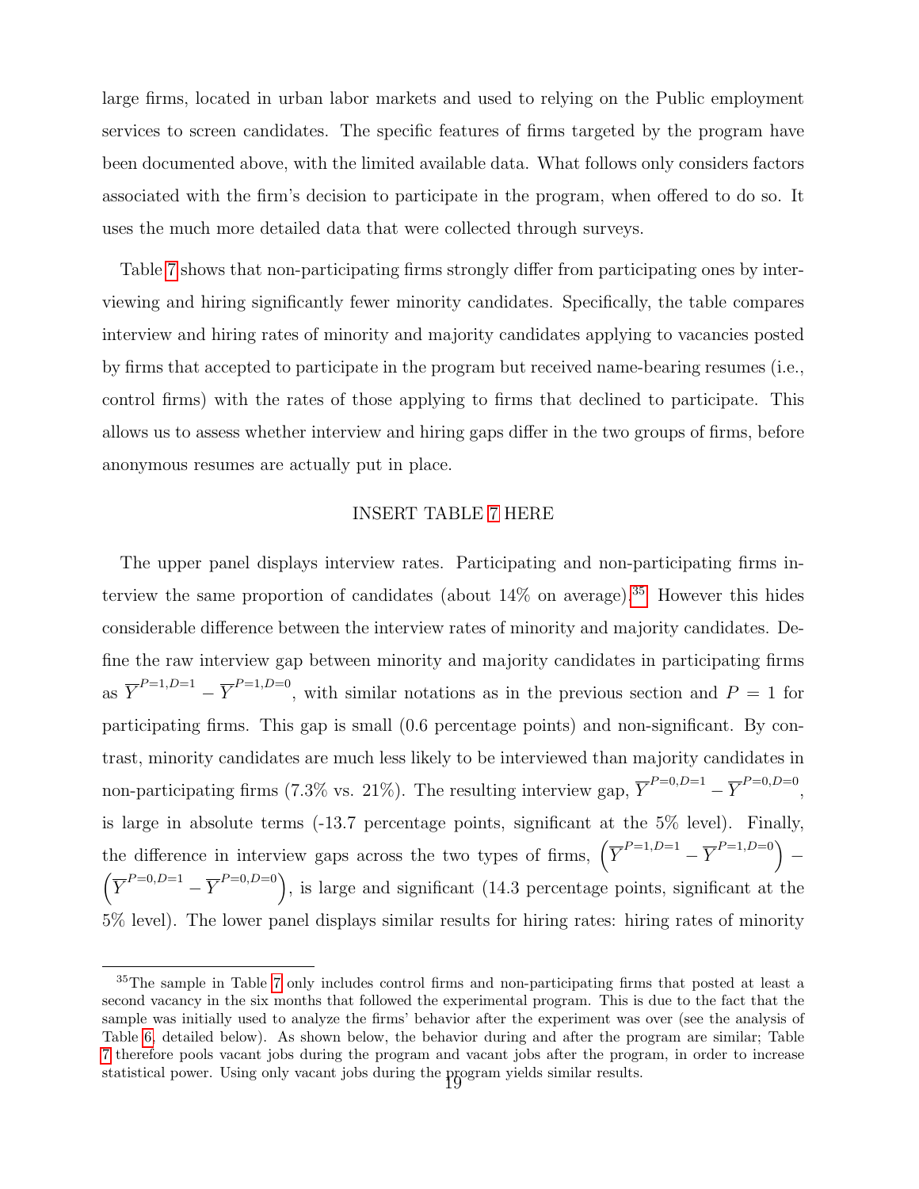large firms, located in urban labor markets and used to relying on the Public employment services to screen candidates. The specific features of firms targeted by the program have been documented above, with the limited available data. What follows only considers factors associated with the firm's decision to participate in the program, when offered to do so. It uses the much more detailed data that were collected through surveys.

Table 7 shows that non-participating firms strongly differ from participating ones by interviewing and hiring significantly fewer minority candidates. Specifically, the table compares interview and hiring rates of minority and majority candidates applying to vacancies posted by firms that accepted to participate in the program but received name-bearing resumes (i.e., control firms) with the rates of those applying to firms that declined to participate. This allows us to assess whether interview and hiring gaps differ in the two groups of firms, before anonymous resumes are actually put in place.

INSERT TABLE 7 HERE

The upper panel displays interview rates. Participating and non-participating firms interview the same proportion of candidates (about 14% on average).[35] However this hides considerable difference between the interview rates of minority and majority candidates. Define the raw interview gap between minority and majority candidates in participating firms as $\overline{Y}^{P=1,D=1} - \overline{Y}^{P=1,D=0}$, with similar notations as in the previous section and $P = 1$ for participating firms. This gap is small (0.6 percentage points) and non-significant. By contrast, minority candidates are much less likely to be interviewed than majority candidates in non-participating firms (7.3% vs. 21%). The resulting interview gap, $\overline{Y}^{P=0,D=1} - \overline{Y}^{P=0,D=0}$, is large in absolute terms (-13.7 percentage points, significant at the 5% level). Finally, the difference in interview gaps across the two types of firms, $\left(\overline{Y}^{P=1,D=1} - \overline{Y}^{P=1,D=0}\right) - \left(\overline{Y}^{P=0,D=1} - \overline{Y}^{P=0,D=0}\right)$, is large and significant (14.3 percentage points, significant at the 5% level). The lower panel displays similar results for hiring rates: hiring rates of minority

[35] The sample in Table 7 only includes control firms and non-participating firms that posted at least a second vacancy in the six months that followed the experimental program. This is due to the fact that the sample was initially used to analyze the firms' behavior after the experiment was over (see the analysis of Table 6, detailed below). As shown below, the behavior during and after the program are similar; Table 7 therefore pools vacant jobs during the program and vacant jobs after the program, in order to increase statistical power. Using only vacant jobs during the program yields similar results.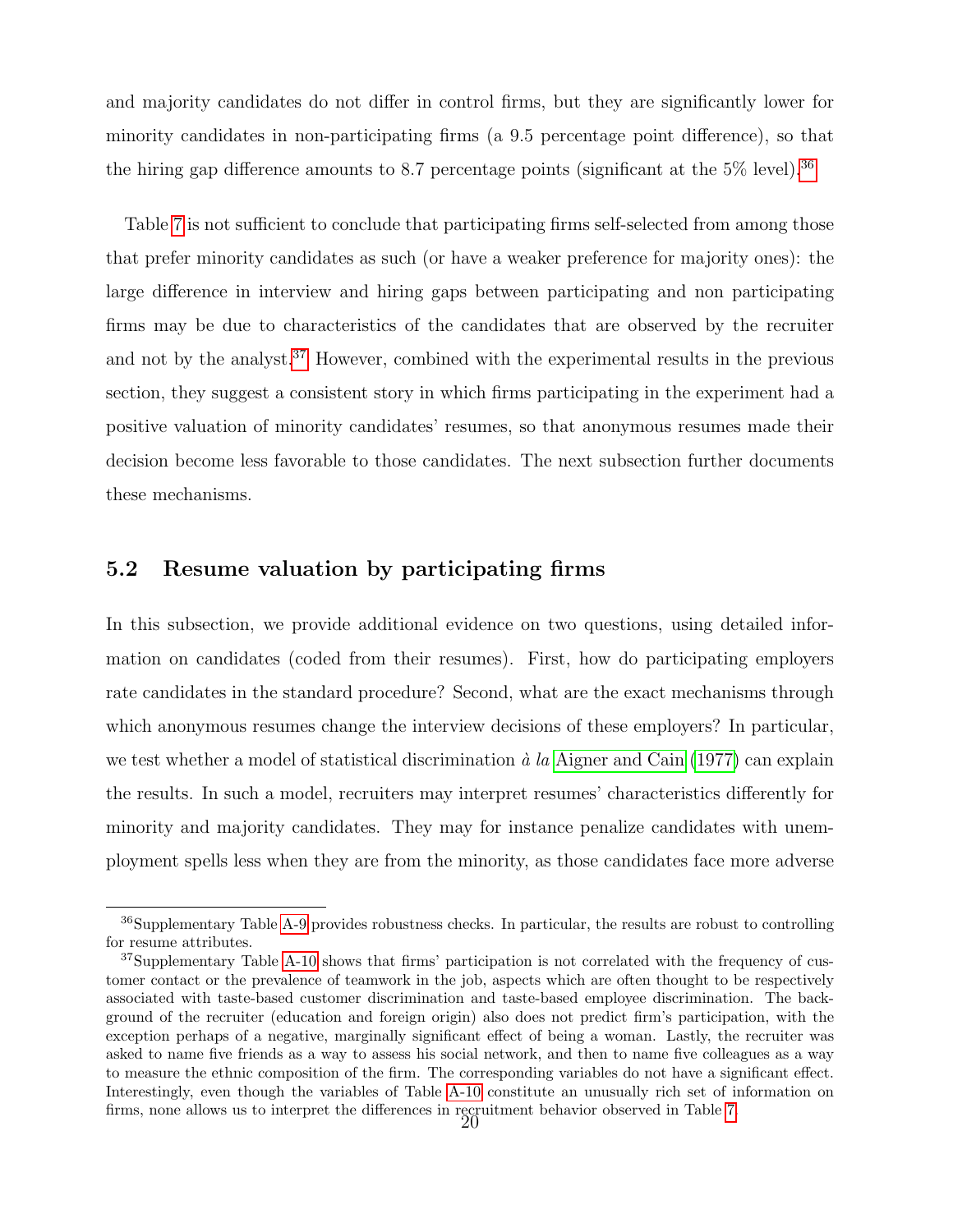and majority candidates do not differ in control firms, but they are significantly lower for minority candidates in non-participating firms (a 9.5 percentage point difference), so that the hiring gap difference amounts to 8.7 percentage points (significant at the 5% level).[36]

Table 7 is not sufficient to conclude that participating firms self-selected from among those that prefer minority candidates as such (or have a weaker preference for majority ones): the large difference in interview and hiring gaps between participating and non participating firms may be due to characteristics of the candidates that are observed by the recruiter and not by the analyst.[37] However, combined with the experimental results in the previous section, they suggest a consistent story in which firms participating in the experiment had a positive valuation of minority candidates' resumes, so that anonymous resumes made their decision become less favorable to those candidates. The next subsection further documents these mechanisms.

## 5.2 Resume valuation by participating firms

In this subsection, we provide additional evidence on two questions, using detailed information on candidates (coded from their resumes). First, how do participating employers rate candidates in the standard procedure? Second, what are the exact mechanisms through which anonymous resumes change the interview decisions of these employers? In particular, we test whether a model of statistical discrimination *à la* Aigner and Cain (1977) can explain the results. In such a model, recruiters may interpret resumes' characteristics differently for minority and majority candidates. They may for instance penalize candidates with unemployment spells less when they are from the minority, as those candidates face more adverse

---

[36] Supplementary Table A-9 provides robustness checks. In particular, the results are robust to controlling for resume attributes.

[37] Supplementary Table A-10 shows that firms' participation is not correlated with the frequency of customer contact or the prevalence of teamwork in the job, aspects which are often thought to be respectively associated with taste-based customer discrimination and taste-based employee discrimination. The background of the recruiter (education and foreign origin) also does not predict firm's participation, with the exception perhaps of a negative, marginally significant effect of being a woman. Lastly, the recruiter was asked to name five friends as a way to assess his social network, and then to name five colleagues as a way to measure the ethnic composition of the firm. The corresponding variables do not have a significant effect. Interestingly, even though the variables of Table A-10 constitute an unusually rich set of information on firms, none allows us to interpret the differences in recruitment behavior observed in Table 7.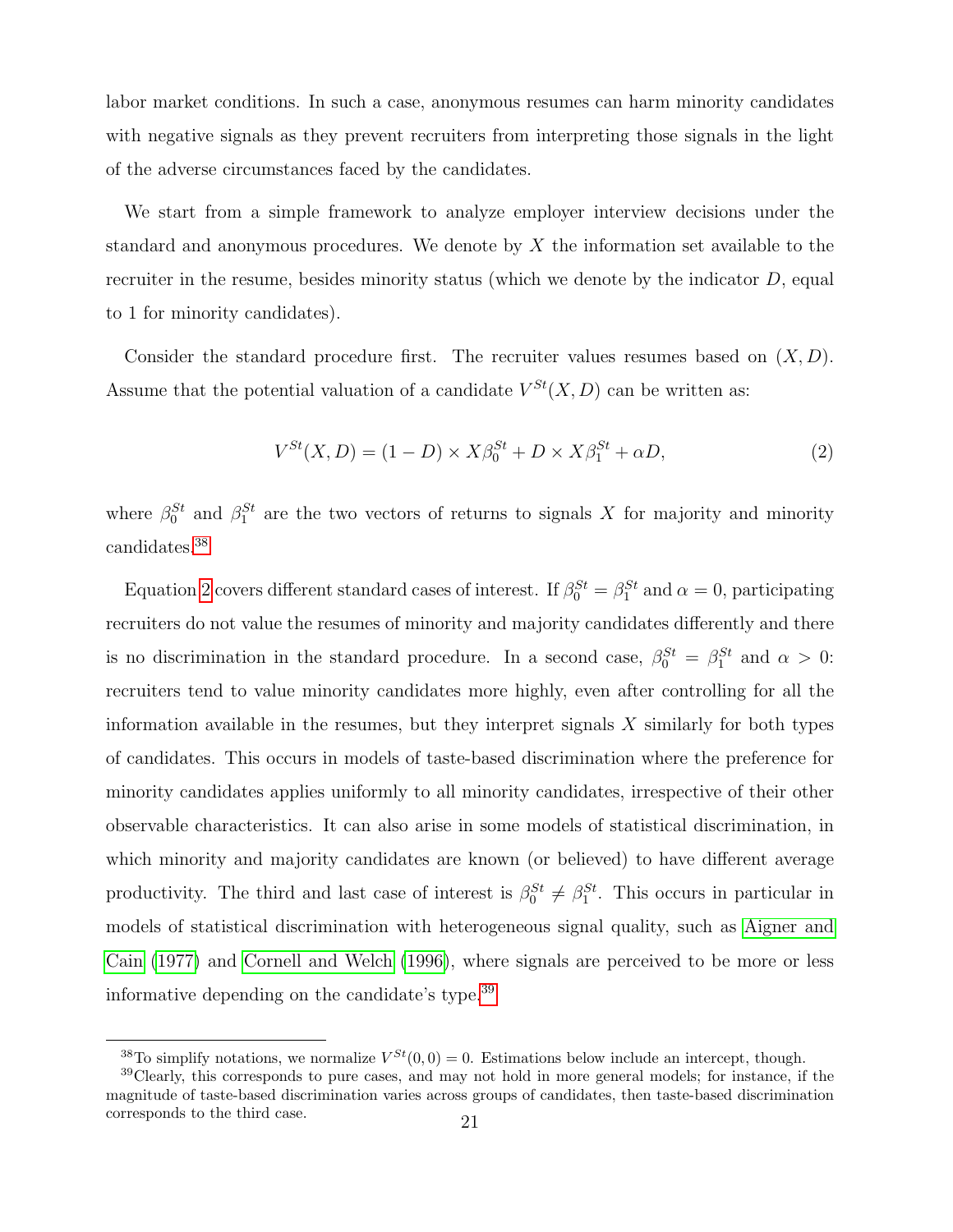labor market conditions. In such a case, anonymous resumes can harm minority candidates with negative signals as they prevent recruiters from interpreting those signals in the light of the adverse circumstances faced by the candidates.

We start from a simple framework to analyze employer interview decisions under the standard and anonymous procedures. We denote by $X$ the information set available to the recruiter in the resume, besides minority status (which we denote by the indicator $D$, equal to 1 for minority candidates).

Consider the standard procedure first. The recruiter values resumes based on $(X, D)$. Assume that the potential valuation of a candidate $V^{St}(X, D)$ can be written as:

$$V^{St}(X, D) = (1 - D) \times X\beta_0^{St} + D \times X\beta_1^{St} + \alpha D, \tag{2}$$

where $\beta_0^{St}$ and $\beta_1^{St}$ are the two vectors of returns to signals $X$ for majority and minority candidates.[38]

Equation 2 covers different standard cases of interest. If $\beta_0^{St} = \beta_1^{St}$ and $\alpha = 0$, participating recruiters do not value the resumes of minority and majority candidates differently and there is no discrimination in the standard procedure. In a second case, $\beta_0^{St} = \beta_1^{St}$ and $\alpha > 0$: recruiters tend to value minority candidates more highly, even after controlling for all the information available in the resumes, but they interpret signals $X$ similarly for both types of candidates. This occurs in models of taste-based discrimination where the preference for minority candidates applies uniformly to all minority candidates, irrespective of their other observable characteristics. It can also arise in some models of statistical discrimination, in which minority and majority candidates are known (or believed) to have different average productivity. The third and last case of interest is $\beta_0^{St} \neq \beta_1^{St}$. This occurs in particular in models of statistical discrimination with heterogeneous signal quality, such as Aigner and Cain (1977) and Cornell and Welch (1996), where signals are perceived to be more or less informative depending on the candidate's type.[39]

[38] To simplify notations, we normalize $V^{St}(0, 0) = 0$. Estimations below include an intercept, though.

[39] Clearly, this corresponds to pure cases, and may not hold in more general models; for instance, if the magnitude of taste-based discrimination varies across groups of candidates, then taste-based discrimination corresponds to the third case.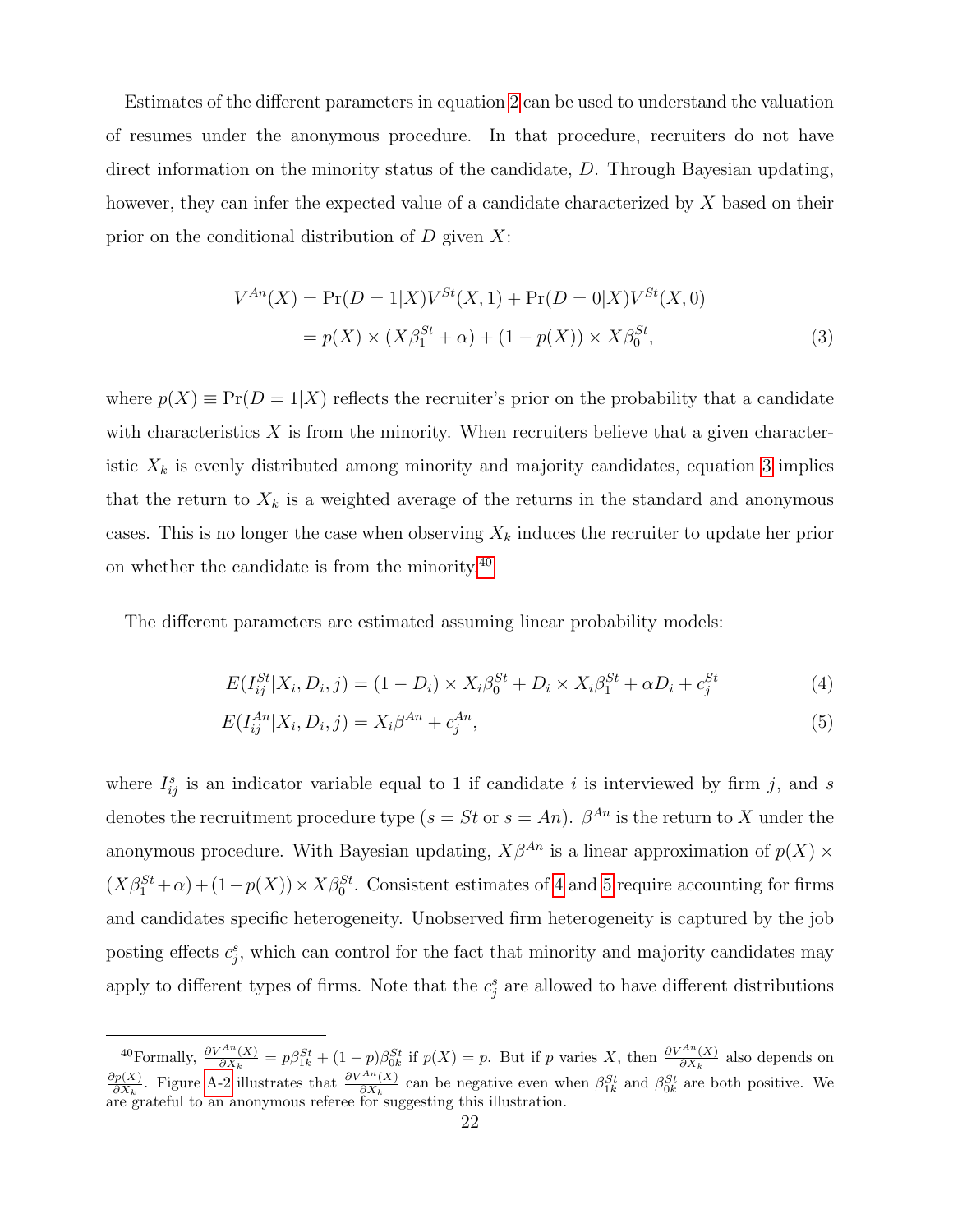Estimates of the different parameters in equation 2 can be used to understand the valuation of resumes under the anonymous procedure. In that procedure, recruiters do not have direct information on the minority status of the candidate, $D$. Through Bayesian updating, however, they can infer the expected value of a candidate characterized by $X$ based on their prior on the conditional distribution of $D$ given $X$:

$$
\begin{aligned}
V^{An}(X) &= \Pr(D=1|X)V^{St}(X,1) + \Pr(D=0|X)V^{St}(X,0) \\
&= p(X) \times (X\beta_1^{St} + \alpha) + (1-p(X)) \times X\beta_0^{St}, \qquad (3)
\end{aligned}
$$

where $p(X) \equiv \Pr(D=1|X)$ reflects the recruiter's prior on the probability that a candidate with characteristics $X$ is from the minority. When recruiters believe that a given characteristic $X_k$ is evenly distributed among minority and majority candidates, equation 3 implies that the return to $X_k$ is a weighted average of the returns in the standard and anonymous cases. This is no longer the case when observing $X_k$ induces the recruiter to update her prior on whether the candidate is from the minority.[40]

The different parameters are estimated assuming linear probability models:

$$
E(I_{ij}^{St}|X_i, D_i, j) = (1-D_i) \times X_i\beta_0^{St} + D_i \times X_i\beta_1^{St} + \alpha D_i + c_j^{St} \qquad (4)
$$

$$
E(I_{ij}^{An}|X_i, D_i, j) = X_i\beta^{An} + c_j^{An}, \qquad (5)
$$

where $I_{ij}^s$ is an indicator variable equal to 1 if candidate $i$ is interviewed by firm $j$, and $s$ denotes the recruitment procedure type ($s = St$ or $s = An$). $\beta^{An}$ is the return to $X$ under the anonymous procedure. With Bayesian updating, $X\beta^{An}$ is a linear approximation of $p(X) \times (X\beta_1^{St} + \alpha) + (1-p(X)) \times X\beta_0^{St}$. Consistent estimates of 4 and 5 require accounting for firms and candidates specific heterogeneity. Unobserved firm heterogeneity is captured by the job posting effects $c_j^s$, which can control for the fact that minority and majority candidates may apply to different types of firms. Note that the $c_j^s$ are allowed to have different distributions

[40]Formally, $\frac{\partial V^{An}(X)}{\partial X_k} = p\beta_{1k}^{St} + (1-p)\beta_{0k}^{St}$ if $p(X) = p$. But if $p$ varies $X$, then $\frac{\partial V^{An}(X)}{\partial X_k}$ also depends on $\frac{\partial p(X)}{\partial X_k}$. Figure A-2 illustrates that $\frac{\partial V^{An}(X)}{\partial X_k}$ can be negative even when $\beta_{1k}^{St}$ and $\beta_{0k}^{St}$ are both positive. We are grateful to an anonymous referee for suggesting this illustration.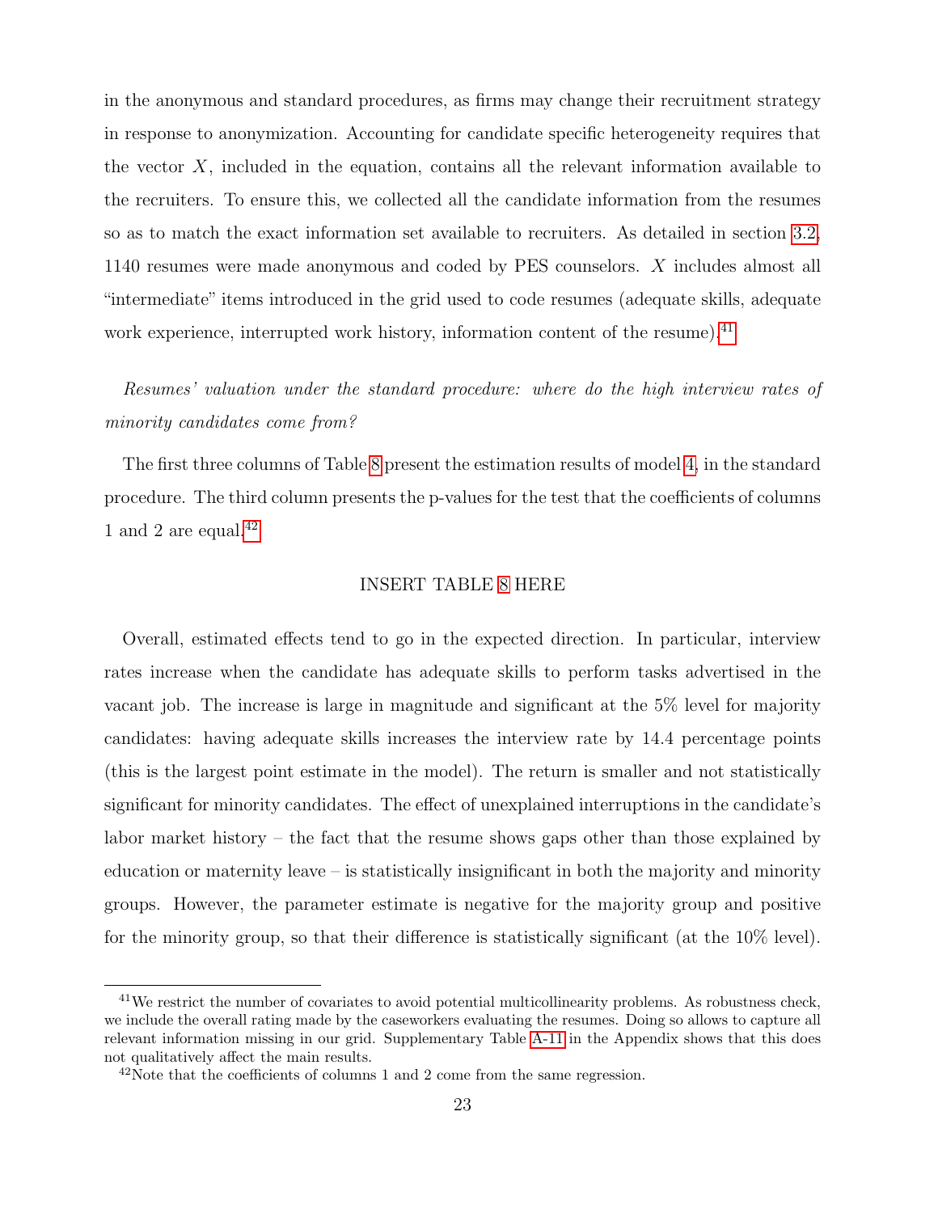in the anonymous and standard procedures, as firms may change their recruitment strategy in response to anonymization. Accounting for candidate specific heterogeneity requires that the vector $X$, included in the equation, contains all the relevant information available to the recruiters. To ensure this, we collected all the candidate information from the resumes so as to match the exact information set available to recruiters. As detailed in section 3.2, 1140 resumes were made anonymous and coded by PES counselors. $X$ includes almost all "intermediate" items introduced in the grid used to code resumes (adequate skills, adequate work experience, interrupted work history, information content of the resume).[41]

*Resumes' valuation under the standard procedure: where do the high interview rates of minority candidates come from?*

The first three columns of Table 8 present the estimation results of model 4, in the standard procedure. The third column presents the p-values for the test that the coefficients of columns 1 and 2 are equal.[42]

INSERT TABLE 8 HERE

Overall, estimated effects tend to go in the expected direction. In particular, interview rates increase when the candidate has adequate skills to perform tasks advertised in the vacant job. The increase is large in magnitude and significant at the 5% level for majority candidates: having adequate skills increases the interview rate by 14.4 percentage points (this is the largest point estimate in the model). The return is smaller and not statistically significant for minority candidates. The effect of unexplained interruptions in the candidate's labor market history – the fact that the resume shows gaps other than those explained by education or maternity leave – is statistically insignificant in both the majority and minority groups. However, the parameter estimate is negative for the majority group and positive for the minority group, so that their difference is statistically significant (at the 10% level).

[41] We restrict the number of covariates to avoid potential multicollinearity problems. As robustness check, we include the overall rating made by the caseworkers evaluating the resumes. Doing so allows to capture all relevant information missing in our grid. Supplementary Table A-11 in the Appendix shows that this does not qualitatively affect the main results.

[42] Note that the coefficients of columns 1 and 2 come from the same regression.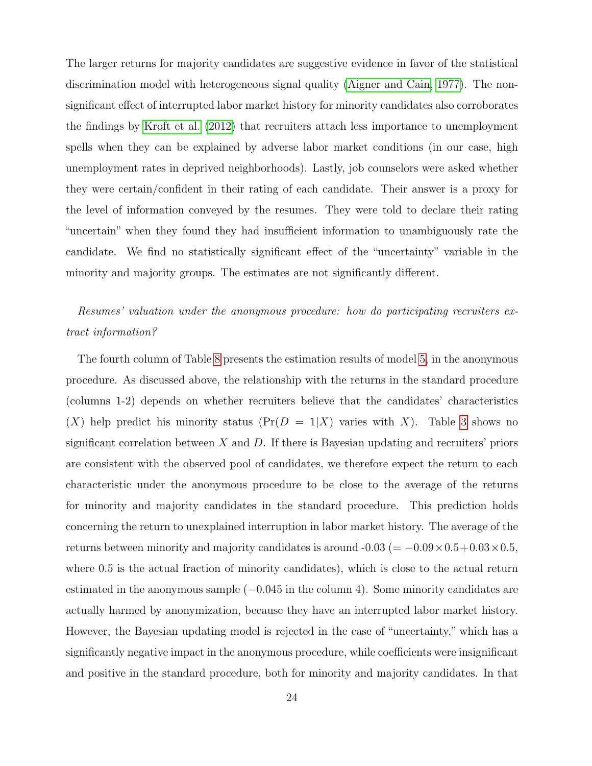The larger returns for majority candidates are suggestive evidence in favor of the statistical discrimination model with heterogeneous signal quality (Aigner and Cain, 1977). The non-significant effect of interrupted labor market history for minority candidates also corroborates the findings by Kroft et al. (2012) that recruiters attach less importance to unemployment spells when they can be explained by adverse labor market conditions (in our case, high unemployment rates in deprived neighborhoods). Lastly, job counselors were asked whether they were certain/confident in their rating of each candidate. Their answer is a proxy for the level of information conveyed by the resumes. They were told to declare their rating "uncertain" when they found they had insufficient information to unambiguously rate the candidate. We find no statistically significant effect of the "uncertainty" variable in the minority and majority groups. The estimates are not significantly different.

*Resumes' valuation under the anonymous procedure: how do participating recruiters extract information?*

The fourth column of Table 8 presents the estimation results of model 5, in the anonymous procedure. As discussed above, the relationship with the returns in the standard procedure (columns 1-2) depends on whether recruiters believe that the candidates' characteristics ($X$) help predict his minority status ($\Pr(D = 1|X)$ varies with $X$). Table 3 shows no significant correlation between $X$ and $D$. If there is Bayesian updating and recruiters' priors are consistent with the observed pool of candidates, we therefore expect the return to each characteristic under the anonymous procedure to be close to the average of the returns for minority and majority candidates in the standard procedure. This prediction holds concerning the return to unexplained interruption in labor market history. The average of the returns between minority and majority candidates is around -0.03 ($= -0.09 \times 0.5 + 0.03 \times 0.5$, where 0.5 is the actual fraction of minority candidates), which is close to the actual return estimated in the anonymous sample ($-0.045$ in the column 4). Some minority candidates are actually harmed by anonymization, because they have an interrupted labor market history. However, the Bayesian updating model is rejected in the case of "uncertainty," which has a significantly negative impact in the anonymous procedure, while coefficients were insignificant and positive in the standard procedure, both for minority and majority candidates. In that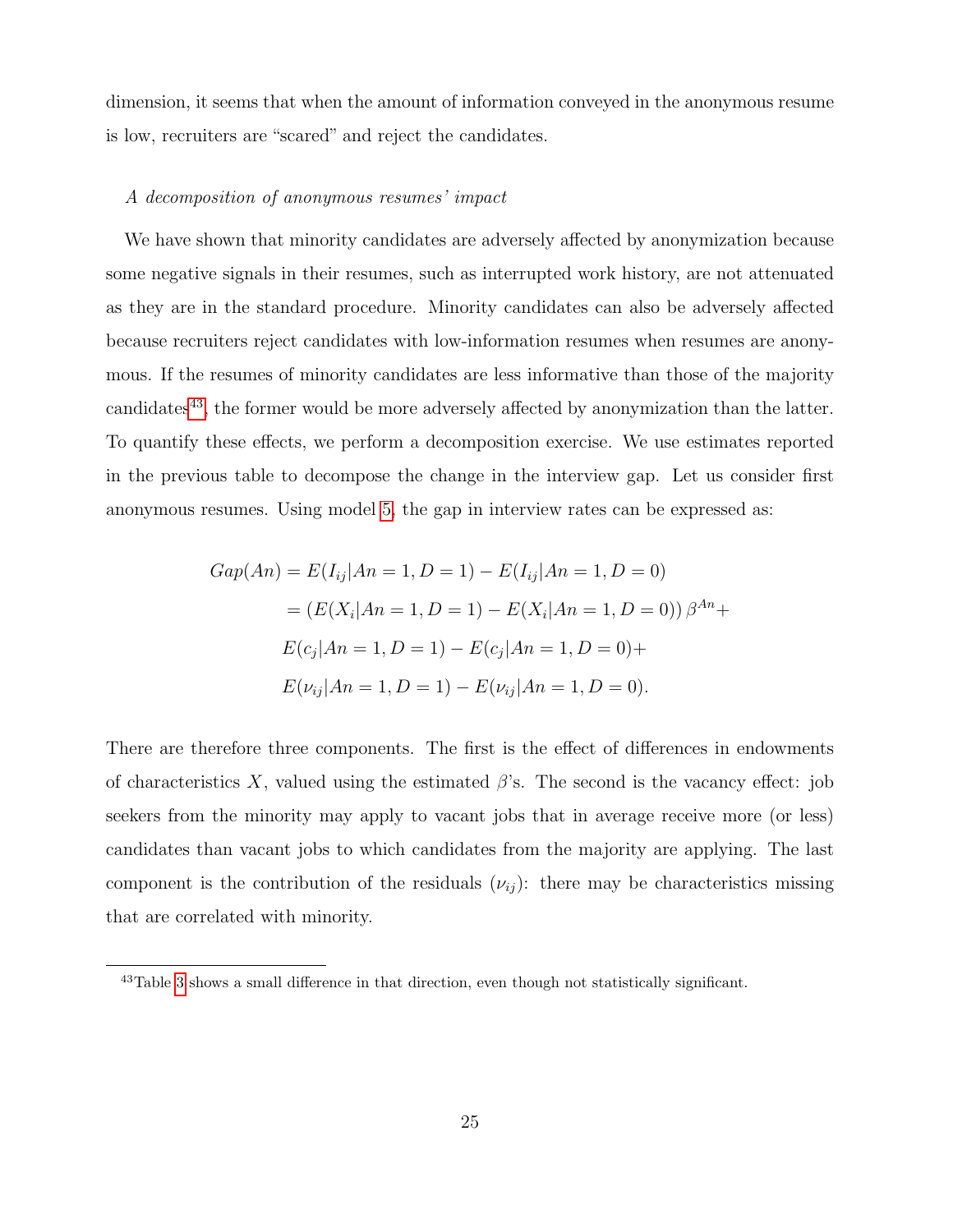dimension, it seems that when the amount of information conveyed in the anonymous resume is low, recruiters are "scared" and reject the candidates.

*A decomposition of anonymous resumes' impact*

We have shown that minority candidates are adversely affected by anonymization because some negative signals in their resumes, such as interrupted work history, are not attenuated as they are in the standard procedure. Minority candidates can also be adversely affected because recruiters reject candidates with low-information resumes when resumes are anonymous. If the resumes of minority candidates are less informative than those of the majority candidates[43], the former would be more adversely affected by anonymization than the latter. To quantify these effects, we perform a decomposition exercise. We use estimates reported in the previous table to decompose the change in the interview gap. Let us consider first anonymous resumes. Using model 5, the gap in interview rates can be expressed as:

$$
\begin{aligned}
Gap(An) &= E(I_{ij}|An=1,D=1) - E(I_{ij}|An=1,D=0) \\
&= \left(E(X_i|An=1,D=1) - E(X_i|An=1,D=0)\right)\beta^{An} + \\
&\quad E(c_j|An=1,D=1) - E(c_j|An=1,D=0) + \\
&\quad E(\nu_{ij}|An=1,D=1) - E(\nu_{ij}|An=1,D=0).
\end{aligned}
$$

There are therefore three components. The first is the effect of differences in endowments of characteristics $X$, valued using the estimated $\beta$'s. The second is the vacancy effect: job seekers from the minority may apply to vacant jobs that in average receive more (or less) candidates than vacant jobs to which candidates from the majority are applying. The last component is the contribution of the residuals ($\nu_{ij}$): there may be characteristics missing that are correlated with minority.

[43] Table 3 shows a small difference in that direction, even though not statistically significant.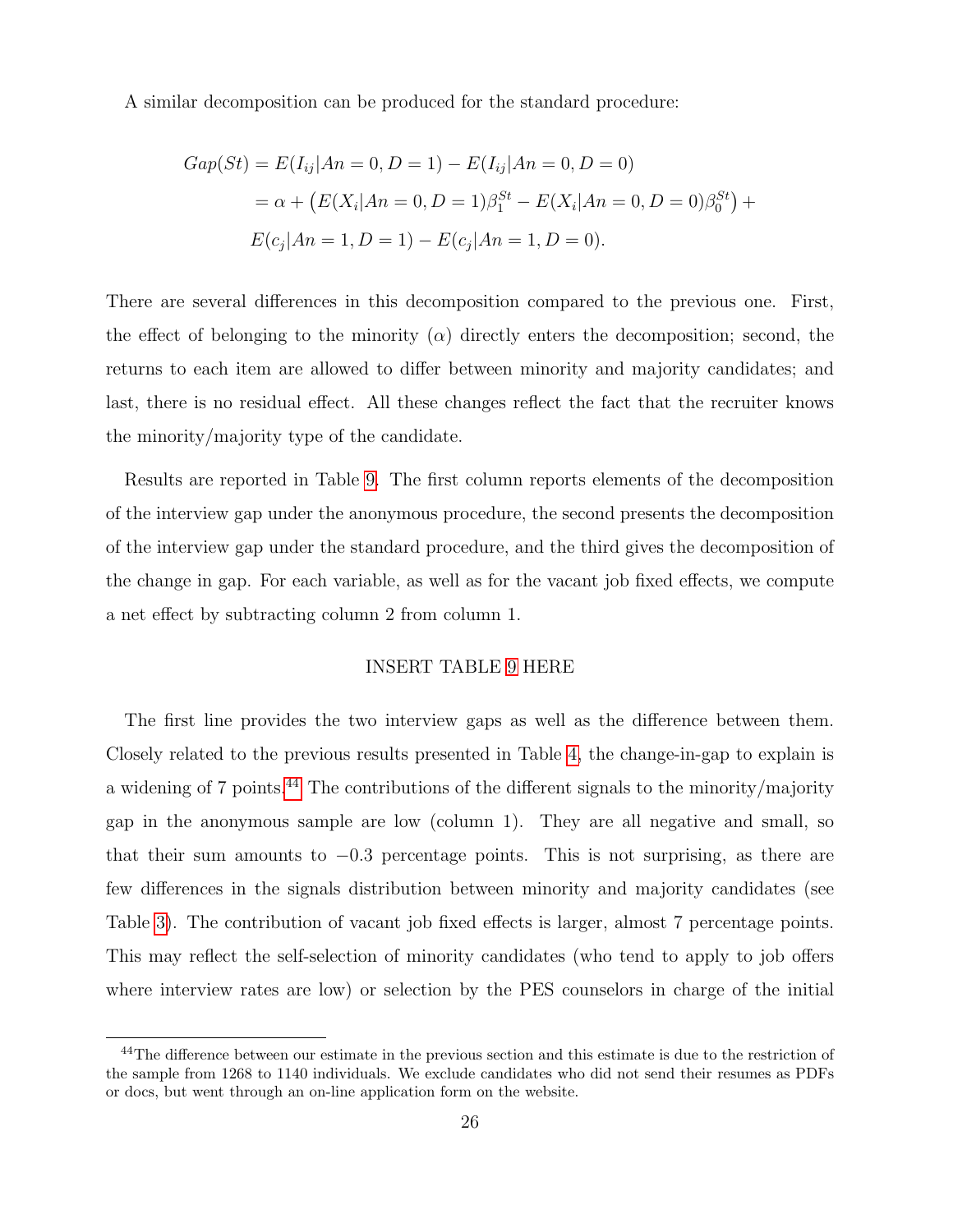A similar decomposition can be produced for the standard procedure:

$$
\begin{aligned}
Gap(St) &= E(I_{ij}|An=0, D=1) - E(I_{ij}|An=0, D=0) \\
&= \alpha + \left(E(X_i|An=0, D=1)\beta_1^{St} - E(X_i|An=0, D=0)\beta_0^{St}\right) + \\
&\quad E(c_j|An=1, D=1) - E(c_j|An=1, D=0).
\end{aligned}
$$

There are several differences in this decomposition compared to the previous one. First, the effect of belonging to the minority ($\alpha$) directly enters the decomposition; second, the returns to each item are allowed to differ between minority and majority candidates; and last, there is no residual effect. All these changes reflect the fact that the recruiter knows the minority/majority type of the candidate.

Results are reported in Table 9. The first column reports elements of the decomposition of the interview gap under the anonymous procedure, the second presents the decomposition of the interview gap under the standard procedure, and the third gives the decomposition of the change in gap. For each variable, as well as for the vacant job fixed effects, we compute a net effect by subtracting column 2 from column 1.

INSERT TABLE 9 HERE

The first line provides the two interview gaps as well as the difference between them. Closely related to the previous results presented in Table 4, the change-in-gap to explain is a widening of 7 points.[44] The contributions of the different signals to the minority/majority gap in the anonymous sample are low (column 1). They are all negative and small, so that their sum amounts to −0.3 percentage points. This is not surprising, as there are few differences in the signals distribution between minority and majority candidates (see Table 3). The contribution of vacant job fixed effects is larger, almost 7 percentage points. This may reflect the self-selection of minority candidates (who tend to apply to job offers where interview rates are low) or selection by the PES counselors in charge of the initial

[44]The difference between our estimate in the previous section and this estimate is due to the restriction of the sample from 1268 to 1140 individuals. We exclude candidates who did not send their resumes as PDFs or docs, but went through an on-line application form on the website.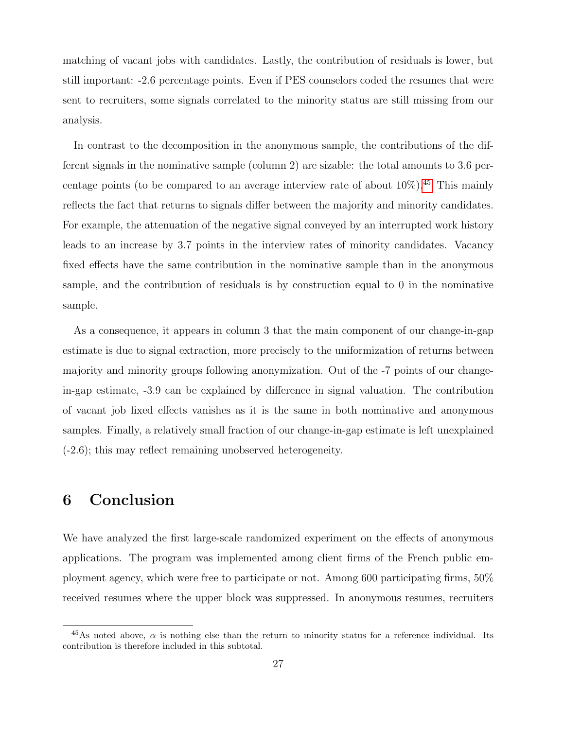matching of vacant jobs with candidates. Lastly, the contribution of residuals is lower, but still important: -2.6 percentage points. Even if PES counselors coded the resumes that were sent to recruiters, some signals correlated to the minority status are still missing from our analysis.

In contrast to the decomposition in the anonymous sample, the contributions of the different signals in the nominative sample (column 2) are sizable: the total amounts to 3.6 percentage points (to be compared to an average interview rate of about 10%).[45] This mainly reflects the fact that returns to signals differ between the majority and minority candidates. For example, the attenuation of the negative signal conveyed by an interrupted work history leads to an increase by 3.7 points in the interview rates of minority candidates. Vacancy fixed effects have the same contribution in the nominative sample than in the anonymous sample, and the contribution of residuals is by construction equal to 0 in the nominative sample.

As a consequence, it appears in column 3 that the main component of our change-in-gap estimate is due to signal extraction, more precisely to the uniformization of returns between majority and minority groups following anonymization. Out of the -7 points of our change-in-gap estimate, -3.9 can be explained by difference in signal valuation. The contribution of vacant job fixed effects vanishes as it is the same in both nominative and anonymous samples. Finally, a relatively small fraction of our change-in-gap estimate is left unexplained (-2.6); this may reflect remaining unobserved heterogeneity.

# 6 Conclusion

We have analyzed the first large-scale randomized experiment on the effects of anonymous applications. The program was implemented among client firms of the French public employment agency, which were free to participate or not. Among 600 participating firms, 50% received resumes where the upper block was suppressed. In anonymous resumes, recruiters

[45] As noted above, $\alpha$ is nothing else than the return to minority status for a reference individual. Its contribution is therefore included in this subtotal.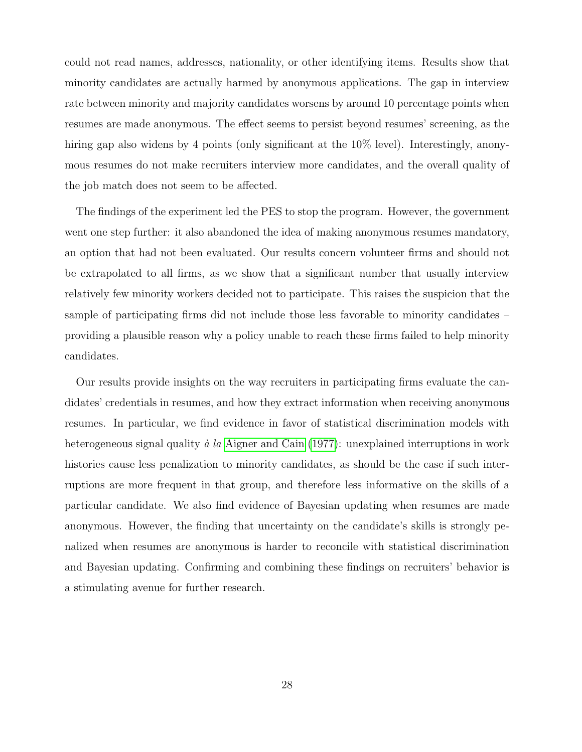could not read names, addresses, nationality, or other identifying items. Results show that minority candidates are actually harmed by anonymous applications. The gap in interview rate between minority and majority candidates worsens by around 10 percentage points when resumes are made anonymous. The effect seems to persist beyond resumes' screening, as the hiring gap also widens by 4 points (only significant at the 10% level). Interestingly, anonymous resumes do not make recruiters interview more candidates, and the overall quality of the job match does not seem to be affected.

The findings of the experiment led the PES to stop the program. However, the government went one step further: it also abandoned the idea of making anonymous resumes mandatory, an option that had not been evaluated. Our results concern volunteer firms and should not be extrapolated to all firms, as we show that a significant number that usually interview relatively few minority workers decided not to participate. This raises the suspicion that the sample of participating firms did not include those less favorable to minority candidates – providing a plausible reason why a policy unable to reach these firms failed to help minority candidates.

Our results provide insights on the way recruiters in participating firms evaluate the candidates' credentials in resumes, and how they extract information when receiving anonymous resumes. In particular, we find evidence in favor of statistical discrimination models with heterogeneous signal quality *à la* Aigner and Cain (1977): unexplained interruptions in work histories cause less penalization to minority candidates, as should be the case if such interruptions are more frequent in that group, and therefore less informative on the skills of a particular candidate. We also find evidence of Bayesian updating when resumes are made anonymous. However, the finding that uncertainty on the candidate's skills is strongly penalized when resumes are anonymous is harder to reconcile with statistical discrimination and Bayesian updating. Confirming and combining these findings on recruiters' behavior is a stimulating avenue for further research.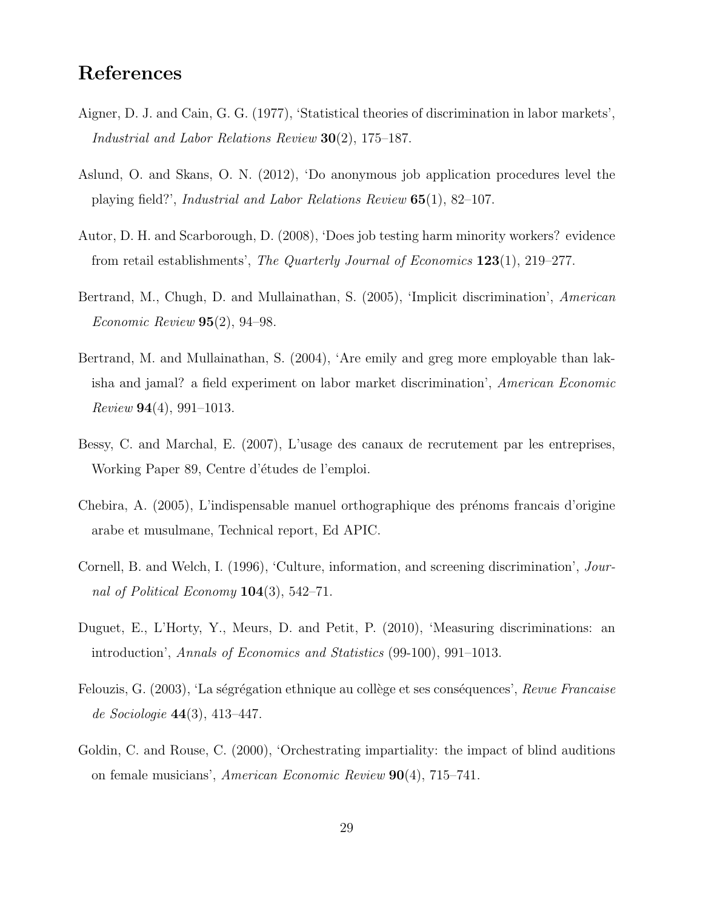# References

Aigner, D. J. and Cain, G. G. (1977), 'Statistical theories of discrimination in labor markets', *Industrial and Labor Relations Review* **30**(2), 175–187.

Aslund, O. and Skans, O. N. (2012), 'Do anonymous job application procedures level the playing field?', *Industrial and Labor Relations Review* **65**(1), 82–107.

Autor, D. H. and Scarborough, D. (2008), 'Does job testing harm minority workers? evidence from retail establishments', *The Quarterly Journal of Economics* **123**(1), 219–277.

Bertrand, M., Chugh, D. and Mullainathan, S. (2005), 'Implicit discrimination', *American Economic Review* **95**(2), 94–98.

Bertrand, M. and Mullainathan, S. (2004), 'Are emily and greg more employable than lakisha and jamal? a field experiment on labor market discrimination', *American Economic Review* **94**(4), 991–1013.

Bessy, C. and Marchal, E. (2007), L'usage des canaux de recrutement par les entreprises, Working Paper 89, Centre d'études de l'emploi.

Chebira, A. (2005), L'indispensable manuel orthographique des prénoms francais d'origine arabe et musulmane, Technical report, Ed APIC.

Cornell, B. and Welch, I. (1996), 'Culture, information, and screening discrimination', *Journal of Political Economy* **104**(3), 542–71.

Duguet, E., L'Horty, Y., Meurs, D. and Petit, P. (2010), 'Measuring discriminations: an introduction', *Annals of Economics and Statistics* (99-100), 991–1013.

Felouzis, G. (2003), 'La ségrégation ethnique au collège et ses conséquences', *Revue Francaise de Sociologie* **44**(3), 413–447.

Goldin, C. and Rouse, C. (2000), 'Orchestrating impartiality: the impact of blind auditions on female musicians', *American Economic Review* **90**(4), 715–741.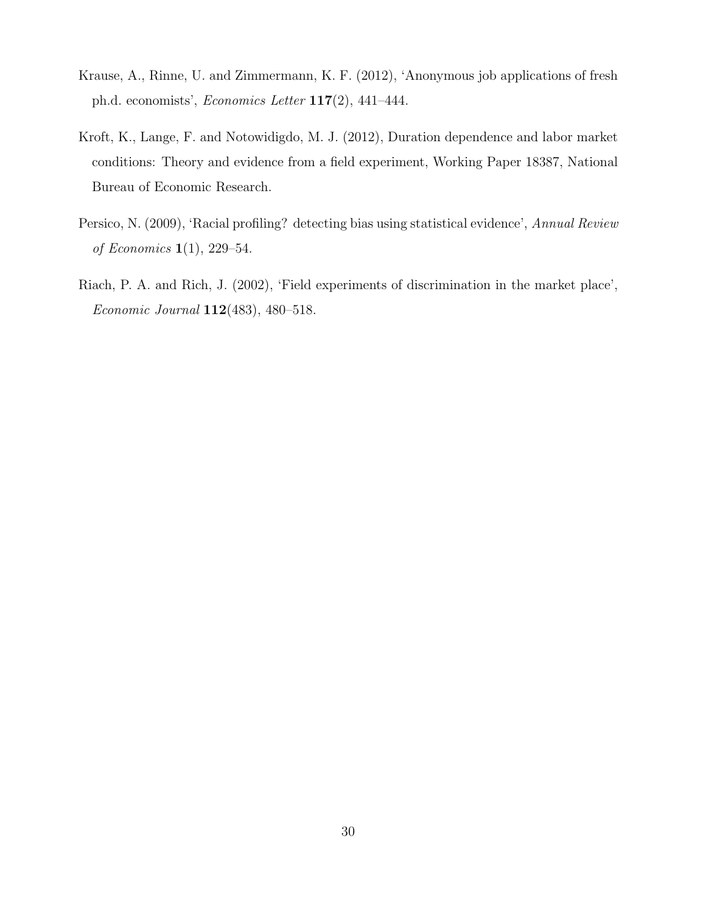Krause, A., Rinne, U. and Zimmermann, K. F. (2012), 'Anonymous job applications of fresh ph.d. economists', *Economics Letter* **117**(2), 441–444.

Kroft, K., Lange, F. and Notowidigdo, M. J. (2012), Duration dependence and labor market conditions: Theory and evidence from a field experiment, Working Paper 18387, National Bureau of Economic Research.

Persico, N. (2009), 'Racial profiling? detecting bias using statistical evidence', *Annual Review of Economics* **1**(1), 229–54.

Riach, P. A. and Rich, J. (2002), 'Field experiments of discrimination in the market place', *Economic Journal* **112**(483), 480–518.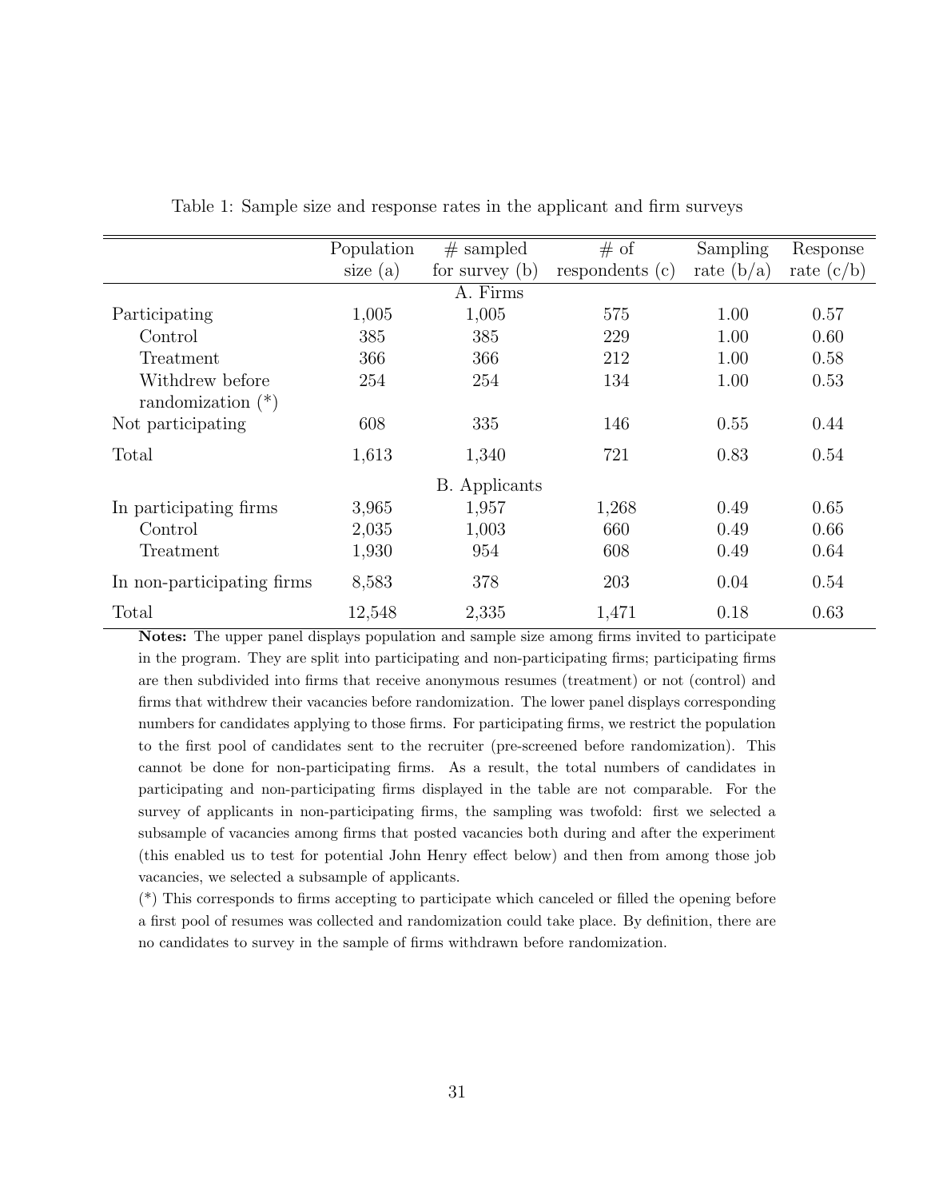Table 1: Sample size and response rates in the applicant and firm surveys

| | Population size (a) | # sampled for survey (b) | # of respondents (c) | Sampling rate (b/a) | Response rate (c/b) |
|---|---|---|---|---|---|
| **A. Firms** | | | | | |
| Participating | 1,005 | 1,005 | 575 | 1.00 | 0.57 |
| Control | 385 | 385 | 229 | 1.00 | 0.60 |
| Treatment | 366 | 366 | 212 | 1.00 | 0.58 |
| Withdrew before randomization (*) | 254 | 254 | 134 | 1.00 | 0.53 |
| Not participating | 608 | 335 | 146 | 0.55 | 0.44 |
| Total | 1,613 | 1,340 | 721 | 0.83 | 0.54 |
| **B. Applicants** | | | | | |
| In participating firms | 3,965 | 1,957 | 1,268 | 0.49 | 0.65 |
| Control | 2,035 | 1,003 | 660 | 0.49 | 0.66 |
| Treatment | 1,930 | 954 | 608 | 0.49 | 0.64 |
| In non-participating firms | 8,583 | 378 | 203 | 0.04 | 0.54 |
| Total | 12,548 | 2,335 | 1,471 | 0.18 | 0.63 |

**Notes:** The upper panel displays population and sample size among firms invited to participate in the program. They are split into participating and non-participating firms; participating firms are then subdivided into firms that receive anonymous resumes (treatment) or not (control) and firms that withdrew their vacancies before randomization. The lower panel displays corresponding numbers for candidates applying to those firms. For participating firms, we restrict the population to the first pool of candidates sent to the recruiter (pre-screened before randomization). This cannot be done for non-participating firms. As a result, the total numbers of candidates in participating and non-participating firms displayed in the table are not comparable. For the survey of applicants in non-participating firms, the sampling was twofold: first we selected a subsample of vacancies among firms that posted vacancies both during and after the experiment (this enabled us to test for potential John Henry effect below) and then from among those job vacancies, we selected a subsample of applicants.

(*) This corresponds to firms accepting to participate which canceled or filled the opening before a first pool of resumes was collected and randomization could take place. By definition, there are no candidates to survey in the sample of firms withdrawn before randomization.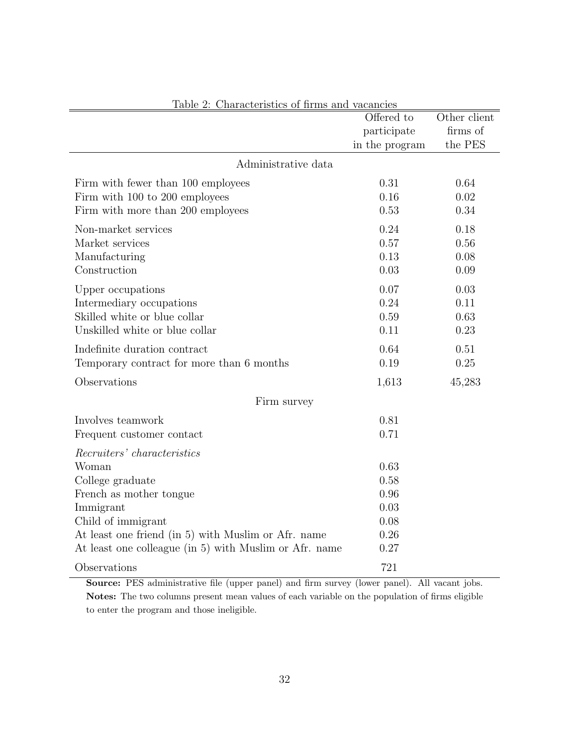Table 2: Characteristics of firms and vacancies

| | Offered to participate in the program | Other client firms of the PES |
|---|---|---|
| Administrative data | | |
| Firm with fewer than 100 employees | 0.31 | 0.64 |
| Firm with 100 to 200 employees | 0.16 | 0.02 |
| Firm with more than 200 employees | 0.53 | 0.34 |
| Non-market services | 0.24 | 0.18 |
| Market services | 0.57 | 0.56 |
| Manufacturing | 0.13 | 0.08 |
| Construction | 0.03 | 0.09 |
| Upper occupations | 0.07 | 0.03 |
| Intermediary occupations | 0.24 | 0.11 |
| Skilled white or blue collar | 0.59 | 0.63 |
| Unskilled white or blue collar | 0.11 | 0.23 |
| Indefinite duration contract | 0.64 | 0.51 |
| Temporary contract for more than 6 months | 0.19 | 0.25 |
| Observations | 1,613 | 45,283 |
| Firm survey | | |
| Involves teamwork | 0.81 | |
| Frequent customer contact | 0.71 | |
| *Recruiters' characteristics* | | |
| Woman | 0.63 | |
| College graduate | 0.58 | |
| French as mother tongue | 0.96 | |
| Immigrant | 0.03 | |
| Child of immigrant | 0.08 | |
| At least one friend (in 5) with Muslim or Afr. name | 0.26 | |
| At least one colleague (in 5) with Muslim or Afr. name | 0.27 | |
| Observations | 721 | |

**Source:** PES administrative file (upper panel) and firm survey (lower panel). All vacant jobs.
**Notes:** The two columns present mean values of each variable on the population of firms eligible to enter the program and those ineligible.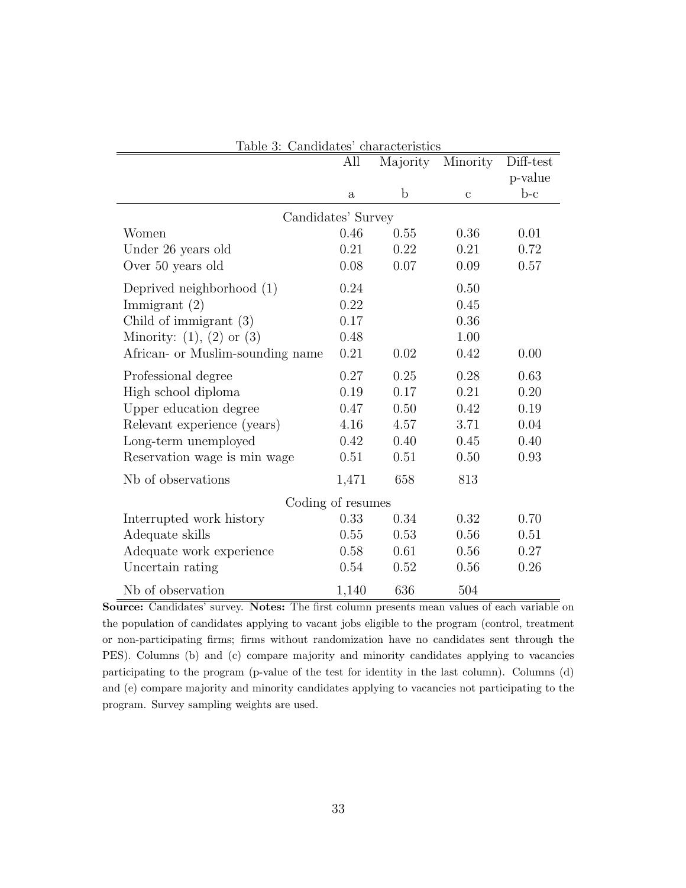Table 3: Candidates' characteristics

| | All | Majority | Minority | Diff-test p-value |
|---|---|---|---|---|
| | a | b | c | b-c |
| Candidates' Survey | | | | |
| Women | 0.46 | 0.55 | 0.36 | 0.01 |
| Under 26 years old | 0.21 | 0.22 | 0.21 | 0.72 |
| Over 50 years old | 0.08 | 0.07 | 0.09 | 0.57 |
| Deprived neighborhood (1) | 0.24 | | 0.50 | |
| Immigrant (2) | 0.22 | | 0.45 | |
| Child of immigrant (3) | 0.17 | | 0.36 | |
| Minority: (1), (2) or (3) | 0.48 | | 1.00 | |
| African- or Muslim-sounding name | 0.21 | 0.02 | 0.42 | 0.00 |
| Professional degree | 0.27 | 0.25 | 0.28 | 0.63 |
| High school diploma | 0.19 | 0.17 | 0.21 | 0.20 |
| Upper education degree | 0.47 | 0.50 | 0.42 | 0.19 |
| Relevant experience (years) | 4.16 | 4.57 | 3.71 | 0.04 |
| Long-term unemployed | 0.42 | 0.40 | 0.45 | 0.40 |
| Reservation wage is min wage | 0.51 | 0.51 | 0.50 | 0.93 |
| Nb of observations | 1,471 | 658 | 813 | |
| Coding of resumes | | | | |
| Interrupted work history | 0.33 | 0.34 | 0.32 | 0.70 |
| Adequate skills | 0.55 | 0.53 | 0.56 | 0.51 |
| Adequate work experience | 0.58 | 0.61 | 0.56 | 0.27 |
| Uncertain rating | 0.54 | 0.52 | 0.56 | 0.26 |
| Nb of observation | 1,140 | 636 | 504 | |

**Source:** Candidates' survey. **Notes:** The first column presents mean values of each variable on the population of candidates applying to vacant jobs eligible to the program (control, treatment or non-participating firms; firms without randomization have no candidates sent through the PES). Columns (b) and (c) compare majority and minority candidates applying to vacancies participating to the program (p-value of the test for identity in the last column). Columns (d) and (e) compare majority and minority candidates applying to vacancies not participating to the program. Survey sampling weights are used.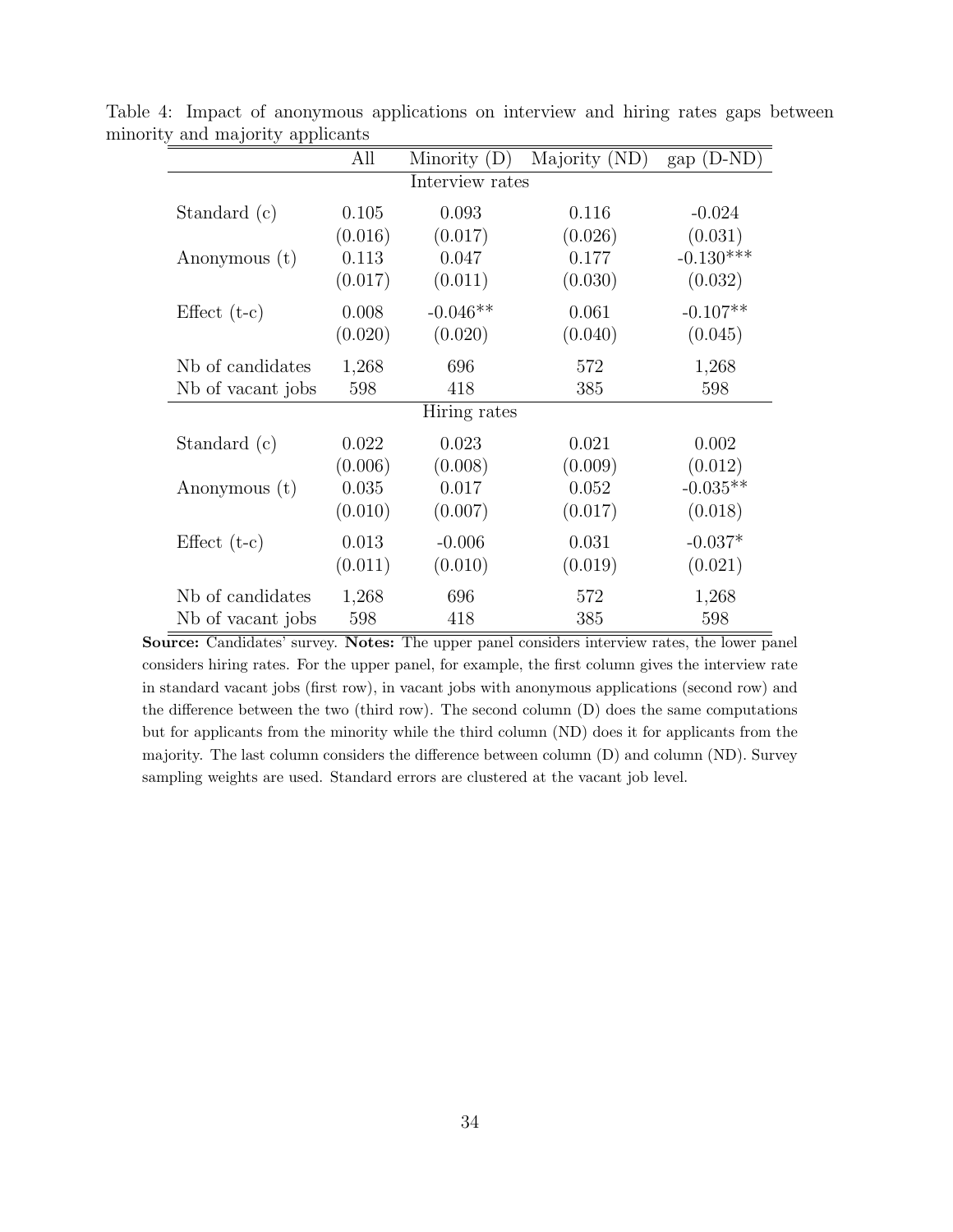Table 4: Impact of anonymous applications on interview and hiring rates gaps between minority and majority applicants

| | All | Minority (D) | Majority (ND) | gap (D-ND) |
|---|---|---|---|---|
| | | Interview rates | | |
| Standard (c) | 0.105 | 0.093 | 0.116 | -0.024 |
| | (0.016) | (0.017) | (0.026) | (0.031) |
| Anonymous (t) | 0.113 | 0.047 | 0.177 | -0.130*** |
| | (0.017) | (0.011) | (0.030) | (0.032) |
| Effect (t-c) | 0.008 | -0.046** | 0.061 | -0.107** |
| | (0.020) | (0.020) | (0.040) | (0.045) |
| Nb of candidates | 1,268 | 696 | 572 | 1,268 |
| Nb of vacant jobs | 598 | 418 | 385 | 598 |
| | | Hiring rates | | |
| Standard (c) | 0.022 | 0.023 | 0.021 | 0.002 |
| | (0.006) | (0.008) | (0.009) | (0.012) |
| Anonymous (t) | 0.035 | 0.017 | 0.052 | -0.035** |
| | (0.010) | (0.007) | (0.017) | (0.018) |
| Effect (t-c) | 0.013 | -0.006 | 0.031 | -0.037* |
| | (0.011) | (0.010) | (0.019) | (0.021) |
| Nb of candidates | 1,268 | 696 | 572 | 1,268 |
| Nb of vacant jobs | 598 | 418 | 385 | 598 |

**Source:** Candidates' survey. **Notes:** The upper panel considers interview rates, the lower panel considers hiring rates. For the upper panel, for example, the first column gives the interview rate in standard vacant jobs (first row), in vacant jobs with anonymous applications (second row) and the difference between the two (third row). The second column (D) does the same computations but for applicants from the minority while the third column (ND) does it for applicants from the majority. The last column considers the difference between column (D) and column (ND). Survey sampling weights are used. Standard errors are clustered at the vacant job level.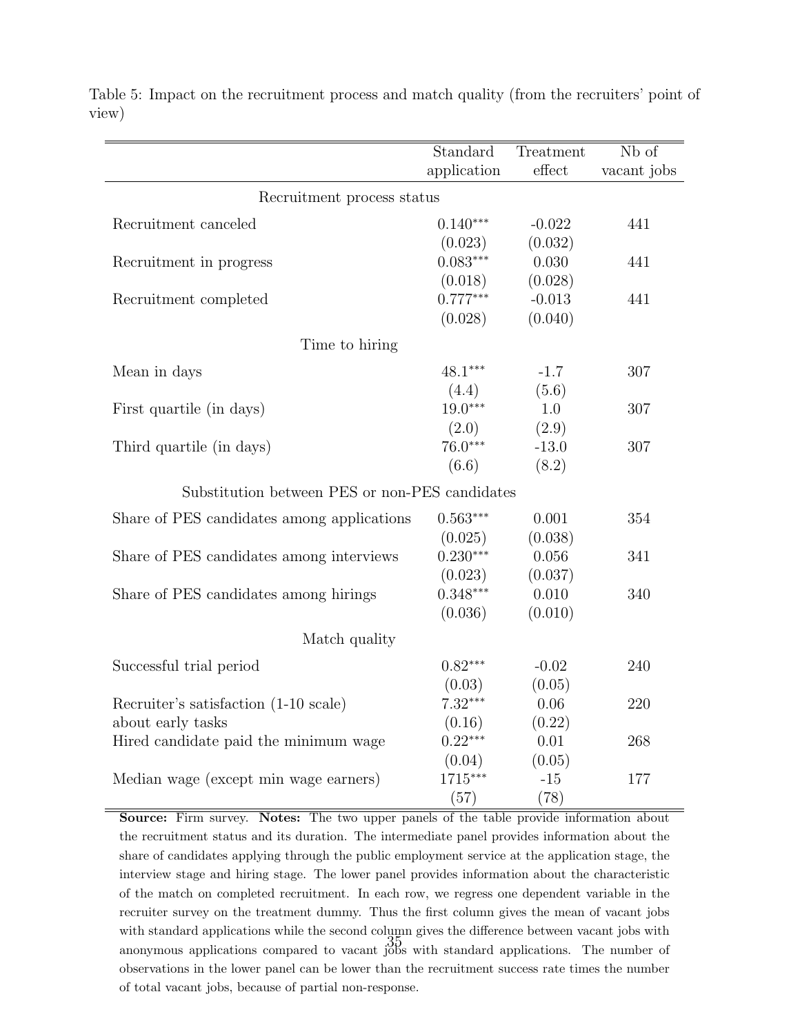Table 5: Impact on the recruitment process and match quality (from the recruiters' point of view)

| | Standard application | Treatment effect | Nb of vacant jobs |
|---|---|---|---|
| Recruitment process status | | | |
| Recruitment canceled | 0.140*** | -0.022 | 441 |
| | (0.023) | (0.032) | |
| Recruitment in progress | 0.083*** | 0.030 | 441 |
| | (0.018) | (0.028) | |
| Recruitment completed | 0.777*** | -0.013 | 441 |
| | (0.028) | (0.040) | |
| Time to hiring | | | |
| Mean in days | 48.1*** | -1.7 | 307 |
| | (4.4) | (5.6) | |
| First quartile (in days) | 19.0*** | 1.0 | 307 |
| | (2.0) | (2.9) | |
| Third quartile (in days) | 76.0*** | -13.0 | 307 |
| | (6.6) | (8.2) | |
| Substitution between PES or non-PES candidates | | | |
| Share of PES candidates among applications | 0.563*** | 0.001 | 354 |
| | (0.025) | (0.038) | |
| Share of PES candidates among interviews | 0.230*** | 0.056 | 341 |
| | (0.023) | (0.037) | |
| Share of PES candidates among hirings | 0.348*** | 0.010 | 340 |
| | (0.036) | (0.010) | |
| Match quality | | | |
| Successful trial period | 0.82*** | -0.02 | 240 |
| | (0.03) | (0.05) | |
| Recruiter's satisfaction (1-10 scale) about early tasks | 7.32*** | 0.06 | 220 |
| | (0.16) | (0.22) | |
| Hired candidate paid the minimum wage | 0.22*** | 0.01 | 268 |
| | (0.04) | (0.05) | |
| Median wage (except min wage earners) | 1715*** | -15 | 177 |
| | (57) | (78) | |

**Source:** Firm survey. **Notes:** The two upper panels of the table provide information about the recruitment status and its duration. The intermediate panel provides information about the share of candidates applying through the public employment service at the application stage, the interview stage and hiring stage. The lower panel provides information about the characteristic of the match on completed recruitment. In each row, we regress one dependent variable in the recruiter survey on the treatment dummy. Thus the first column gives the mean of vacant jobs with standard applications while the second column gives the difference between vacant jobs with anonymous applications compared to vacant jobs with standard applications. The number of observations in the lower panel can be lower than the recruitment success rate times the number of total vacant jobs, because of partial non-response.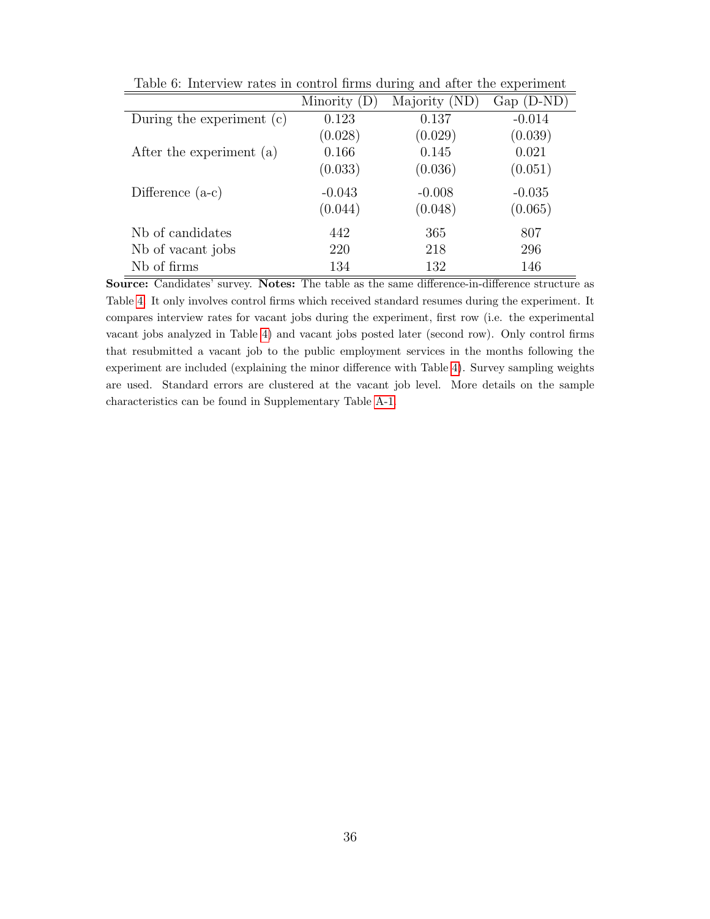Table 6: Interview rates in control firms during and after the experiment

| | Minority (D) | Majority (ND) | Gap (D-ND) |
|---|---|---|---|
| During the experiment (c) | 0.123 | 0.137 | -0.014 |
| | (0.028) | (0.029) | (0.039) |
| After the experiment (a) | 0.166 | 0.145 | 0.021 |
| | (0.033) | (0.036) | (0.051) |
| Difference (a-c) | -0.043 | -0.008 | -0.035 |
| | (0.044) | (0.048) | (0.065) |
| Nb of candidates | 442 | 365 | 807 |
| Nb of vacant jobs | 220 | 218 | 296 |
| Nb of firms | 134 | 132 | 146 |

**Source:** Candidates' survey. **Notes:** The table as the same difference-in-difference structure as Table 4. It only involves control firms which received standard resumes during the experiment. It compares interview rates for vacant jobs during the experiment, first row (i.e. the experimental vacant jobs analyzed in Table 4) and vacant jobs posted later (second row). Only control firms that resubmitted a vacant job to the public employment services in the months following the experiment are included (explaining the minor difference with Table 4). Survey sampling weights are used. Standard errors are clustered at the vacant job level. More details on the sample characteristics can be found in Supplementary Table A-1.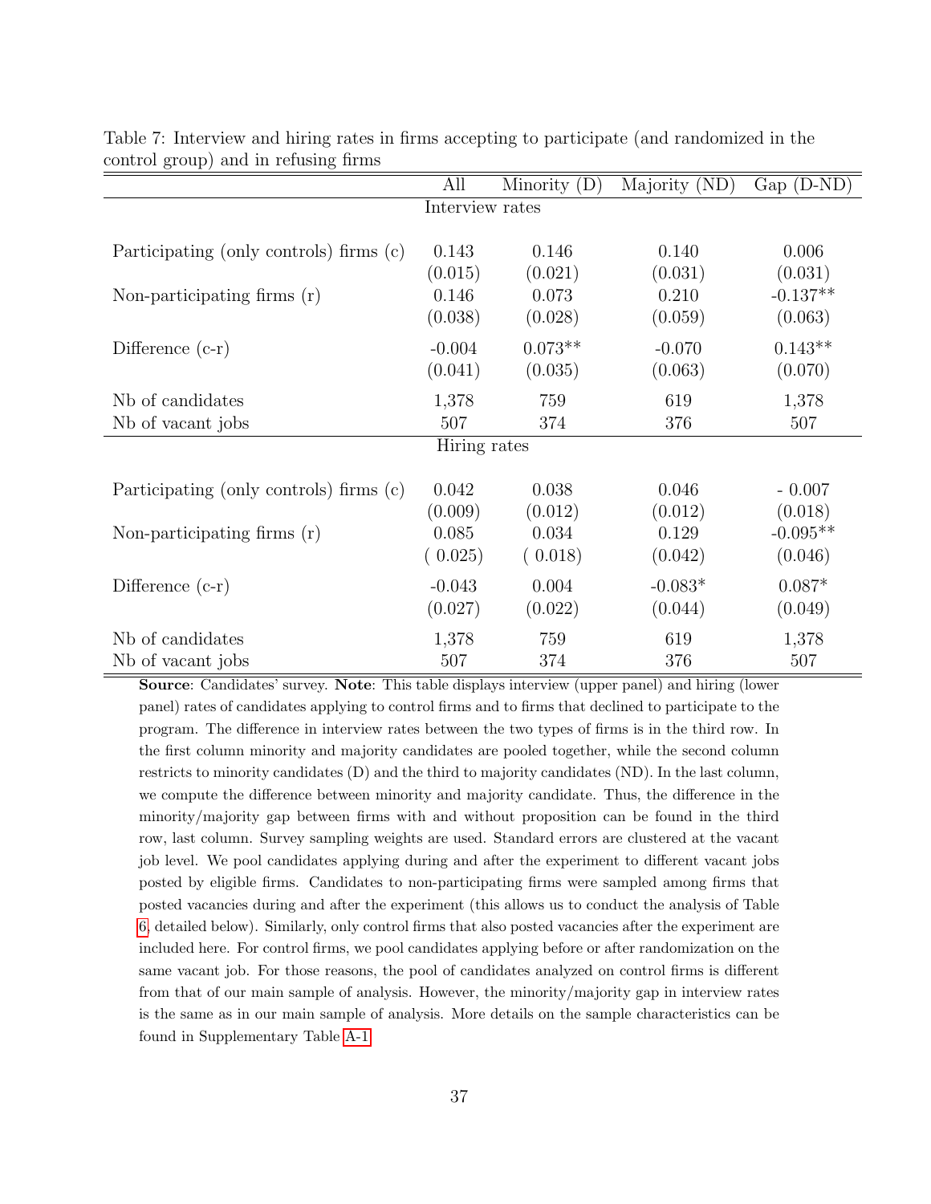Table 7: Interview and hiring rates in firms accepting to participate (and randomized in the control group) and in refusing firms

| | All | Minority (D) | Majority (ND) | Gap (D-ND) |
|---|---|---|---|---|
| **Interview rates** | | | | |
| Participating (only controls) firms (c) | 0.143 | 0.146 | 0.140 | 0.006 |
| | (0.015) | (0.021) | (0.031) | (0.031) |
| Non-participating firms (r) | 0.146 | 0.073 | 0.210 | -0.137** |
| | (0.038) | (0.028) | (0.059) | (0.063) |
| Difference (c-r) | -0.004 | 0.073** | -0.070 | 0.143** |
| | (0.041) | (0.035) | (0.063) | (0.070) |
| Nb of candidates | 1,378 | 759 | 619 | 1,378 |
| Nb of vacant jobs | 507 | 374 | 376 | 507 |
| **Hiring rates** | | | | |
| Participating (only controls) firms (c) | 0.042 | 0.038 | 0.046 | - 0.007 |
| | (0.009) | (0.012) | (0.012) | (0.018) |
| Non-participating firms (r) | 0.085 | 0.034 | 0.129 | -0.095** |
| | ( 0.025) | ( 0.018) | (0.042) | (0.046) |
| Difference (c-r) | -0.043 | 0.004 | -0.083* | 0.087* |
| | (0.027) | (0.022) | (0.044) | (0.049) |
| Nb of candidates | 1,378 | 759 | 619 | 1,378 |
| Nb of vacant jobs | 507 | 374 | 376 | 507 |

**Source**: Candidates' survey. **Note**: This table displays interview (upper panel) and hiring (lower panel) rates of candidates applying to control firms and to firms that declined to participate to the program. The difference in interview rates between the two types of firms is in the third row. In the first column minority and majority candidates are pooled together, while the second column restricts to minority candidates (D) and the third to majority candidates (ND). In the last column, we compute the difference between minority and majority candidate. Thus, the difference in the minority/majority gap between firms with and without proposition can be found in the third row, last column. Survey sampling weights are used. Standard errors are clustered at the vacant job level. We pool candidates applying during and after the experiment to different vacant jobs posted by eligible firms. Candidates to non-participating firms were sampled among firms that posted vacancies during and after the experiment (this allows us to conduct the analysis of Table 6, detailed below). Similarly, only control firms that also posted vacancies after the experiment are included here. For control firms, we pool candidates applying before or after randomization on the same vacant job. For those reasons, the pool of candidates analyzed on control firms is different from that of our main sample of analysis. However, the minority/majority gap in interview rates is the same as in our main sample of analysis. More details on the sample characteristics can be found in Supplementary Table A-1.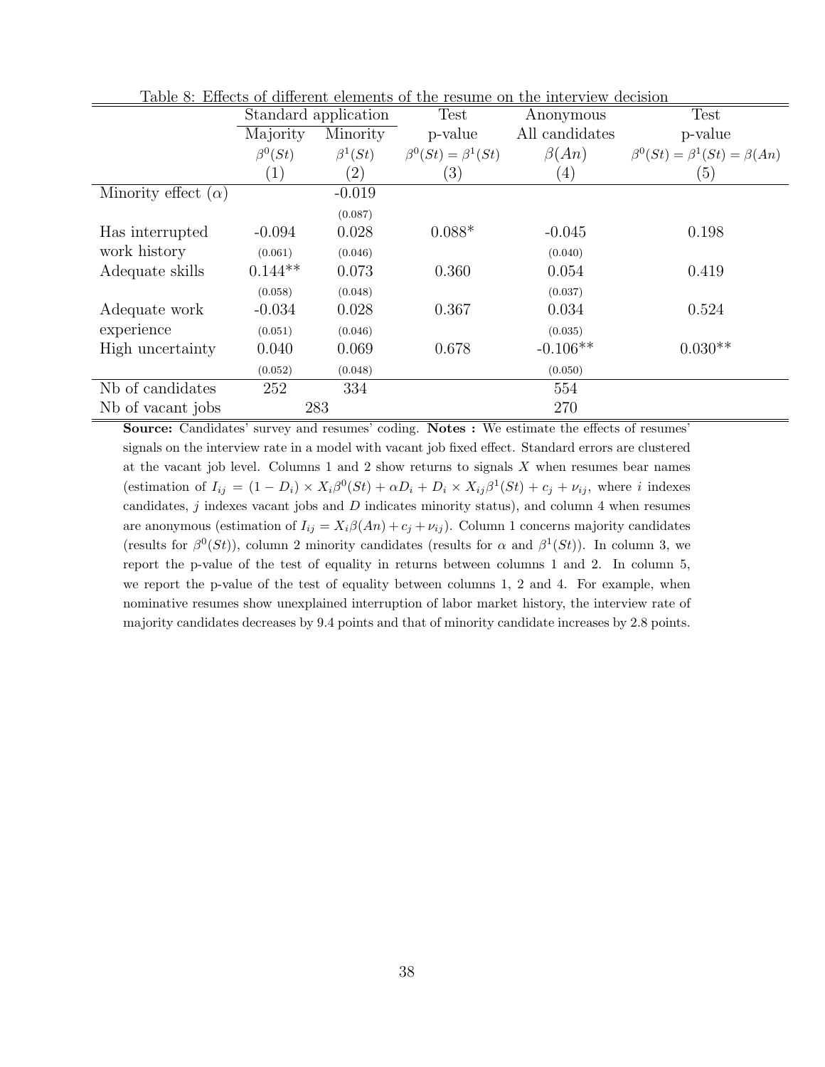Table 8: Effects of different elements of the resume on the interview decision

| | Standard application | | Test | Anonymous | Test |
|---|---|---|---|---|---|
| | Majority | Minority | p-value | All candidates | p-value |
| | $\beta^0(St)$ | $\beta^1(St)$ | $\beta^0(St) = \beta^1(St)$ | $\beta(An)$ | $\beta^0(St) = \beta^1(St) = \beta(An)$ |
| | (1) | (2) | (3) | (4) | (5) |
| Minority effect ($\alpha$) | | -0.019 | | | |
| | | (0.087) | | | |
| Has interrupted work history | -0.094 | 0.028 | 0.088* | -0.045 | 0.198 |
| | (0.061) | (0.046) | | (0.040) | |
| Adequate skills | 0.144** | 0.073 | 0.360 | 0.054 | 0.419 |
| | (0.058) | (0.048) | | (0.037) | |
| Adequate work experience | -0.034 | 0.028 | 0.367 | 0.034 | 0.524 |
| | (0.051) | (0.046) | | (0.035) | |
| High uncertainty | 0.040 | 0.069 | 0.678 | -0.106** | 0.030** |
| | (0.052) | (0.048) | | (0.050) | |
| Nb of candidates | 252 | 334 | | 554 | |
| Nb of vacant jobs | 283 | | | 270 | |

**Source:** Candidates' survey and resumes' coding. **Notes :** We estimate the effects of resumes' signals on the interview rate in a model with vacant job fixed effect. Standard errors are clustered at the vacant job level. Columns 1 and 2 show returns to signals $X$ when resumes bear names (estimation of $I_{ij} = (1 - D_i) \times X_i\beta^0(St) + \alpha D_i + D_i \times X_{ij}\beta^1(St) + c_j + \nu_{ij}$, where $i$ indexes candidates, $j$ indexes vacant jobs and $D$ indicates minority status), and column 4 when resumes are anonymous (estimation of $I_{ij} = X_i\beta(An) + c_j + \nu_{ij}$). Column 1 concerns majority candidates (results for $\beta^0(St)$), column 2 minority candidates (results for $\alpha$ and $\beta^1(St)$). In column 3, we report the p-value of the test of equality in returns between columns 1 and 2. In column 5, we report the p-value of the test of equality between columns 1, 2 and 4. For example, when nominative resumes show unexplained interruption of labor market history, the interview rate of majority candidates decreases by 9.4 points and that of minority candidate increases by 2.8 points.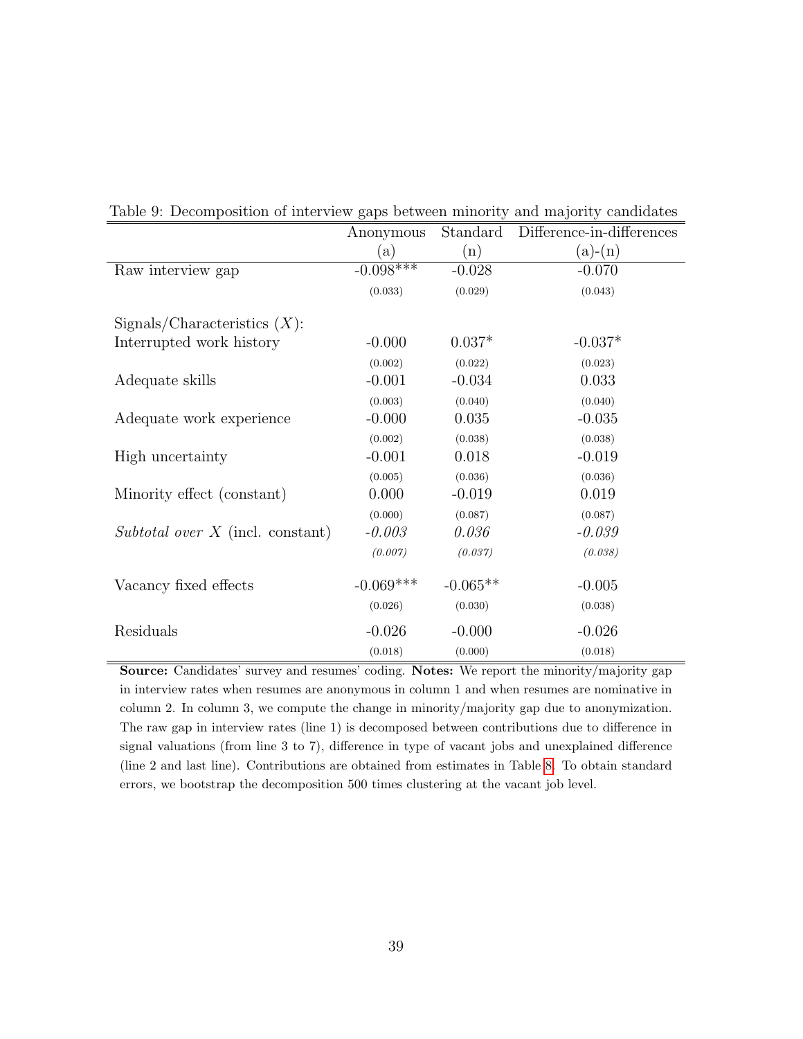Table 9: Decomposition of interview gaps between minority and majority candidates

| | Anonymous | Standard | Difference-in-differences |
|---|---|---|---|
| | (a) | (n) | (a)-(n) |
| Raw interview gap | -0.098*** | -0.028 | -0.070 |
| | (0.033) | (0.029) | (0.043) |
| Signals/Characteristics ($X$): | | | |
| Interrupted work history | -0.000 | 0.037* | -0.037* |
| | (0.002) | (0.022) | (0.023) |
| Adequate skills | -0.001 | -0.034 | 0.033 |
| | (0.003) | (0.040) | (0.040) |
| Adequate work experience | -0.000 | 0.035 | -0.035 |
| | (0.002) | (0.038) | (0.038) |
| High uncertainty | -0.001 | 0.018 | -0.019 |
| | (0.005) | (0.036) | (0.036) |
| Minority effect (constant) | 0.000 | -0.019 | 0.019 |
| | (0.000) | (0.087) | (0.087) |
| *Subtotal over* $X$ (incl. constant) | *-0.003* | *0.036* | *-0.039* |
| | *(0.007)* | *(0.037)* | *(0.038)* |
| Vacancy fixed effects | -0.069*** | -0.065** | -0.005 |
| | (0.026) | (0.030) | (0.038) |
| Residuals | -0.026 | -0.000 | -0.026 |
| | (0.018) | (0.000) | (0.018) |

**Source:** Candidates' survey and resumes' coding. **Notes:** We report the minority/majority gap in interview rates when resumes are anonymous in column 1 and when resumes are nominative in column 2. In column 3, we compute the change in minority/majority gap due to anonymization. The raw gap in interview rates (line 1) is decomposed between contributions due to difference in signal valuations (from line 3 to 7), difference in type of vacant jobs and unexplained difference (line 2 and last line). Contributions are obtained from estimates in Table 8. To obtain standard errors, we bootstrap the decomposition 500 times clustering at the vacant job level.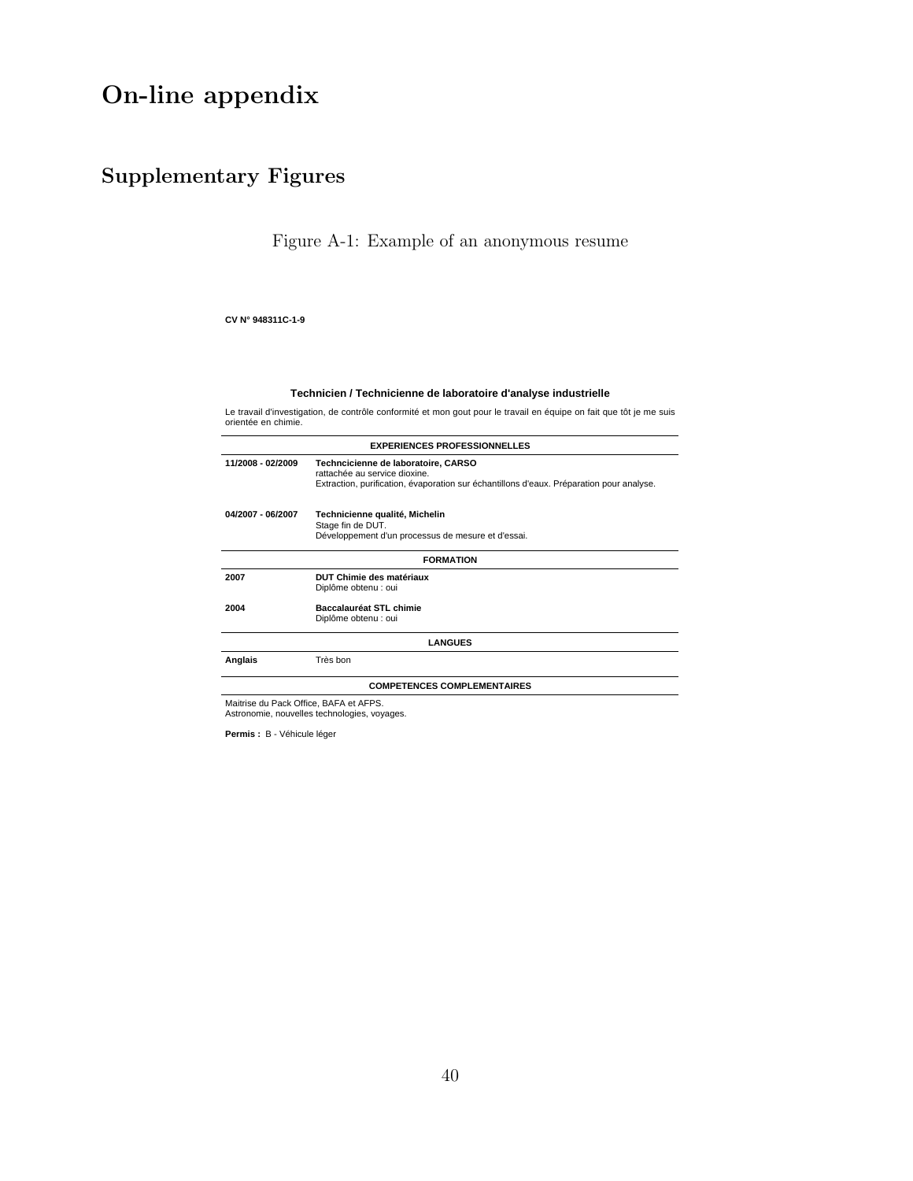# On-line appendix

## Supplementary Figures

Figure A-1: Example of an anonymous resume

**CV N° 948311C-1-9**

**Technicien / Technicienne de laboratoire d'analyse industrielle**

Le travail d'investigation, de contrôle conformité et mon gout pour le travail en équipe on fait que tôt je me suis orientée en chimie.

**EXPERIENCES PROFESSIONNELLES**

**11/2008 - 02/2009** — **Techncicienne de laboratoire, CARSO**
rattachée au service dioxine.
Extraction, purification, évaporation sur échantillons d'eaux. Préparation pour analyse.

**04/2007 - 06/2007** — **Technicienne qualité, Michelin**
Stage fin de DUT.
Développement d'un processus de mesure et d'essai.

**FORMATION**

**2007** — **DUT Chimie des matériaux**
Diplôme obtenu : oui

**2004** — **Baccalauréat STL chimie**
Diplôme obtenu : oui

**LANGUES**

**Anglais** — Très bon

**COMPETENCES COMPLEMENTAIRES**

Maitrise du Pack Office, BAFA et AFPS.
Astronomie, nouvelles technologies, voyages.

**Permis :** B - Véhicule léger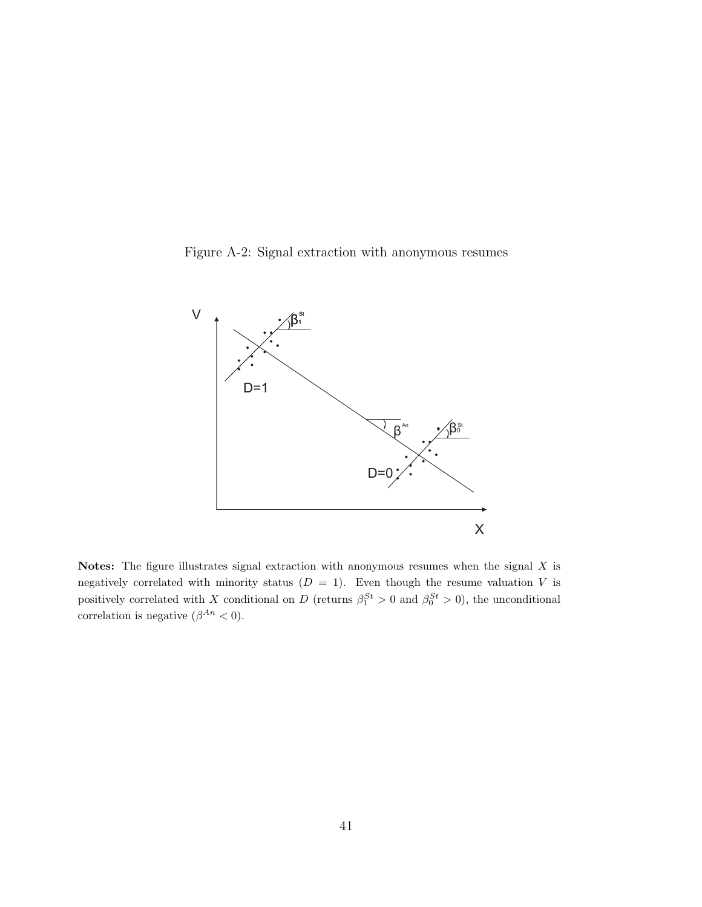Figure A-2: Signal extraction with anonymous resumes

**Notes:** The figure illustrates signal extraction with anonymous resumes when the signal $X$ is negatively correlated with minority status ($D = 1$). Even though the resume valuation $V$ is positively correlated with $X$ conditional on $D$ (returns $\beta_1^{St} > 0$ and $\beta_0^{St} > 0$), the unconditional correlation is negative ($\beta^{An} < 0$).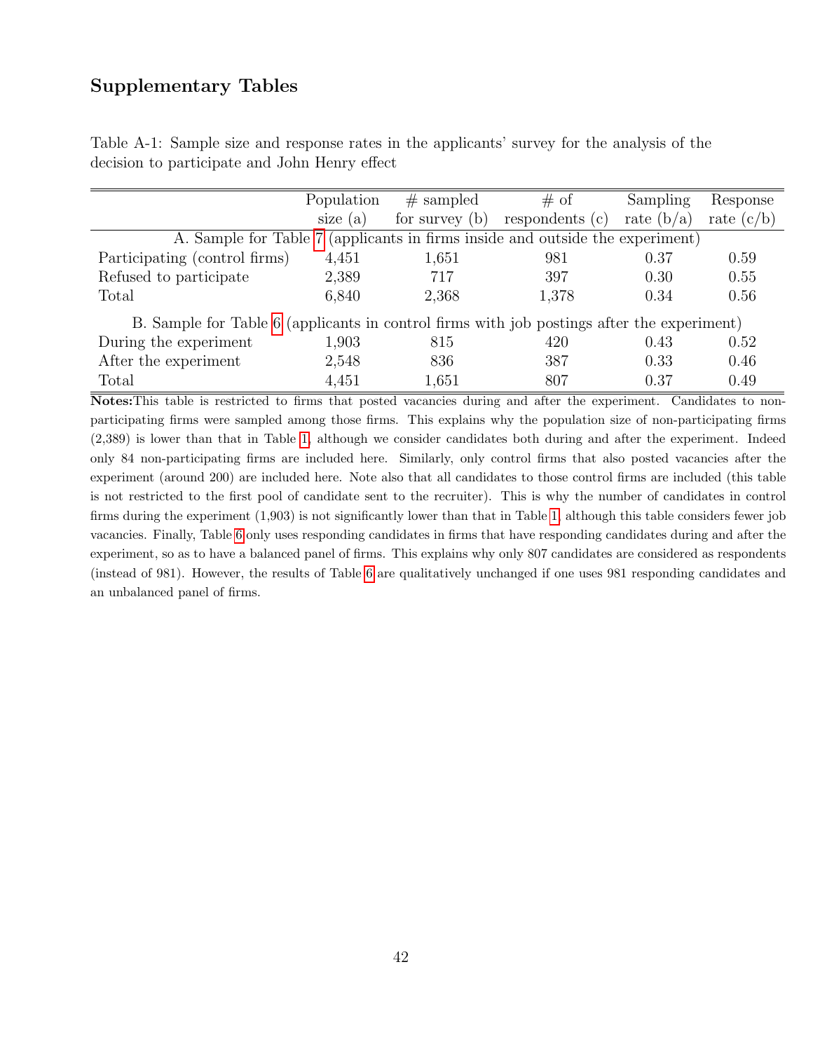## Supplementary Tables

Table A-1: Sample size and response rates in the applicants' survey for the analysis of the decision to participate and John Henry effect

| | Population size (a) | # sampled for survey (b) | # of respondents (c) | Sampling rate (b/a) | Response rate (c/b) |
|---|---|---|---|---|---|
| A. Sample for Table 7 (applicants in firms inside and outside the experiment) | | | | | |
| Participating (control firms) | 4,451 | 1,651 | 981 | 0.37 | 0.59 |
| Refused to participate | 2,389 | 717 | 397 | 0.30 | 0.55 |
| Total | 6,840 | 2,368 | 1,378 | 0.34 | 0.56 |
| B. Sample for Table 6 (applicants in control firms with job postings after the experiment) | | | | | |
| During the experiment | 1,903 | 815 | 420 | 0.43 | 0.52 |
| After the experiment | 2,548 | 836 | 387 | 0.33 | 0.46 |
| Total | 4,451 | 1,651 | 807 | 0.37 | 0.49 |

**Notes:** This table is restricted to firms that posted vacancies during and after the experiment. Candidates to non-participating firms were sampled among those firms. This explains why the population size of non-participating firms (2,389) is lower than that in Table 1, although we consider candidates both during and after the experiment. Indeed only 84 non-participating firms are included here. Similarly, only control firms that also posted vacancies after the experiment (around 200) are included here. Note also that all candidates to those control firms are included (this table is not restricted to the first pool of candidate sent to the recruiter). This is why the number of candidates in control firms during the experiment (1,903) is not significantly lower than that in Table 1, although this table considers fewer job vacancies. Finally, Table 6 only uses responding candidates in firms that have responding candidates during and after the experiment, so as to have a balanced panel of firms. This explains why only 807 candidates are considered as respondents (instead of 981). However, the results of Table 6 are qualitatively unchanged if one uses 981 responding candidates and an unbalanced panel of firms.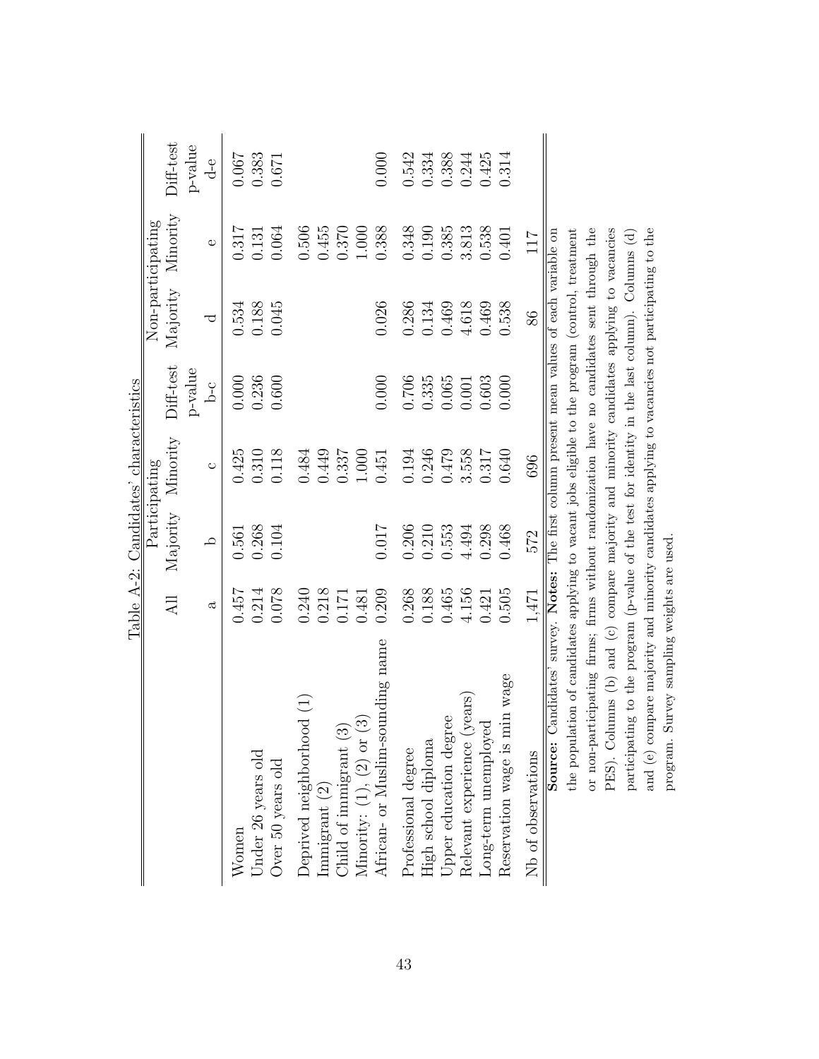Table A-2: Candidates' characteristics

| | All | Participating | | Diff-test | Non-participating | | Diff-test |
|---|---|---|---|---|---|---|---|
| | | Majority | Minority | p-value | Majority | Minority | p-value |
| | a | b | c | b-c | d | e | d-e |
| Women | 0.457 | 0.561 | 0.425 | 0.000 | 0.534 | 0.317 | 0.067 |
| Under 26 years old | 0.214 | 0.268 | 0.310 | 0.236 | 0.188 | 0.131 | 0.383 |
| Over 50 years old | 0.078 | 0.104 | 0.118 | 0.600 | 0.045 | 0.064 | 0.671 |
| Deprived neighborhood (1) | 0.240 | | 0.484 | | | 0.506 | |
| Immigrant (2) | 0.218 | | 0.449 | | | 0.455 | |
| Child of immigrant (3) | 0.171 | | 0.337 | | | 0.370 | |
| Minority: (1), (2) or (3) | 0.481 | | 1.000 | | | 1.000 | |
| African- or Muslim-sounding name | 0.209 | 0.017 | 0.451 | 0.000 | 0.026 | 0.388 | 0.000 |
| Professional degree | 0.268 | 0.206 | 0.194 | 0.706 | 0.286 | 0.348 | 0.542 |
| High school diploma | 0.188 | 0.210 | 0.246 | 0.335 | 0.134 | 0.190 | 0.334 |
| Upper education degree | 0.465 | 0.553 | 0.479 | 0.065 | 0.469 | 0.385 | 0.388 |
| Relevant experience (years) | 4.156 | 4.494 | 3.558 | 0.001 | 4.618 | 3.813 | 0.244 |
| Long-term unemployed | 0.421 | 0.298 | 0.317 | 0.603 | 0.469 | 0.538 | 0.425 |
| Reservation wage is min wage | 0.505 | 0.468 | 0.640 | 0.000 | 0.538 | 0.401 | 0.314 |
| Nb of observations | 1,471 | 572 | 696 | | 86 | 117 | |

**Source:** Candidates' survey. **Notes:** The first column present mean values of each variable on the population of candidates applying to vacant jobs eligible to the program (control, treatment or non-participating firms; firms without randomization have no candidates sent through the PES). Columns (b) and (c) compare majority and minority candidates applying to vacancies participating to the program (p-value of the test for identity in the last column). Columns (d) and (e) compare majority and minority candidates applying to vacancies not participating to the program. Survey sampling weights are used.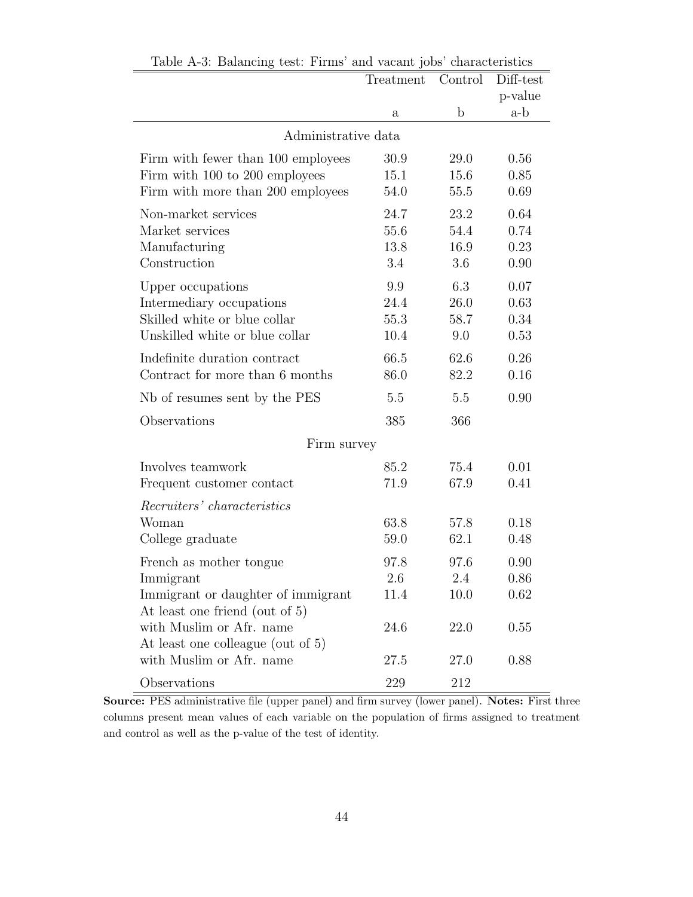Table A-3: Balancing test: Firms' and vacant jobs' characteristics

| | Treatment | Control | Diff-test p-value |
|---|---|---|---|
| | a | b | a-b |
| *Administrative data* | | | |
| Firm with fewer than 100 employees | 30.9 | 29.0 | 0.56 |
| Firm with 100 to 200 employees | 15.1 | 15.6 | 0.85 |
| Firm with more than 200 employees | 54.0 | 55.5 | 0.69 |
| Non-market services | 24.7 | 23.2 | 0.64 |
| Market services | 55.6 | 54.4 | 0.74 |
| Manufacturing | 13.8 | 16.9 | 0.23 |
| Construction | 3.4 | 3.6 | 0.90 |
| Upper occupations | 9.9 | 6.3 | 0.07 |
| Intermediary occupations | 24.4 | 26.0 | 0.63 |
| Skilled white or blue collar | 55.3 | 58.7 | 0.34 |
| Unskilled white or blue collar | 10.4 | 9.0 | 0.53 |
| Indefinite duration contract | 66.5 | 62.6 | 0.26 |
| Contract for more than 6 months | 86.0 | 82.2 | 0.16 |
| Nb of resumes sent by the PES | 5.5 | 5.5 | 0.90 |
| Observations | 385 | 366 | |
| *Firm survey* | | | |
| Involves teamwork | 85.2 | 75.4 | 0.01 |
| Frequent customer contact | 71.9 | 67.9 | 0.41 |
| *Recruiters' characteristics* | | | |
| Woman | 63.8 | 57.8 | 0.18 |
| College graduate | 59.0 | 62.1 | 0.48 |
| French as mother tongue | 97.8 | 97.6 | 0.90 |
| Immigrant | 2.6 | 2.4 | 0.86 |
| Immigrant or daughter of immigrant | 11.4 | 10.0 | 0.62 |
| At least one friend (out of 5) with Muslim or Afr. name | 24.6 | 22.0 | 0.55 |
| At least one colleague (out of 5) with Muslim or Afr. name | 27.5 | 27.0 | 0.88 |
| Observations | 229 | 212 | |

**Source:** PES administrative file (upper panel) and firm survey (lower panel). **Notes:** First three columns present mean values of each variable on the population of firms assigned to treatment and control as well as the p-value of the test of identity.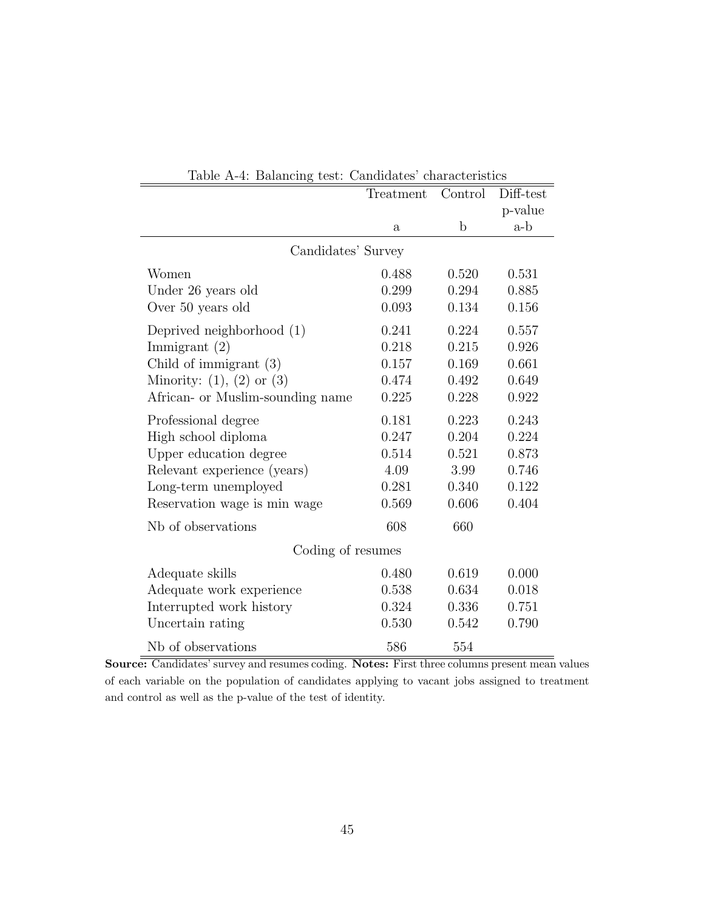Table A-4: Balancing test: Candidates' characteristics

| | Treatment | Control | Diff-test p-value |
|---|---|---|---|
| | a | b | a-b |
| **Candidates' Survey** | | | |
| Women | 0.488 | 0.520 | 0.531 |
| Under 26 years old | 0.299 | 0.294 | 0.885 |
| Over 50 years old | 0.093 | 0.134 | 0.156 |
| Deprived neighborhood (1) | 0.241 | 0.224 | 0.557 |
| Immigrant (2) | 0.218 | 0.215 | 0.926 |
| Child of immigrant (3) | 0.157 | 0.169 | 0.661 |
| Minority: (1), (2) or (3) | 0.474 | 0.492 | 0.649 |
| African- or Muslim-sounding name | 0.225 | 0.228 | 0.922 |
| Professional degree | 0.181 | 0.223 | 0.243 |
| High school diploma | 0.247 | 0.204 | 0.224 |
| Upper education degree | 0.514 | 0.521 | 0.873 |
| Relevant experience (years) | 4.09 | 3.99 | 0.746 |
| Long-term unemployed | 0.281 | 0.340 | 0.122 |
| Reservation wage is min wage | 0.569 | 0.606 | 0.404 |
| Nb of observations | 608 | 660 | |
| **Coding of resumes** | | | |
| Adequate skills | 0.480 | 0.619 | 0.000 |
| Adequate work experience | 0.538 | 0.634 | 0.018 |
| Interrupted work history | 0.324 | 0.336 | 0.751 |
| Uncertain rating | 0.530 | 0.542 | 0.790 |
| Nb of observations | 586 | 554 | |

**Source:** Candidates' survey and resumes coding. **Notes:** First three columns present mean values of each variable on the population of candidates applying to vacant jobs assigned to treatment and control as well as the p-value of the test of identity.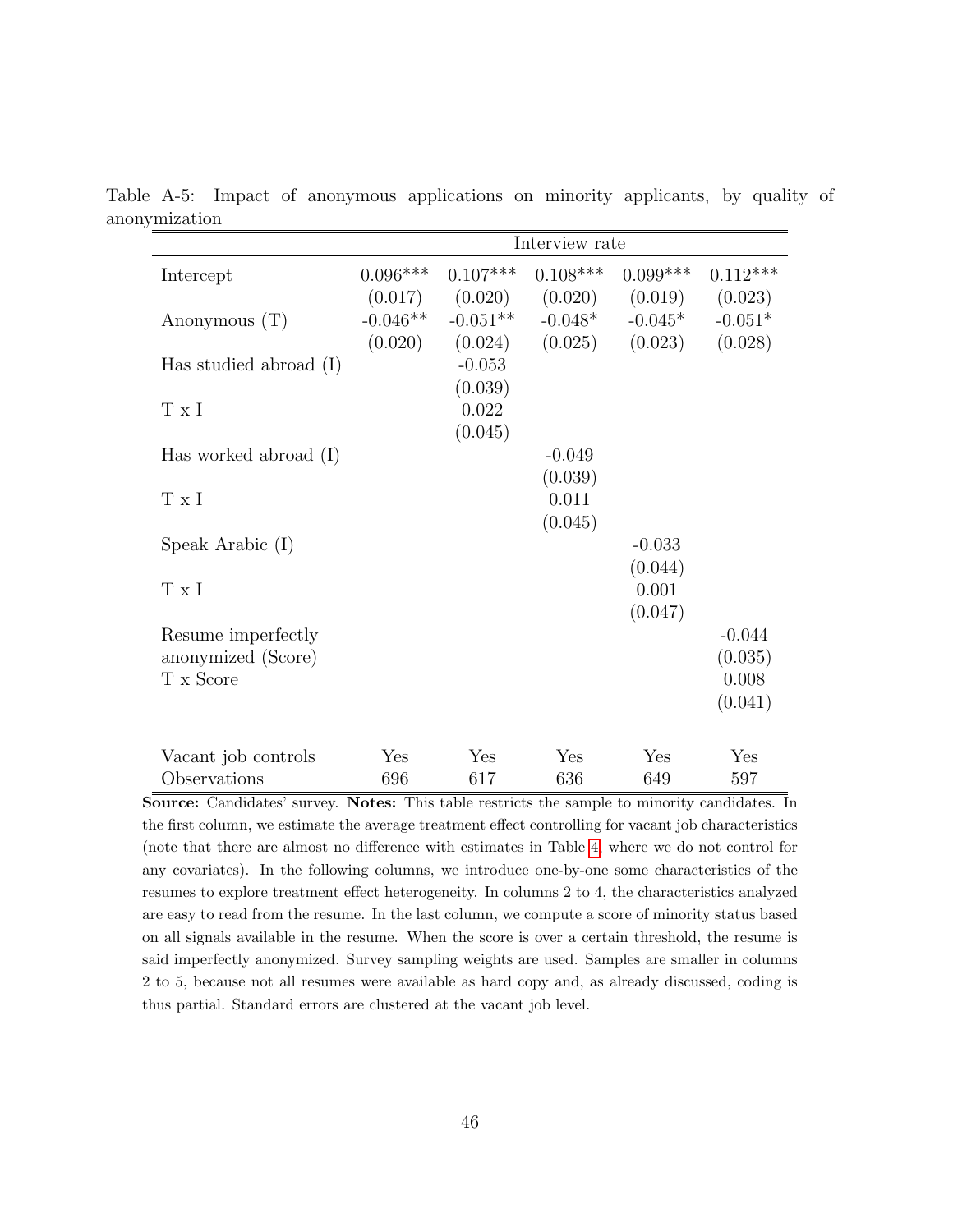Table A-5: Impact of anonymous applications on minority applicants, by quality of anonymization

| | Interview rate | | | | |
|---|---|---|---|---|---|
| Intercept | 0.096*** | 0.107*** | 0.108*** | 0.099*** | 0.112*** |
| | (0.017) | (0.020) | (0.020) | (0.019) | (0.023) |
| Anonymous (T) | -0.046** | -0.051** | -0.048* | -0.045* | -0.051* |
| | (0.020) | (0.024) | (0.025) | (0.023) | (0.028) |
| Has studied abroad (I) | | -0.053 | | | |
| | | (0.039) | | | |
| T x I | | 0.022 | | | |
| | | (0.045) | | | |
| Has worked abroad (I) | | | -0.049 | | |
| | | | (0.039) | | |
| T x I | | | 0.011 | | |
| | | | (0.045) | | |
| Speak Arabic (I) | | | | -0.033 | |
| | | | | (0.044) | |
| T x I | | | | 0.001 | |
| | | | | (0.047) | |
| Resume imperfectly anonymized (Score) | | | | | -0.044 |
| | | | | | (0.035) |
| T x Score | | | | | 0.008 |
| | | | | | (0.041) |
| Vacant job controls | Yes | Yes | Yes | Yes | Yes |
| Observations | 696 | 617 | 636 | 649 | 597 |

**Source:** Candidates' survey. **Notes:** This table restricts the sample to minority candidates. In the first column, we estimate the average treatment effect controlling for vacant job characteristics (note that there are almost no difference with estimates in Table 4, where we do not control for any covariates). In the following columns, we introduce one-by-one some characteristics of the resumes to explore treatment effect heterogeneity. In columns 2 to 4, the characteristics analyzed are easy to read from the resume. In the last column, we compute a score of minority status based on all signals available in the resume. When the score is over a certain threshold, the resume is said imperfectly anonymized. Survey sampling weights are used. Samples are smaller in columns 2 to 5, because not all resumes were available as hard copy and, as already discussed, coding is thus partial. Standard errors are clustered at the vacant job level.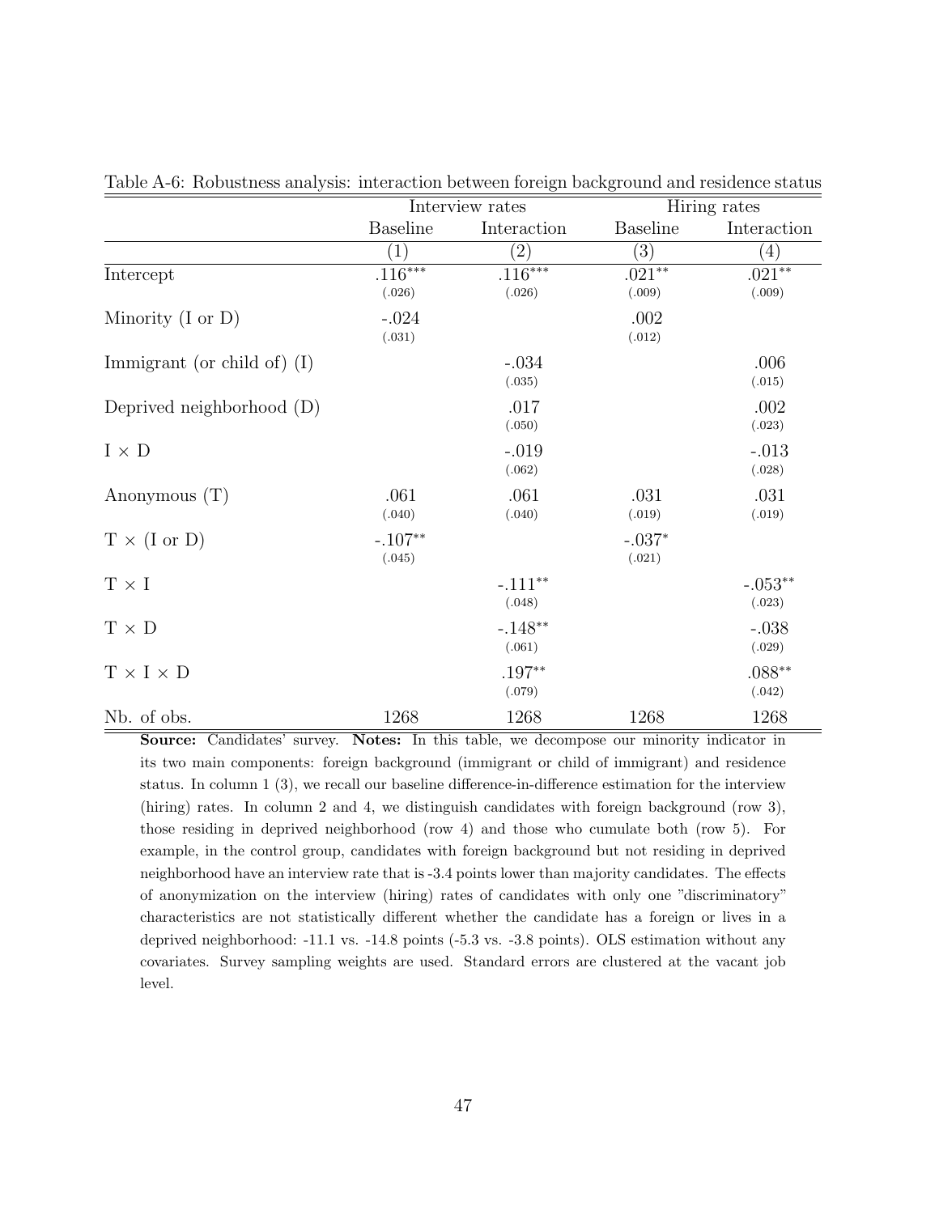Table A-6: Robustness analysis: interaction between foreign background and residence status

| | Interview rates | | Hiring rates | |
|---|---|---|---|---|
| | Baseline | Interaction | Baseline | Interaction |
| | (1) | (2) | (3) | (4) |
| Intercept | .116*** (.026) | .116*** (.026) | .021** (.009) | .021** (.009) |
| Minority (I or D) | -.024 (.031) | | .002 (.012) | |
| Immigrant (or child of) (I) | | -.034 (.035) | | .006 (.015) |
| Deprived neighborhood (D) | | .017 (.050) | | .002 (.023) |
| I × D | | -.019 (.062) | | -.013 (.028) |
| Anonymous (T) | .061 (.040) | .061 (.040) | .031 (.019) | .031 (.019) |
| T × (I or D) | -.107** (.045) | | -.037* (.021) | |
| T × I | | -.111** (.048) | | -.053** (.023) |
| T × D | | -.148** (.061) | | -.038 (.029) |
| T × I × D | | .197** (.079) | | .088** (.042) |
| Nb. of obs. | 1268 | 1268 | 1268 | 1268 |

**Source:** Candidates' survey. **Notes:** In this table, we decompose our minority indicator in its two main components: foreign background (immigrant or child of immigrant) and residence status. In column 1 (3), we recall our baseline difference-in-difference estimation for the interview (hiring) rates. In column 2 and 4, we distinguish candidates with foreign background (row 3), those residing in deprived neighborhood (row 4) and those who cumulate both (row 5). For example, in the control group, candidates with foreign background but not residing in deprived neighborhood have an interview rate that is -3.4 points lower than majority candidates. The effects of anonymization on the interview (hiring) rates of candidates with only one "discriminatory" characteristics are not statistically different whether the candidate has a foreign or lives in a deprived neighborhood: -11.1 vs. -14.8 points (-5.3 vs. -3.8 points). OLS estimation without any covariates. Survey sampling weights are used. Standard errors are clustered at the vacant job level.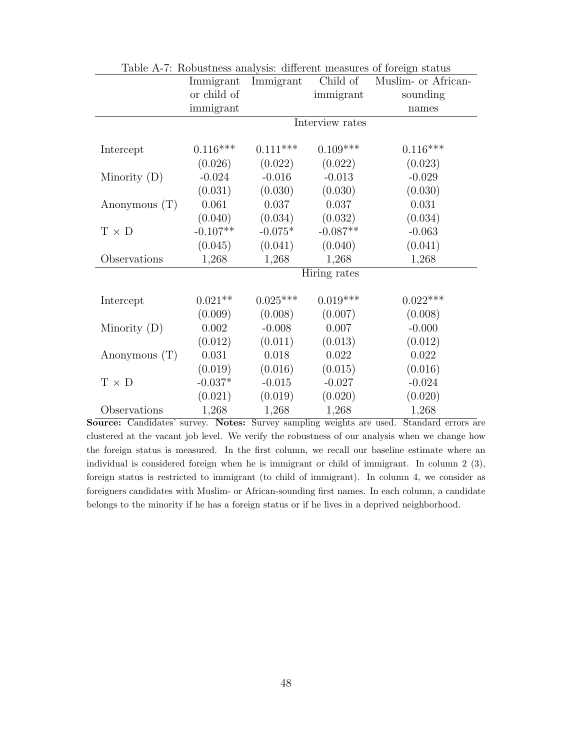Table A-7: Robustness analysis: different measures of foreign status

| | Immigrant or child of immigrant | Immigrant | Child of immigrant | Muslim- or African-sounding names |
|---|---|---|---|---|
| | Interview rates | | | |
| Intercept | 0.116*** | 0.111*** | 0.109*** | 0.116*** |
| | (0.026) | (0.022) | (0.022) | (0.023) |
| Minority (D) | -0.024 | -0.016 | -0.013 | -0.029 |
| | (0.031) | (0.030) | (0.030) | (0.030) |
| Anonymous (T) | 0.061 | 0.037 | 0.037 | 0.031 |
| | (0.040) | (0.034) | (0.032) | (0.034) |
| T × D | -0.107** | -0.075* | -0.087** | -0.063 |
| | (0.045) | (0.041) | (0.040) | (0.041) |
| Observations | 1,268 | 1,268 | 1,268 | 1,268 |
| | Hiring rates | | | |
| Intercept | 0.021** | 0.025*** | 0.019*** | 0.022*** |
| | (0.009) | (0.008) | (0.007) | (0.008) |
| Minority (D) | 0.002 | -0.008 | 0.007 | -0.000 |
| | (0.012) | (0.011) | (0.013) | (0.012) |
| Anonymous (T) | 0.031 | 0.018 | 0.022 | 0.022 |
| | (0.019) | (0.016) | (0.015) | (0.016) |
| T × D | -0.037* | -0.015 | -0.027 | -0.024 |
| | (0.021) | (0.019) | (0.020) | (0.020) |
| Observations | 1,268 | 1,268 | 1,268 | 1,268 |

**Source:** Candidates' survey. **Notes:** Survey sampling weights are used. Standard errors are clustered at the vacant job level. We verify the robustness of our analysis when we change how the foreign status is measured. In the first column, we recall our baseline estimate where an individual is considered foreign when he is immigrant or child of immigrant. In column 2 (3), foreign status is restricted to immigrant (to child of immigrant). In column 4, we consider as foreigners candidates with Muslim- or African-sounding first names. In each column, a candidate belongs to the minority if he has a foreign status or if he lives in a deprived neighborhood.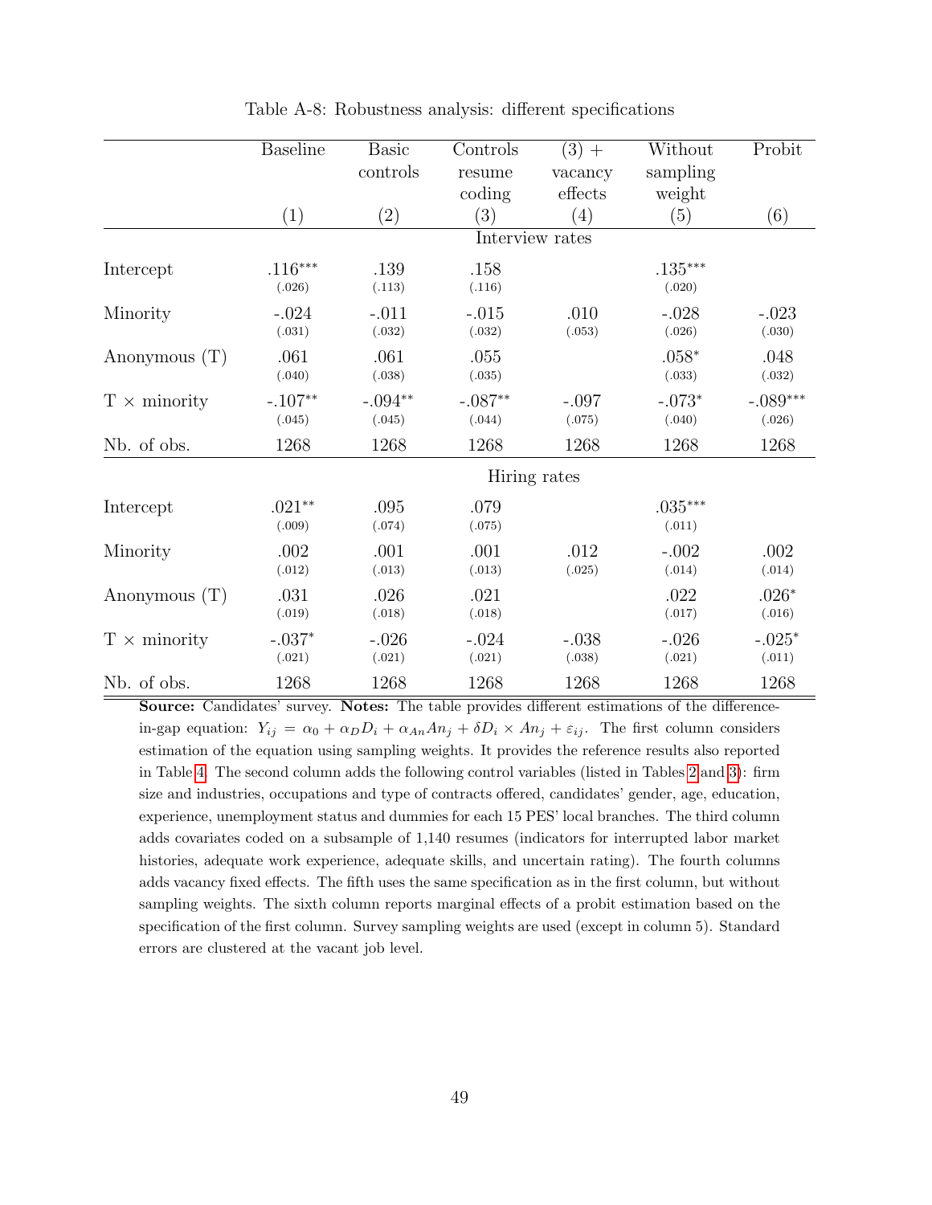Table A-8: Robustness analysis: different specifications

| | Baseline | Basic controls | Controls resume coding | (3) + vacancy effects | Without sampling weight | Probit |
|---|---|---|---|---|---|---|
| | (1) | (2) | (3) | (4) | (5) | (6) |
| | | | Interview rates | | | |
| Intercept | .116*** | .139 | .158 | | .135*** | |
| | (.026) | (.113) | (.116) | | (.020) | |
| Minority | -.024 | -.011 | -.015 | .010 | -.028 | -.023 |
| | (.031) | (.032) | (.032) | (.053) | (.026) | (.030) |
| Anonymous (T) | .061 | .061 | .055 | | .058* | .048 |
| | (.040) | (.038) | (.035) | | (.033) | (.032) |
| T $\times$ minority | -.107** | -.094** | -.087** | -.097 | -.073* | -.089*** |
| | (.045) | (.045) | (.044) | (.075) | (.040) | (.026) |
| Nb. of obs. | 1268 | 1268 | 1268 | 1268 | 1268 | 1268 |
| | | | Hiring rates | | | |
| Intercept | .021** | .095 | .079 | | .035*** | |
| | (.009) | (.074) | (.075) | | (.011) | |
| Minority | .002 | .001 | .001 | .012 | -.002 | .002 |
| | (.012) | (.013) | (.013) | (.025) | (.014) | (.014) |
| Anonymous (T) | .031 | .026 | .021 | | .022 | .026* |
| | (.019) | (.018) | (.018) | | (.017) | (.016) |
| T $\times$ minority | -.037* | -.026 | -.024 | -.038 | -.026 | -.025* |
| | (.021) | (.021) | (.021) | (.038) | (.021) | (.011) |
| Nb. of obs. | 1268 | 1268 | 1268 | 1268 | 1268 | 1268 |

**Source:** Candidates' survey. **Notes:** The table provides different estimations of the difference-in-gap equation: $Y_{ij} = \alpha_0 + \alpha_D D_i + \alpha_{An} An_j + \delta D_i \times An_j + \varepsilon_{ij}$. The first column considers estimation of the equation using sampling weights. It provides the reference results also reported in Table 4. The second column adds the following control variables (listed in Tables 2 and 3): firm size and industries, occupations and type of contracts offered, candidates' gender, age, education, experience, unemployment status and dummies for each 15 PES' local branches. The third column adds covariates coded on a subsample of 1,140 resumes (indicators for interrupted labor market histories, adequate work experience, adequate skills, and uncertain rating). The fourth columns adds vacancy fixed effects. The fifth uses the same specification as in the first column, but without sampling weights. The sixth column reports marginal effects of a probit estimation based on the specification of the first column. Survey sampling weights are used (except in column 5). Standard errors are clustered at the vacant job level.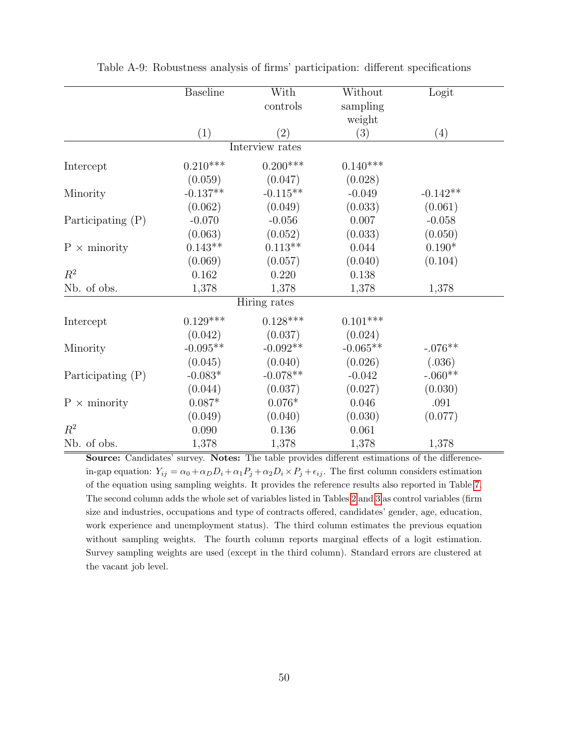Table A-9: Robustness analysis of firms' participation: different specifications

| | Baseline | With controls | Without sampling weight | Logit |
|---|---|---|---|---|
| | (1) | (2) | (3) | (4) |
| | | Interview rates | | |
| Intercept | 0.210*** | 0.200*** | 0.140*** | |
| | (0.059) | (0.047) | (0.028) | |
| Minority | -0.137** | -0.115** | -0.049 | -0.142** |
| | (0.062) | (0.049) | (0.033) | (0.061) |
| Participating (P) | -0.070 | -0.056 | 0.007 | -0.058 |
| | (0.063) | (0.052) | (0.033) | (0.050) |
| P × minority | 0.143** | 0.113** | 0.044 | 0.190* |
| | (0.069) | (0.057) | (0.040) | (0.104) |
| $R^2$ | 0.162 | 0.220 | 0.138 | |
| Nb. of obs. | 1,378 | 1,378 | 1,378 | 1,378 |
| | | Hiring rates | | |
| Intercept | 0.129*** | 0.128*** | 0.101*** | |
| | (0.042) | (0.037) | (0.024) | |
| Minority | -0.095** | -0.092** | -0.065** | -.076** |
| | (0.045) | (0.040) | (0.026) | (.036) |
| Participating (P) | -0.083* | -0.078** | -0.042 | -.060** |
| | (0.044) | (0.037) | (0.027) | (0.030) |
| P × minority | 0.087* | 0.076* | 0.046 | .091 |
| | (0.049) | (0.040) | (0.030) | (0.077) |
| $R^2$ | 0.090 | 0.136 | 0.061 | |
| Nb. of obs. | 1,378 | 1,378 | 1,378 | 1,378 |

**Source:** Candidates' survey. **Notes:** The table provides different estimations of the difference-in-gap equation: $Y_{ij} = \alpha_0 + \alpha_D D_i + \alpha_1 P_j + \alpha_2 D_i \times P_j + \epsilon_{ij}$. The first column considers estimation of the equation using sampling weights. It provides the reference results also reported in Table 7. The second column adds the whole set of variables listed in Tables 2 and 3 as control variables (firm size and industries, occupations and type of contracts offered, candidates' gender, age, education, work experience and unemployment status). The third column estimates the previous equation without sampling weights. The fourth column reports marginal effects of a logit estimation. Survey sampling weights are used (except in the third column). Standard errors are clustered at the vacant job level.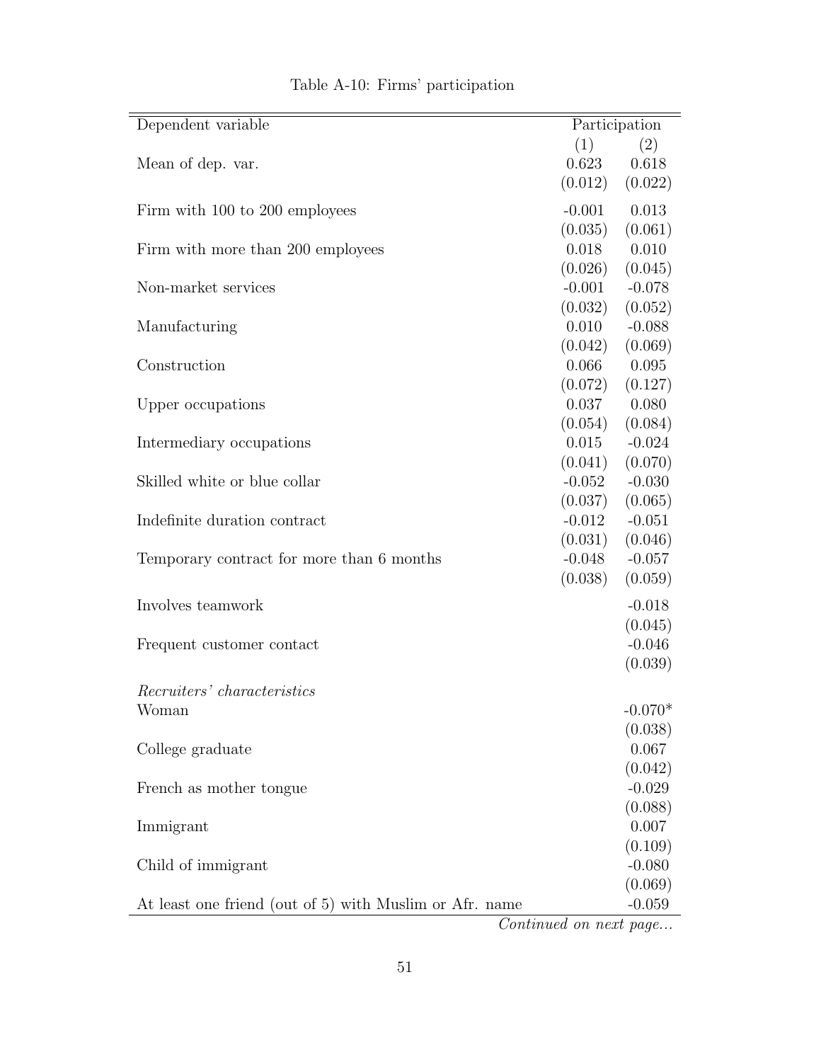Table A-10: Firms' participation

| Dependent variable | Participation | |
|---|---|---|
| | (1) | (2) |
| Mean of dep. var. | 0.623 | 0.618 |
| | (0.012) | (0.022) |
| Firm with 100 to 200 employees | -0.001 | 0.013 |
| | (0.035) | (0.061) |
| Firm with more than 200 employees | 0.018 | 0.010 |
| | (0.026) | (0.045) |
| Non-market services | -0.001 | -0.078 |
| | (0.032) | (0.052) |
| Manufacturing | 0.010 | -0.088 |
| | (0.042) | (0.069) |
| Construction | 0.066 | 0.095 |
| | (0.072) | (0.127) |
| Upper occupations | 0.037 | 0.080 |
| | (0.054) | (0.084) |
| Intermediary occupations | 0.015 | -0.024 |
| | (0.041) | (0.070) |
| Skilled white or blue collar | -0.052 | -0.030 |
| | (0.037) | (0.065) |
| Indefinite duration contract | -0.012 | -0.051 |
| | (0.031) | (0.046) |
| Temporary contract for more than 6 months | -0.048 | -0.057 |
| | (0.038) | (0.059) |
| Involves teamwork | | -0.018 |
| | | (0.045) |
| Frequent customer contact | | -0.046 |
| | | (0.039) |
| *Recruiters' characteristics* | | |
| Woman | | -0.070* |
| | | (0.038) |
| College graduate | | 0.067 |
| | | (0.042) |
| French as mother tongue | | -0.029 |
| | | (0.088) |
| Immigrant | | 0.007 |
| | | (0.109) |
| Child of immigrant | | -0.080 |
| | | (0.069) |
| At least one friend (out of 5) with Muslim or Afr. name | | -0.059 |

*Continued on next page...*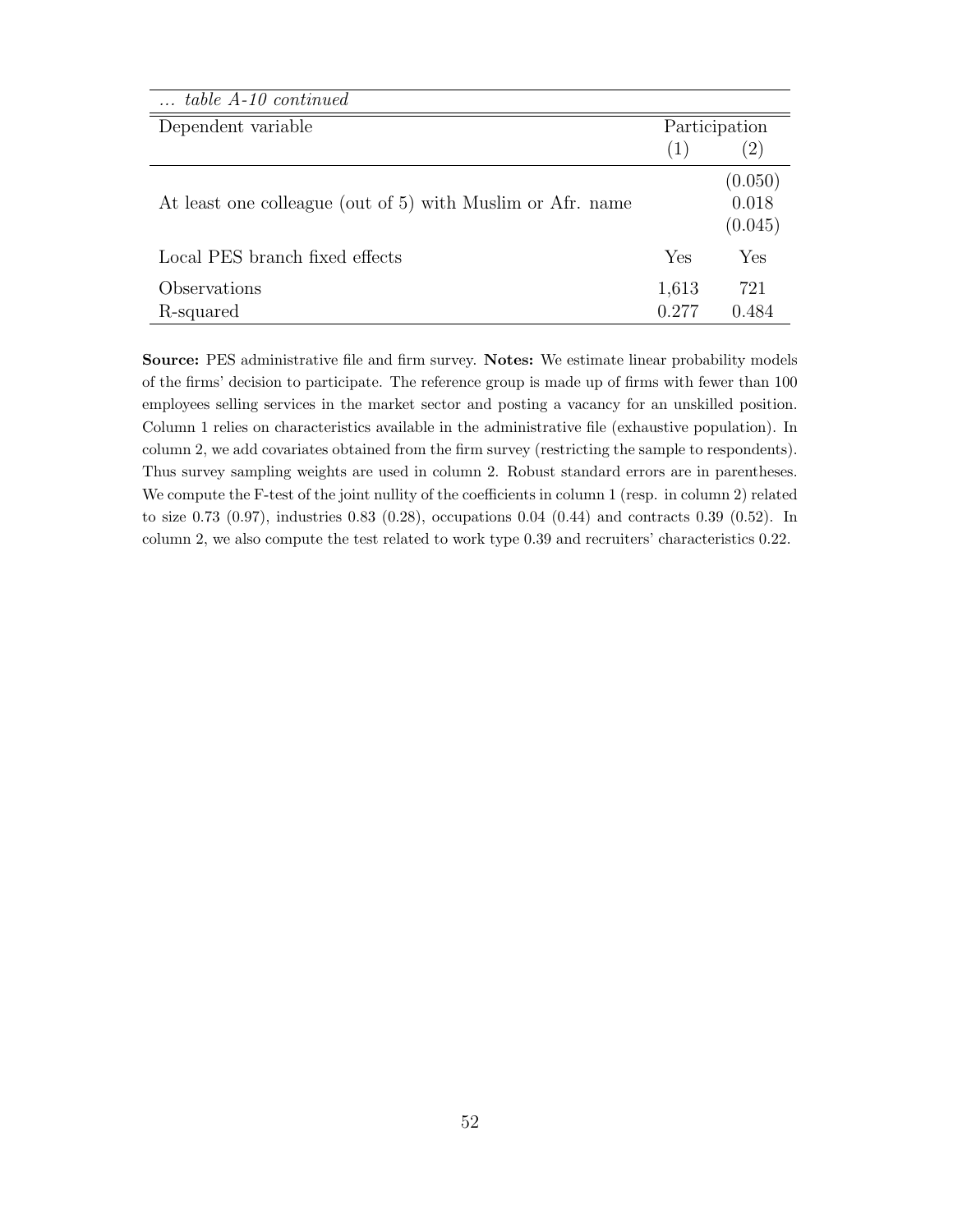| *... table A-10 continued* | | |
|---|---|---|
| Dependent variable | Participation | |
| | (1) | (2) |
| | | (0.050) |
| At least one colleague (out of 5) with Muslim or Afr. name | | 0.018 |
| | | (0.045) |
| Local PES branch fixed effects | Yes | Yes |
| Observations | 1,613 | 721 |
| R-squared | 0.277 | 0.484 |

**Source:** PES administrative file and firm survey. **Notes:** We estimate linear probability models of the firms' decision to participate. The reference group is made up of firms with fewer than 100 employees selling services in the market sector and posting a vacancy for an unskilled position. Column 1 relies on characteristics available in the administrative file (exhaustive population). In column 2, we add covariates obtained from the firm survey (restricting the sample to respondents). Thus survey sampling weights are used in column 2. Robust standard errors are in parentheses. We compute the F-test of the joint nullity of the coefficients in column 1 (resp. in column 2) related to size 0.73 (0.97), industries 0.83 (0.28), occupations 0.04 (0.44) and contracts 0.39 (0.52). In column 2, we also compute the test related to work type 0.39 and recruiters' characteristics 0.22.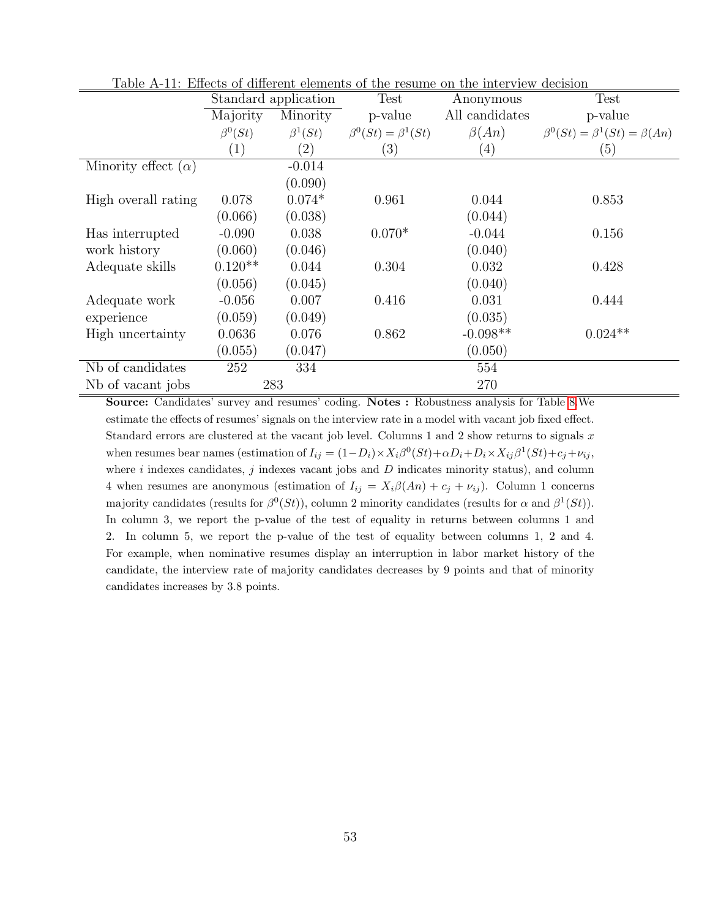Table A-11: Effects of different elements of the resume on the interview decision

| | Standard application | | Test | Anonymous | Test |
|---|---|---|---|---|---|
| | Majority | Minority | p-value | All candidates | p-value |
| | $\beta^0(St)$ | $\beta^1(St)$ | $\beta^0(St) = \beta^1(St)$ | $\beta(An)$ | $\beta^0(St) = \beta^1(St) = \beta(An)$ |
| | (1) | (2) | (3) | (4) | (5) |
| Minority effect ($\alpha$) | | -0.014 | | | |
| | | (0.090) | | | |
| High overall rating | 0.078 | 0.074* | 0.961 | 0.044 | 0.853 |
| | (0.066) | (0.038) | | (0.044) | |
| Has interrupted work history | -0.090 | 0.038 | 0.070* | -0.044 | 0.156 |
| | (0.060) | (0.046) | | (0.040) | |
| Adequate skills | 0.120** | 0.044 | 0.304 | 0.032 | 0.428 |
| | (0.056) | (0.045) | | (0.040) | |
| Adequate work experience | -0.056 | 0.007 | 0.416 | 0.031 | 0.444 |
| | (0.059) | (0.049) | | (0.035) | |
| High uncertainty | 0.0636 | 0.076 | 0.862 | -0.098** | 0.024** |
| | (0.055) | (0.047) | | (0.050) | |
| Nb of candidates | 252 | 334 | | 554 | |
| Nb of vacant jobs | 283 | | | 270 | |

**Source:** Candidates' survey and resumes' coding. **Notes :** Robustness analysis for Table 8 We estimate the effects of resumes' signals on the interview rate in a model with vacant job fixed effect. Standard errors are clustered at the vacant job level. Columns 1 and 2 show returns to signals $x$ when resumes bear names (estimation of $I_{ij} = (1-D_i) \times X_i\beta^0(St) + \alpha D_i + D_i \times X_{ij}\beta^1(St) + c_j + \nu_{ij}$, where $i$ indexes candidates, $j$ indexes vacant jobs and $D$ indicates minority status), and column 4 when resumes are anonymous (estimation of $I_{ij} = X_i\beta(An) + c_j + \nu_{ij}$). Column 1 concerns majority candidates (results for $\beta^0(St)$), column 2 minority candidates (results for $\alpha$ and $\beta^1(St)$). In column 3, we report the p-value of the test of equality in returns between columns 1 and 2. In column 5, we report the p-value of the test of equality between columns 1, 2 and 4. For example, when nominative resumes display an interruption in labor market history of the candidate, the interview rate of majority candidates decreases by 9 points and that of minority candidates increases by 3.8 points.